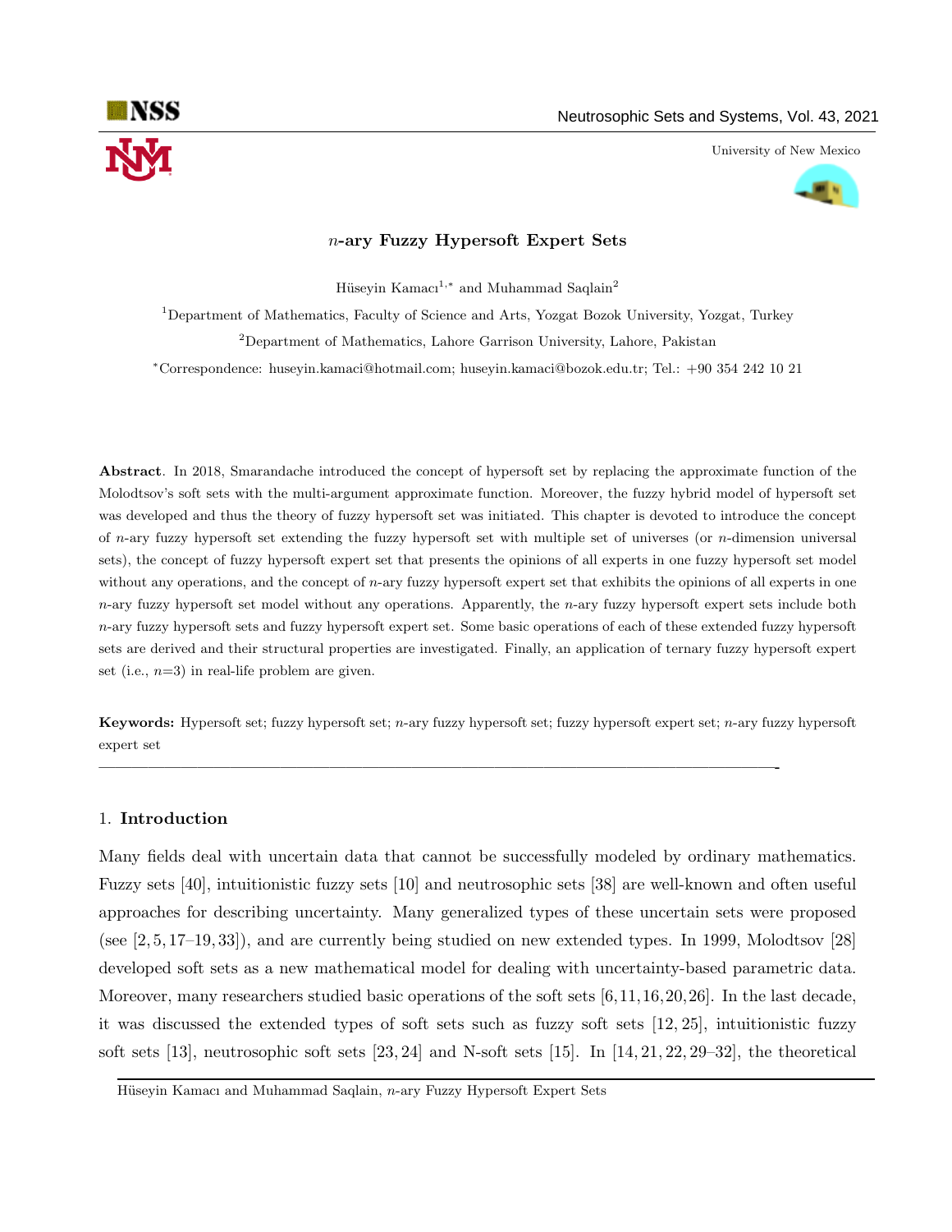# $n$-ary Fuzzy Hypersoft Expert Sets

Hüseyin Kamacı[1,*] and Muhammad Saqlain[2]

[1]Department of Mathematics, Faculty of Science and Arts, Yozgat Bozok University, Yozgat, Turkey

[2]Department of Mathematics, Lahore Garrison University, Lahore, Pakistan

[*]Correspondence: huseyin.kamaci@hotmail.com; huseyin.kamaci@bozok.edu.tr; Tel.: +90 354 242 10 21

**Abstract**. In 2018, Smarandache introduced the concept of hypersoft set by replacing the approximate function of the Molodtsov's soft sets with the multi-argument approximate function. Moreover, the fuzzy hybrid model of hypersoft set was developed and thus the theory of fuzzy hypersoft set was initiated. This chapter is devoted to introduce the concept of $n$-ary fuzzy hypersoft set extending the fuzzy hypersoft set with multiple set of universes (or $n$-dimension universal sets), the concept of fuzzy hypersoft expert set that presents the opinions of all experts in one fuzzy hypersoft set model without any operations, and the concept of $n$-ary fuzzy hypersoft expert set that exhibits the opinions of all experts in one $n$-ary fuzzy hypersoft set model without any operations. Apparently, the $n$-ary fuzzy hypersoft expert sets include both $n$-ary fuzzy hypersoft sets and fuzzy hypersoft expert set. Some basic operations of each of these extended fuzzy hypersoft sets are derived and their structural properties are investigated. Finally, an application of ternary fuzzy hypersoft expert set (i.e., $n$=3) in real-life problem are given.

**Keywords:** Hypersoft set; fuzzy hypersoft set; $n$-ary fuzzy hypersoft set; fuzzy hypersoft expert set; $n$-ary fuzzy hypersoft expert set

---

## 1. Introduction

Many fields deal with uncertain data that cannot be successfully modeled by ordinary mathematics. Fuzzy sets [40], intuitionistic fuzzy sets [10] and neutrosophic sets [38] are well-known and often useful approaches for describing uncertainty. Many generalized types of these uncertain sets were proposed (see [2, 5, 17–19, 33]), and are currently being studied on new extended types. In 1999, Molodtsov [28] developed soft sets as a new mathematical model for dealing with uncertainty-based parametric data. Moreover, many researchers studied basic operations of the soft sets [6, 11, 16, 20, 26]. In the last decade, it was discussed the extended types of soft sets such as fuzzy soft sets [12, 25], intuitionistic fuzzy soft sets [13], neutrosophic soft sets [23, 24] and N-soft sets [15]. In [14, 21, 22, 29–32], the theoretical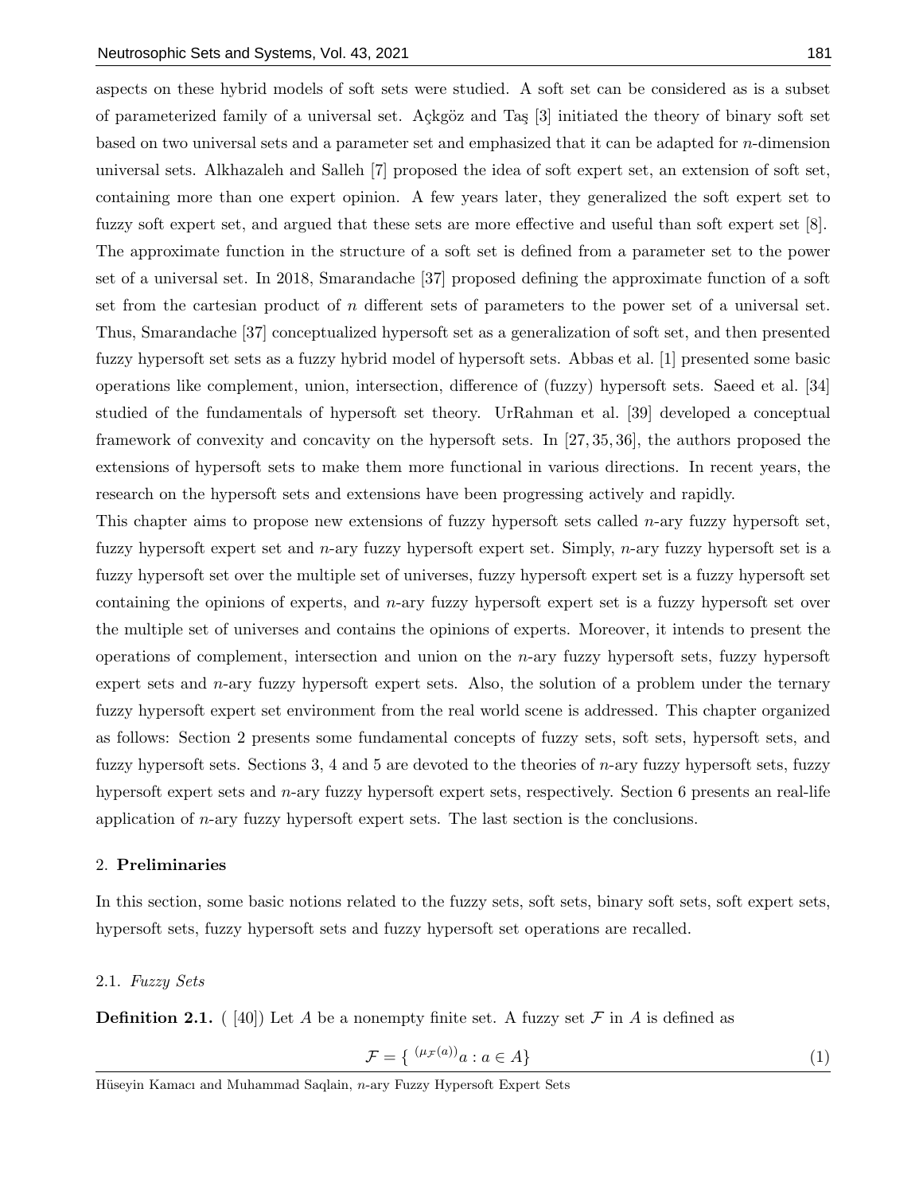aspects on these hybrid models of soft sets were studied. A soft set can be considered as is a subset of parameterized family of a universal set. Açkgöz and Taş [3] initiated the theory of binary soft set based on two universal sets and a parameter set and emphasized that it can be adapted for $n$-dimension universal sets. Alkhazaleh and Salleh [7] proposed the idea of soft expert set, an extension of soft set, containing more than one expert opinion. A few years later, they generalized the soft expert set to fuzzy soft expert set, and argued that these sets are more effective and useful than soft expert set [8]. The approximate function in the structure of a soft set is defined from a parameter set to the power set of a universal set. In 2018, Smarandache [37] proposed defining the approximate function of a soft set from the cartesian product of $n$ different sets of parameters to the power set of a universal set. Thus, Smarandache [37] conceptualized hypersoft set as a generalization of soft set, and then presented fuzzy hypersoft set sets as a fuzzy hybrid model of hypersoft sets. Abbas et al. [1] presented some basic operations like complement, union, intersection, difference of (fuzzy) hypersoft sets. Saeed et al. [34] studied of the fundamentals of hypersoft set theory. UrRahman et al. [39] developed a conceptual framework of convexity and concavity on the hypersoft sets. In [27, 35, 36], the authors proposed the extensions of hypersoft sets to make them more functional in various directions. In recent years, the research on the hypersoft sets and extensions have been progressing actively and rapidly.

This chapter aims to propose new extensions of fuzzy hypersoft sets called $n$-ary fuzzy hypersoft set, fuzzy hypersoft expert set and $n$-ary fuzzy hypersoft expert set. Simply, $n$-ary fuzzy hypersoft set is a fuzzy hypersoft set over the multiple set of universes, fuzzy hypersoft expert set is a fuzzy hypersoft set containing the opinions of experts, and $n$-ary fuzzy hypersoft expert set is a fuzzy hypersoft set over the multiple set of universes and contains the opinions of experts. Moreover, it intends to present the operations of complement, intersection and union on the $n$-ary fuzzy hypersoft sets, fuzzy hypersoft expert sets and $n$-ary fuzzy hypersoft expert sets. Also, the solution of a problem under the ternary fuzzy hypersoft expert set environment from the real world scene is addressed. This chapter organized as follows: Section 2 presents some fundamental concepts of fuzzy sets, soft sets, hypersoft sets, and fuzzy hypersoft sets. Sections 3, 4 and 5 are devoted to the theories of $n$-ary fuzzy hypersoft sets, fuzzy hypersoft expert sets and $n$-ary fuzzy hypersoft expert sets, respectively. Section 6 presents an real-life application of $n$-ary fuzzy hypersoft expert sets. The last section is the conclusions.

## 2. Preliminaries

In this section, some basic notions related to the fuzzy sets, soft sets, binary soft sets, soft expert sets, hypersoft sets, fuzzy hypersoft sets and fuzzy hypersoft set operations are recalled.

### 2.1. *Fuzzy Sets*

**Definition 2.1.** ( [40]) Let $A$ be a nonempty finite set. A fuzzy set $\mathcal{F}$ in $A$ is defined as

$$\mathcal{F} = \{ \ ^{(\mu_{\mathcal{F}}(a))}a : a \in A\} \tag{1}$$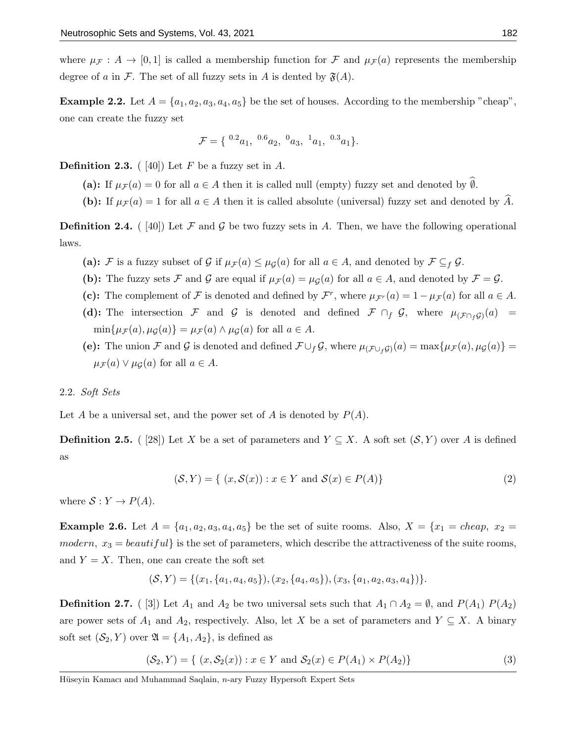where $\mu_{\mathcal{F}} : A \to [0, 1]$ is called a membership function for $\mathcal{F}$ and $\mu_{\mathcal{F}}(a)$ represents the membership degree of $a$ in $\mathcal{F}$. The set of all fuzzy sets in $A$ is dented by $\mathfrak{F}(A)$.

**Example 2.2.** Let $A = \{a_1, a_2, a_3, a_4, a_5\}$ be the set of houses. According to the membership "cheap", one can create the fuzzy set

$$\mathcal{F} = \{\ {}^{0.2}a_1,\ {}^{0.6}a_2,\ {}^{0}a_3,\ {}^{1}a_1,\ {}^{0.3}a_1\}.$$

**Definition 2.3.** ( [40]) Let $F$ be a fuzzy set in $A$.

- **(a):** If $\mu_{\mathcal{F}}(a) = 0$ for all $a \in A$ then it is called null (empty) fuzzy set and denoted by $\widehat{\emptyset}$.
- **(b):** If $\mu_{\mathcal{F}}(a) = 1$ for all $a \in A$ then it is called absolute (universal) fuzzy set and denoted by $\widehat{A}$.

**Definition 2.4.** ( [40]) Let $\mathcal{F}$ and $\mathcal{G}$ be two fuzzy sets in $A$. Then, we have the following operational laws.

- **(a):** $\mathcal{F}$ is a fuzzy subset of $\mathcal{G}$ if $\mu_{\mathcal{F}}(a) \leq \mu_{\mathcal{G}}(a)$ for all $a \in A$, and denoted by $\mathcal{F} \subseteq_f \mathcal{G}$.
- **(b):** The fuzzy sets $\mathcal{F}$ and $\mathcal{G}$ are equal if $\mu_{\mathcal{F}}(a) = \mu_{\mathcal{G}}(a)$ for all $a \in A$, and denoted by $\mathcal{F} = \mathcal{G}$.
- **(c):** The complement of $\mathcal{F}$ is denoted and defined by $\mathcal{F}^r$, where $\mu_{\mathcal{F}^r}(a) = 1 - \mu_{\mathcal{F}}(a)$ for all $a \in A$.
- **(d):** The intersection $\mathcal{F}$ and $\mathcal{G}$ is denoted and defined $\mathcal{F} \cap_f \mathcal{G}$, where $\mu_{(\mathcal{F} \cap_f \mathcal{G})}(a) = \min\{\mu_{\mathcal{F}}(a), \mu_{\mathcal{G}}(a)\} = \mu_{\mathcal{F}}(a) \wedge \mu_{\mathcal{G}}(a)$ for all $a \in A$.
- **(e):** The union $\mathcal{F}$ and $\mathcal{G}$ is denoted and defined $\mathcal{F} \cup_f \mathcal{G}$, where $\mu_{(\mathcal{F} \cup_f \mathcal{G})}(a) = \max\{\mu_{\mathcal{F}}(a), \mu_{\mathcal{G}}(a)\} = \mu_{\mathcal{F}}(a) \vee \mu_{\mathcal{G}}(a)$ for all $a \in A$.

### 2.2. *Soft Sets*

Let $A$ be a universal set, and the power set of $A$ is denoted by $P(A)$.

**Definition 2.5.** ( [28]) Let $X$ be a set of parameters and $Y \subseteq X$. A soft set $(\mathcal{S}, Y)$ over $A$ is defined as

$$(\mathcal{S}, Y) = \{\ (x, \mathcal{S}(x)) : x \in Y \text{ and } \mathcal{S}(x) \in P(A)\} \tag{2}$$

where $\mathcal{S} : Y \to P(A)$.

**Example 2.6.** Let $A = \{a_1, a_2, a_3, a_4, a_5\}$ be the set of suite rooms. Also, $X = \{x_1 = cheap,\ x_2 = modern,\ x_3 = beautiful\}$ is the set of parameters, which describe the attractiveness of the suite rooms, and $Y = X$. Then, one can create the soft set

$$(\mathcal{S}, Y) = \{(x_1, \{a_1, a_4, a_5\}), (x_2, \{a_4, a_5\}), (x_3, \{a_1, a_2, a_3, a_4\})\}.$$

**Definition 2.7.** ( [3]) Let $A_1$ and $A_2$ be two universal sets such that $A_1 \cap A_2 = \emptyset$, and $P(A_1)$ $P(A_2)$ are power sets of $A_1$ and $A_2$, respectively. Also, let $X$ be a set of parameters and $Y \subseteq X$. A binary soft set $(\mathcal{S}_2, Y)$ over $\mathfrak{A} = \{A_1, A_2\}$, is defined as

$$(\mathcal{S}_2, Y) = \{\ (x, \mathcal{S}_2(x)) : x \in Y \text{ and } \mathcal{S}_2(x) \in P(A_1) \times P(A_2)\} \tag{3}$$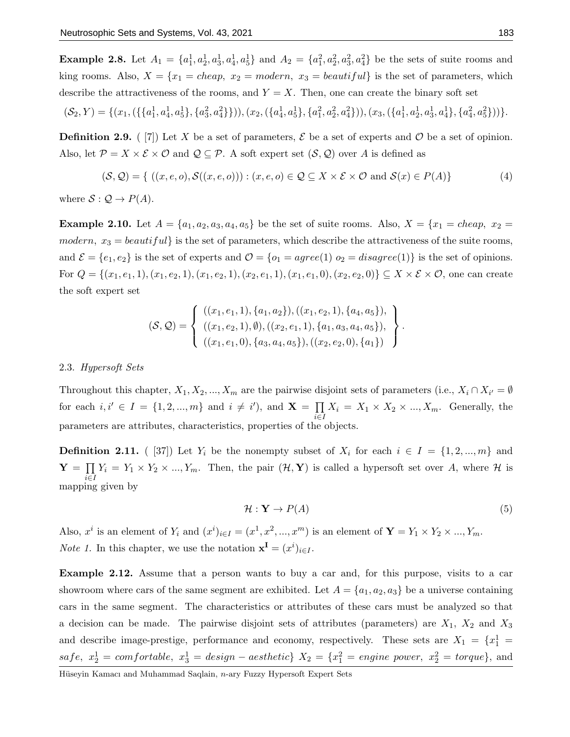**Example 2.8.** Let $A_1 = \{a_1^1, a_2^1, a_3^1, a_4^1, a_5^1\}$ and $A_2 = \{a_1^2, a_2^2, a_3^2, a_4^2\}$ be the sets of suite rooms and king rooms. Also, $X = \{x_1 = cheap,\ x_2 = modern,\ x_3 = beautiful\}$ is the set of parameters, which describe the attractiveness of the rooms, and $Y = X$. Then, one can create the binary soft set

$$(\mathcal{S}_2, Y) = \{(x_1, (\{\{a_1^1, a_4^1, a_5^1\}, \{a_3^2, a_4^2\}\})), (x_2, (\{a_4^1, a_5^1\}, \{a_1^2, a_2^2, a_4^2\})), (x_3, (\{a_1^1, a_2^1, a_3^1, a_4^1\}, \{a_4^2, a_5^2\}))\}.$$

**Definition 2.9.** ( [7]) Let $X$ be a set of parameters, $\mathcal{E}$ be a set of experts and $\mathcal{O}$ be a set of opinion. Also, let $\mathcal{P} = X \times \mathcal{E} \times \mathcal{O}$ and $\mathcal{Q} \subseteq \mathcal{P}$. A soft expert set $(\mathcal{S}, \mathcal{Q})$ over $A$ is defined as

$$(\mathcal{S}, \mathcal{Q}) = \{\ ((x, e, o), \mathcal{S}((x, e, o))) : (x, e, o) \in \mathcal{Q} \subseteq X \times \mathcal{E} \times \mathcal{O} \text{ and } \mathcal{S}(x) \in P(A)\} \tag{4}$$

where $\mathcal{S} : \mathcal{Q} \to P(A)$.

**Example 2.10.** Let $A = \{a_1, a_2, a_3, a_4, a_5\}$ be the set of suite rooms. Also, $X = \{x_1 = cheap,\ x_2 = modern,\ x_3 = beautiful\}$ is the set of parameters, which describe the attractiveness of the suite rooms, and $\mathcal{E} = \{e_1, e_2\}$ is the set of experts and $\mathcal{O} = \{o_1 = agree(1)\ o_2 = disagree(1)\}$ is the set of opinions. For $Q = \{(x_1, e_1, 1), (x_1, e_2, 1), (x_1, e_2, 1), (x_2, e_1, 1), (x_1, e_1, 0), (x_2, e_2, 0)\} \subseteq X \times \mathcal{E} \times \mathcal{O}$, one can create the soft expert set

$$(\mathcal{S}, \mathcal{Q}) = \left\{ \begin{array}{l} ((x_1, e_1, 1), \{a_1, a_2\}), ((x_1, e_2, 1), \{a_4, a_5\}), \\ ((x_1, e_2, 1), \emptyset), ((x_2, e_1, 1), \{a_1, a_3, a_4, a_5\}), \\ ((x_1, e_1, 0), \{a_3, a_4, a_5\}), ((x_2, e_2, 0), \{a_1\}) \end{array} \right\}.$$

### 2.3. *Hypersoft Sets*

Throughout this chapter, $X_1, X_2, ..., X_m$ are the pairwise disjoint sets of parameters (i.e., $X_i \cap X_{i'} = \emptyset$ for each $i, i' \in I = \{1, 2, ..., m\}$ and $i \neq i'$), and $\mathbf{X} = \prod_{i \in I} X_i = X_1 \times X_2 \times ..., X_m$. Generally, the parameters are attributes, characteristics, properties of the objects.

**Definition 2.11.** ( [37]) Let $Y_i$ be the nonempty subset of $X_i$ for each $i \in I = \{1, 2, ..., m\}$ and $\mathbf{Y} = \prod_{i \in I} Y_i = Y_1 \times Y_2 \times ..., Y_m$. Then, the pair $(\mathcal{H}, \mathbf{Y})$ is called a hypersoft set over $A$, where $\mathcal{H}$ is mapping given by

$$\mathcal{H} : \mathbf{Y} \to P(A) \tag{5}$$

Also, $x^i$ is an element of $Y_i$ and $(x^i)_{i \in I} = (x^1, x^2, ..., x^m)$ is an element of $\mathbf{Y} = Y_1 \times Y_2 \times ..., Y_m$.

*Note 1.* In this chapter, we use the notation $\mathbf{x^I} = (x^i)_{i \in I}$.

**Example 2.12.** Assume that a person wants to buy a car and, for this purpose, visits to a car showroom where cars of the same segment are exhibited. Let $A = \{a_1, a_2, a_3\}$ be a universe containing cars in the same segment. The characteristics or attributes of these cars must be analyzed so that a decision can be made. The pairwise disjoint sets of attributes (parameters) are $X_1$, $X_2$ and $X_3$ and describe image-prestige, performance and economy, respectively. These sets are $X_1 = \{x_1^1 = safe,\ x_2^1 = comfortable,\ x_3^1 = design - aesthetic\}$ $X_2 = \{x_1^2 = engine\ power,\ x_2^2 = torque\}$, and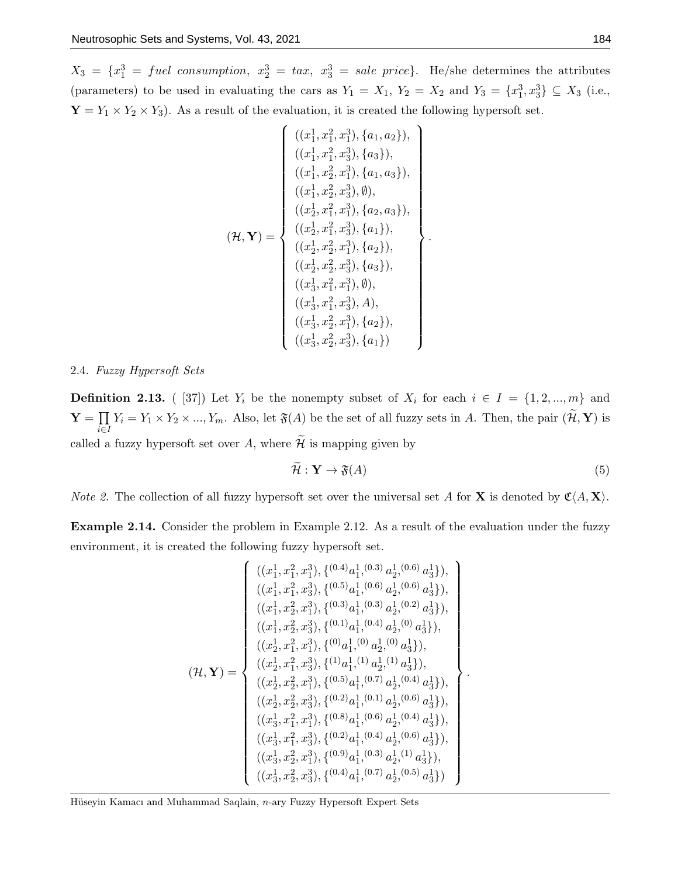$X_3 = \{x_1^3 = fuel\ consumption,\ x_2^3 = tax,\ x_3^3 = sale\ price\}$. He/she determines the attributes (parameters) to be used in evaluating the cars as $Y_1 = X_1$, $Y_2 = X_2$ and $Y_3 = \{x_1^3, x_3^3\} \subseteq X_3$ (i.e., $\mathbf{Y} = Y_1 \times Y_2 \times Y_3$). As a result of the evaluation, it is created the following hypersoft set.

$$(\mathcal{H}, \mathbf{Y}) = \left\{ \begin{array}{l} ((x_1^1, x_1^2, x_1^3), \{a_1, a_2\}), \\ ((x_1^1, x_1^2, x_3^3), \{a_3\}), \\ ((x_1^1, x_2^2, x_1^3), \{a_1, a_3\}), \\ ((x_1^1, x_2^2, x_3^3), \emptyset), \\ ((x_2^1, x_1^2, x_1^3), \{a_2, a_3\}), \\ ((x_2^1, x_1^2, x_3^3), \{a_1\}), \\ ((x_2^1, x_2^2, x_1^3), \{a_2\}), \\ ((x_2^1, x_2^2, x_3^3), \{a_3\}), \\ ((x_3^1, x_1^2, x_1^3), \emptyset), \\ ((x_3^1, x_1^2, x_3^3), A), \\ ((x_3^1, x_2^2, x_1^3), \{a_2\}), \\ ((x_3^1, x_2^2, x_3^3), \{a_1\}) \end{array} \right\}.$$

2.4. *Fuzzy Hypersoft Sets*

**Definition 2.13.** ( [37]) Let $Y_i$ be the nonempty subset of $X_i$ for each $i \in I = \{1, 2, ..., m\}$ and $\mathbf{Y} = \prod_{i \in I} Y_i = Y_1 \times Y_2 \times ..., Y_m$. Also, let $\mathfrak{F}(A)$ be the set of all fuzzy sets in $A$. Then, the pair $(\widetilde{\mathcal{H}}, \mathbf{Y})$ is called a fuzzy hypersoft set over $A$, where $\widetilde{\mathcal{H}}$ is mapping given by

$$\widetilde{\mathcal{H}} : \mathbf{Y} \to \mathfrak{F}(A) \tag{5}$$

*Note 2.* The collection of all fuzzy hypersoft set over the universal set $A$ for $\mathbf{X}$ is denoted by $\mathfrak{C}\langle A, \mathbf{X}\rangle$.

**Example 2.14.** Consider the problem in Example 2.12. As a result of the evaluation under the fuzzy environment, it is created the following fuzzy hypersoft set.

$$(\mathcal{H}, \mathbf{Y}) = \left\{ \begin{array}{l} ((x_1^1, x_1^2, x_1^3), \{^{(0.4)}a_1^1, ^{(0.3)}a_2^1, ^{(0.6)}a_3^1\}), \\ ((x_1^1, x_1^2, x_3^3), \{^{(0.5)}a_1^1, ^{(0.6)}a_2^1, ^{(0.6)}a_3^1\}), \\ ((x_1^1, x_2^2, x_1^3), \{^{(0.3)}a_1^1, ^{(0.3)}a_2^1, ^{(0.2)}a_3^1\}), \\ ((x_1^1, x_2^2, x_3^3), \{^{(0.1)}a_1^1, ^{(0.4)}a_2^1, ^{(0)}a_3^1\}), \\ ((x_2^1, x_1^2, x_1^3), \{^{(0)}a_1^1, ^{(0)}a_2^1, ^{(0)}a_3^1\}), \\ ((x_2^1, x_1^2, x_3^3), \{^{(1)}a_1^1, ^{(1)}a_2^1, ^{(1)}a_3^1\}), \\ ((x_2^1, x_2^2, x_1^3), \{^{(0.5)}a_1^1, ^{(0.7)}a_2^1, ^{(0.4)}a_3^1\}), \\ ((x_2^1, x_2^2, x_3^3), \{^{(0.2)}a_1^1, ^{(0.1)}a_2^1, ^{(0.6)}a_3^1\}), \\ ((x_3^1, x_1^2, x_1^3), \{^{(0.8)}a_1^1, ^{(0.6)}a_2^1, ^{(0.4)}a_3^1\}), \\ ((x_3^1, x_1^2, x_3^3), \{^{(0.2)}a_1^1, ^{(0.4)}a_2^1, ^{(0.6)}a_3^1\}), \\ ((x_3^1, x_2^2, x_1^3), \{^{(0.9)}a_1^1, ^{(0.3)}a_2^1, ^{(1)}a_3^1\}), \\ ((x_3^1, x_2^2, x_3^3), \{^{(0.4)}a_1^1, ^{(0.7)}a_2^1, ^{(0.5)}a_3^1\}) \end{array} \right\}.$$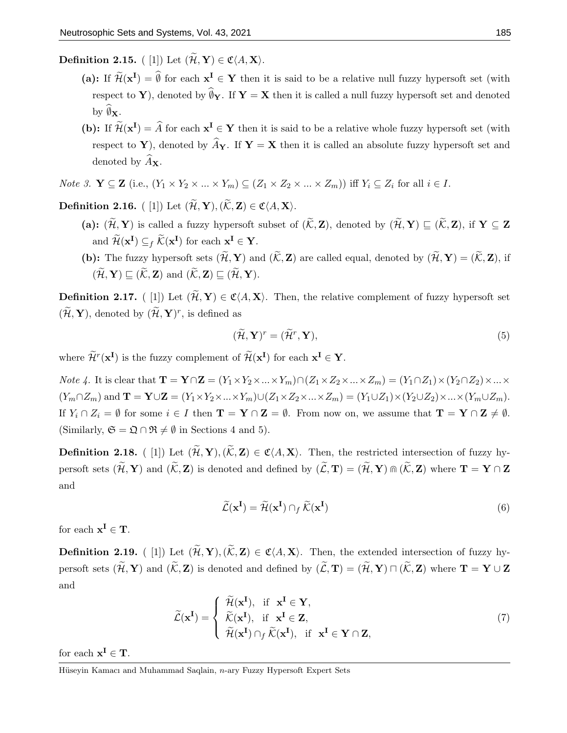**Definition 2.15.** ( [1]) Let $(\widetilde{\mathcal{H}}, \mathbf{Y}) \in \mathfrak{C}\langle A, \mathbf{X}\rangle$.

- **(a):** If $\widetilde{\mathcal{H}}(\mathbf{x}^{\mathbf{I}}) = \widehat{\emptyset}$ for each $\mathbf{x}^{\mathbf{I}} \in \mathbf{Y}$ then it is said to be a relative null fuzzy hypersoft set (with respect to $\mathbf{Y}$), denoted by $\widehat{\emptyset}_{\mathbf{Y}}$. If $\mathbf{Y} = \mathbf{X}$ then it is called a null fuzzy hypersoft set and denoted by $\widehat{\emptyset}_{\mathbf{X}}$.
- **(b):** If $\widetilde{\mathcal{H}}(\mathbf{x}^{\mathbf{I}}) = \widehat{A}$ for each $\mathbf{x}^{\mathbf{I}} \in \mathbf{Y}$ then it is said to be a relative whole fuzzy hypersoft set (with respect to $\mathbf{Y}$), denoted by $\widehat{A}_{\mathbf{Y}}$. If $\mathbf{Y} = \mathbf{X}$ then it is called an absolute fuzzy hypersoft set and denoted by $\widehat{A}_{\mathbf{X}}$.

*Note 3.* $\mathbf{Y} \subseteq \mathbf{Z}$ (i.e., $(Y_1 \times Y_2 \times ... \times Y_m) \subseteq (Z_1 \times Z_2 \times ... \times Z_m)$) iff $Y_i \subseteq Z_i$ for all $i \in I$.

**Definition 2.16.** ( [1]) Let $(\widetilde{\mathcal{H}}, \mathbf{Y}), (\widetilde{\mathcal{K}}, \mathbf{Z}) \in \mathfrak{C}\langle A, \mathbf{X}\rangle$.

- **(a):** $(\widetilde{\mathcal{H}}, \mathbf{Y})$ is called a fuzzy hypersoft subset of $(\widetilde{\mathcal{K}}, \mathbf{Z})$, denoted by $(\widetilde{\mathcal{H}}, \mathbf{Y}) \sqsubseteq (\widetilde{\mathcal{K}}, \mathbf{Z})$, if $\mathbf{Y} \subseteq \mathbf{Z}$ and $\widetilde{\mathcal{H}}(\mathbf{x}^{\mathbf{I}}) \subseteq_f \widetilde{\mathcal{K}}(\mathbf{x}^{\mathbf{I}})$ for each $\mathbf{x}^{\mathbf{I}} \in \mathbf{Y}$.
- **(b):** The fuzzy hypersoft sets $(\widetilde{\mathcal{H}}, \mathbf{Y})$ and $(\widetilde{\mathcal{K}}, \mathbf{Z})$ are called equal, denoted by $(\widetilde{\mathcal{H}}, \mathbf{Y}) = (\widetilde{\mathcal{K}}, \mathbf{Z})$, if $(\widetilde{\mathcal{H}}, \mathbf{Y}) \sqsubseteq (\widetilde{\mathcal{K}}, \mathbf{Z})$ and $(\widetilde{\mathcal{K}}, \mathbf{Z}) \sqsubseteq (\widetilde{\mathcal{H}}, \mathbf{Y})$.

**Definition 2.17.** ( [1]) Let $(\widetilde{\mathcal{H}}, \mathbf{Y}) \in \mathfrak{C}\langle A, \mathbf{X}\rangle$. Then, the relative complement of fuzzy hypersoft set $(\widetilde{\mathcal{H}}, \mathbf{Y})$, denoted by $(\widetilde{\mathcal{H}}, \mathbf{Y})^r$, is defined as

$$(\widetilde{\mathcal{H}}, \mathbf{Y})^r = (\widetilde{\mathcal{H}}^r, \mathbf{Y}), \tag{5}$$

where $\widetilde{\mathcal{H}}^r(\mathbf{x}^{\mathbf{I}})$ is the fuzzy complement of $\widetilde{\mathcal{H}}(\mathbf{x}^{\mathbf{I}})$ for each $\mathbf{x}^{\mathbf{I}} \in \mathbf{Y}$.

*Note 4.* It is clear that $\mathbf{T} = \mathbf{Y} \cap \mathbf{Z} = (Y_1 \times Y_2 \times ... \times Y_m) \cap (Z_1 \times Z_2 \times ... \times Z_m) = (Y_1 \cap Z_1) \times (Y_2 \cap Z_2) \times ... \times (Y_m \cap Z_m)$ and $\mathbf{T} = \mathbf{Y} \cup \mathbf{Z} = (Y_1 \times Y_2 \times ... \times Y_m) \cup (Z_1 \times Z_2 \times ... \times Z_m) = (Y_1 \cup Z_1) \times (Y_2 \cup Z_2) \times ... \times (Y_m \cup Z_m)$. If $Y_i \cap Z_i = \emptyset$ for some $i \in I$ then $\mathbf{T} = \mathbf{Y} \cap \mathbf{Z} = \emptyset$. From now on, we assume that $\mathbf{T} = \mathbf{Y} \cap \mathbf{Z} \neq \emptyset$. (Similarly, $\mathfrak{S} = \mathfrak{Q} \cap \mathfrak{R} \neq \emptyset$ in Sections 4 and 5).

**Definition 2.18.** ( [1]) Let $(\widetilde{\mathcal{H}}, \mathbf{Y}), (\widetilde{\mathcal{K}}, \mathbf{Z}) \in \mathfrak{C}\langle A, \mathbf{X}\rangle$. Then, the restricted intersection of fuzzy hypersoft sets $(\widetilde{\mathcal{H}}, \mathbf{Y})$ and $(\widetilde{\mathcal{K}}, \mathbf{Z})$ is denoted and defined by $(\widetilde{\mathcal{L}}, \mathbf{T}) = (\widetilde{\mathcal{H}}, \mathbf{Y}) \Cap (\widetilde{\mathcal{K}}, \mathbf{Z})$ where $\mathbf{T} = \mathbf{Y} \cap \mathbf{Z}$ and

$$\widetilde{\mathcal{L}}(\mathbf{x}^{\mathbf{I}}) = \widetilde{\mathcal{H}}(\mathbf{x}^{\mathbf{I}}) \cap_f \widetilde{\mathcal{K}}(\mathbf{x}^{\mathbf{I}}) \tag{6}$$

for each $\mathbf{x}^{\mathbf{I}} \in \mathbf{T}$.

**Definition 2.19.** ( [1]) Let $(\widetilde{\mathcal{H}}, \mathbf{Y}), (\widetilde{\mathcal{K}}, \mathbf{Z}) \in \mathfrak{C}\langle A, \mathbf{X}\rangle$. Then, the extended intersection of fuzzy hypersoft sets $(\widetilde{\mathcal{H}}, \mathbf{Y})$ and $(\widetilde{\mathcal{K}}, \mathbf{Z})$ is denoted and defined by $(\widetilde{\mathcal{L}}, \mathbf{T}) = (\widetilde{\mathcal{H}}, \mathbf{Y}) \sqcap (\widetilde{\mathcal{K}}, \mathbf{Z})$ where $\mathbf{T} = \mathbf{Y} \cup \mathbf{Z}$ and

$$\widetilde{\mathcal{L}}(\mathbf{x}^{\mathbf{I}}) = \begin{cases} \widetilde{\mathcal{H}}(\mathbf{x}^{\mathbf{I}}), & \text{if } \mathbf{x}^{\mathbf{I}} \in \mathbf{Y}, \\ \widetilde{\mathcal{K}}(\mathbf{x}^{\mathbf{I}}), & \text{if } \mathbf{x}^{\mathbf{I}} \in \mathbf{Z}, \\ \widetilde{\mathcal{H}}(\mathbf{x}^{\mathbf{I}}) \cap_f \widetilde{\mathcal{K}}(\mathbf{x}^{\mathbf{I}}), & \text{if } \mathbf{x}^{\mathbf{I}} \in \mathbf{Y} \cap \mathbf{Z}, \end{cases} \tag{7}$$

for each $\mathbf{x}^{\mathbf{I}} \in \mathbf{T}$.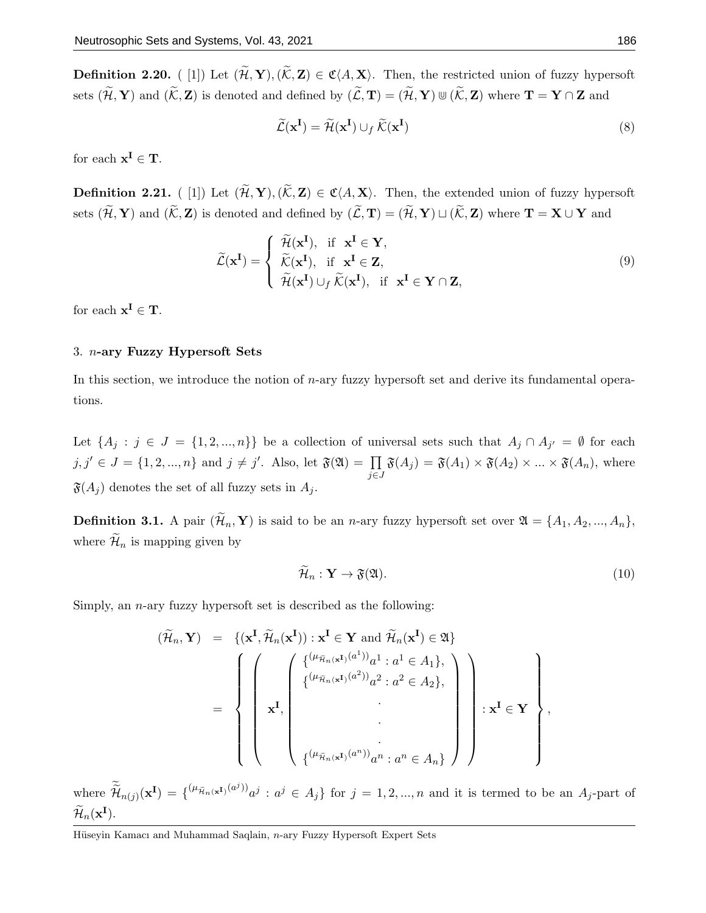**Definition 2.20.** ( [1]) Let $(\widetilde{\mathcal{H}}, \mathbf{Y}), (\widetilde{\mathcal{K}}, \mathbf{Z}) \in \mathfrak{C}\langle A, \mathbf{X}\rangle$. Then, the restricted union of fuzzy hypersoft sets $(\widetilde{\mathcal{H}}, \mathbf{Y})$ and $(\widetilde{\mathcal{K}}, \mathbf{Z})$ is denoted and defined by $(\widetilde{\mathcal{L}}, \mathbf{T}) = (\widetilde{\mathcal{H}}, \mathbf{Y}) \Cup (\widetilde{\mathcal{K}}, \mathbf{Z})$ where $\mathbf{T} = \mathbf{Y} \cap \mathbf{Z}$ and

$$\widetilde{\mathcal{L}}(\mathbf{x^I}) = \widetilde{\mathcal{H}}(\mathbf{x^I}) \cup_f \widetilde{\mathcal{K}}(\mathbf{x^I}) \tag{8}$$

for each $\mathbf{x^I} \in \mathbf{T}$.

**Definition 2.21.** ( [1]) Let $(\widetilde{\mathcal{H}}, \mathbf{Y}), (\widetilde{\mathcal{K}}, \mathbf{Z}) \in \mathfrak{C}\langle A, \mathbf{X}\rangle$. Then, the extended union of fuzzy hypersoft sets $(\widetilde{\mathcal{H}}, \mathbf{Y})$ and $(\widetilde{\mathcal{K}}, \mathbf{Z})$ is denoted and defined by $(\widetilde{\mathcal{L}}, \mathbf{T}) = (\widetilde{\mathcal{H}}, \mathbf{Y}) \sqcup (\widetilde{\mathcal{K}}, \mathbf{Z})$ where $\mathbf{T} = \mathbf{X} \cup \mathbf{Y}$ and

$$\widetilde{\mathcal{L}}(\mathbf{x^I}) = \begin{cases} \widetilde{\mathcal{H}}(\mathbf{x^I}), & \text{if } \ \mathbf{x^I} \in \mathbf{Y}, \\ \widetilde{\mathcal{K}}(\mathbf{x^I}), & \text{if } \ \mathbf{x^I} \in \mathbf{Z}, \\ \widetilde{\mathcal{H}}(\mathbf{x^I}) \cup_f \widetilde{\mathcal{K}}(\mathbf{x^I}), & \text{if } \ \mathbf{x^I} \in \mathbf{Y} \cap \mathbf{Z}, \end{cases} \tag{9}$$

for each $\mathbf{x^I} \in \mathbf{T}$.

## 3. $n$-ary Fuzzy Hypersoft Sets

In this section, we introduce the notion of $n$-ary fuzzy hypersoft set and derive its fundamental operations.

Let $\{A_j : j \in J = \{1, 2, ..., n\}\}$ be a collection of universal sets such that $A_j \cap A_{j'} = \emptyset$ for each $j, j' \in J = \{1, 2, ..., n\}$ and $j \neq j'$. Also, let $\mathfrak{F}(\mathfrak{A}) = \prod\limits_{j \in J} \mathfrak{F}(A_j) = \mathfrak{F}(A_1) \times \mathfrak{F}(A_2) \times ... \times \mathfrak{F}(A_n)$, where $\mathfrak{F}(A_j)$ denotes the set of all fuzzy sets in $A_j$.

**Definition 3.1.** A pair $(\widetilde{\mathcal{H}}_n, \mathbf{Y})$ is said to be an $n$-ary fuzzy hypersoft set over $\mathfrak{A} = \{A_1, A_2, ..., A_n\}$, where $\widetilde{\mathcal{H}}_n$ is mapping given by

$$\widetilde{\mathcal{H}}_n : \mathbf{Y} \to \mathfrak{F}(\mathfrak{A}). \tag{10}$$

Simply, an $n$-ary fuzzy hypersoft set is described as the following:

$$\begin{aligned}
(\widetilde{\mathcal{H}}_n, \mathbf{Y}) &= \{(\mathbf{x^I}, \widetilde{\mathcal{H}}_n(\mathbf{x^I})) : \mathbf{x^I} \in \mathbf{Y} \text{ and } \widetilde{\mathcal{H}}_n(\mathbf{x^I}) \in \mathfrak{A}\} \\
&= \left\{ \left( \mathbf{x^I}, \begin{pmatrix} \{^{(\mu_{\widetilde{\mathcal{H}}_n(\mathbf{x^I})}(a^1))}a^1 : a^1 \in A_1\}, \\ \{^{(\mu_{\widetilde{\mathcal{H}}_n(\mathbf{x^I})}(a^2))}a^2 : a^2 \in A_2\}, \\ . \\ . \\ . \\ \{^{(\mu_{\widetilde{\mathcal{H}}_n(\mathbf{x^I})}(a^n))}a^n : a^n \in A_n\} \end{pmatrix} \right) : \mathbf{x^I} \in \mathbf{Y} \right\},
\end{aligned}$$

where $\widetilde{\widetilde{\mathcal{H}}}_{n(j)}(\mathbf{x^I}) = \{^{(\mu_{\widetilde{\mathcal{H}}_n(\mathbf{x^I})}(a^j))}a^j : a^j \in A_j\}$ for $j = 1, 2, ..., n$ and it is termed to be an $A_j$-part of $\widetilde{\mathcal{H}}_n(\mathbf{x^I})$.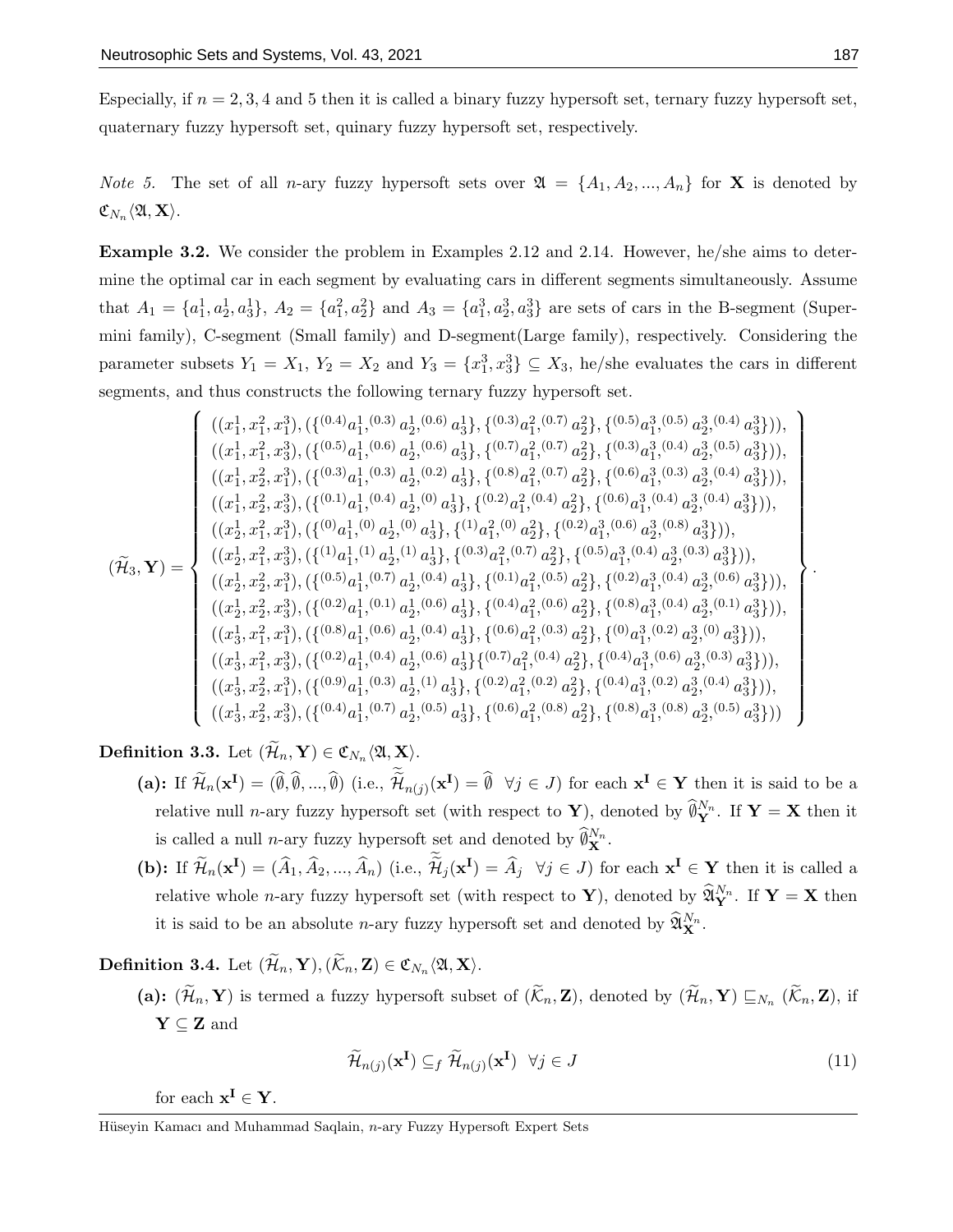Especially, if $n = 2, 3, 4$ and $5$ then it is called a binary fuzzy hypersoft set, ternary fuzzy hypersoft set, quaternary fuzzy hypersoft set, quinary fuzzy hypersoft set, respectively.

*Note 5.* The set of all $n$-ary fuzzy hypersoft sets over $\mathfrak{A} = \{A_1, A_2, ..., A_n\}$ for $\mathbf{X}$ is denoted by $\mathfrak{C}_{N_n}\langle\mathfrak{A}, \mathbf{X}\rangle$.

**Example 3.2.** We consider the problem in Examples 2.12 and 2.14. However, he/she aims to determine the optimal car in each segment by evaluating cars in different segments simultaneously. Assume that $A_1 = \{a_1^1, a_2^1, a_3^1\}$, $A_2 = \{a_1^2, a_2^2\}$ and $A_3 = \{a_1^3, a_2^3, a_3^3\}$ are sets of cars in the B-segment (Supermini family), C-segment (Small family) and D-segment(Large family), respectively. Considering the parameter subsets $Y_1 = X_1$, $Y_2 = X_2$ and $Y_3 = \{x_1^3, x_3^3\} \subseteq X_3$, he/she evaluates the cars in different segments, and thus constructs the following ternary fuzzy hypersoft set.

$$
(\widetilde{\mathcal{H}}_3, \mathbf{Y}) = \left\{
\begin{array}{l}
((x_1^1, x_1^2, x_1^3), (\{^{(0.4)}a_1^1, ^{(0.3)}a_2^1, ^{(0.6)}a_3^1\}, \{^{(0.3)}a_1^2, ^{(0.7)}a_2^2\}, \{^{(0.5)}a_1^3, ^{(0.5)}a_2^3, ^{(0.4)}a_3^3\})), \\
((x_1^1, x_1^2, x_3^3), (\{^{(0.5)}a_1^1, ^{(0.6)}a_2^1, ^{(0.6)}a_3^1\}, \{^{(0.7)}a_1^2, ^{(0.7)}a_2^2\}, \{^{(0.3)}a_1^3, ^{(0.4)}a_2^3, ^{(0.5)}a_3^3\})), \\
((x_1^1, x_2^2, x_1^3), (\{^{(0.3)}a_1^1, ^{(0.3)}a_2^1, ^{(0.2)}a_3^1\}, \{^{(0.8)}a_1^2, ^{(0.7)}a_2^2\}, \{^{(0.6)}a_1^3, ^{(0.3)}a_2^3, ^{(0.4)}a_3^3\})), \\
((x_1^1, x_2^2, x_3^3), (\{^{(0.1)}a_1^1, ^{(0.4)}a_2^1, ^{(0)}a_3^1\}, \{^{(0.2)}a_1^2, ^{(0.4)}a_2^2\}, \{^{(0.6)}a_1^3, ^{(0.4)}a_2^3, ^{(0.4)}a_3^3\})), \\
((x_2^1, x_1^2, x_1^3), (\{^{(0)}a_1^1, ^{(0)}a_2^1, ^{(0)}a_3^1\}, \{^{(1)}a_1^2, ^{(0)}a_2^2\}, \{^{(0.2)}a_1^3, ^{(0.6)}a_2^3, ^{(0.8)}a_3^3\})), \\
((x_2^1, x_1^2, x_3^3), (\{^{(1)}a_1^1, ^{(1)}a_2^1, ^{(1)}a_3^1\}, \{^{(0.3)}a_1^2, ^{(0.7)}a_2^2\}, \{^{(0.5)}a_1^3, ^{(0.4)}a_2^3, ^{(0.3)}a_3^3\})), \\
((x_2^1, x_2^2, x_1^3), (\{^{(0.5)}a_1^1, ^{(0.7)}a_2^1, ^{(0.4)}a_3^1\}, \{^{(0.1)}a_1^2, ^{(0.5)}a_2^2\}, \{^{(0.2)}a_1^3, ^{(0.4)}a_2^3, ^{(0.6)}a_3^3\})), \\
((x_2^1, x_2^2, x_3^3), (\{^{(0.2)}a_1^1, ^{(0.1)}a_2^1, ^{(0.6)}a_3^1\}, \{^{(0.4)}a_1^2, ^{(0.6)}a_2^2\}, \{^{(0.8)}a_1^3, ^{(0.4)}a_2^3, ^{(0.1)}a_3^3\})), \\
((x_3^1, x_1^2, x_1^3), (\{^{(0.8)}a_1^1, ^{(0.6)}a_2^1, ^{(0.4)}a_3^1\}, \{^{(0.6)}a_1^2, ^{(0.3)}a_2^2\}, \{^{(0)}a_1^3, ^{(0.2)}a_2^3, ^{(0)}a_3^3\})), \\
((x_3^1, x_1^2, x_3^3), (\{^{(0.2)}a_1^1, ^{(0.4)}a_2^1, ^{(0.6)}a_3^1\}\{^{(0.7)}a_1^2, ^{(0.4)}a_2^2\}, \{^{(0.4)}a_1^3, ^{(0.6)}a_2^3, ^{(0.3)}a_3^3\})), \\
((x_3^1, x_2^2, x_1^3), (\{^{(0.9)}a_1^1, ^{(0.3)}a_2^1, ^{(1)}a_3^1\}, \{^{(0.2)}a_1^2, ^{(0.2)}a_2^2\}, \{^{(0.4)}a_1^3, ^{(0.2)}a_2^3, ^{(0.4)}a_3^3\})), \\
((x_3^1, x_2^2, x_3^3), (\{^{(0.4)}a_1^1, ^{(0.7)}a_2^1, ^{(0.5)}a_3^1\}, \{^{(0.6)}a_1^2, ^{(0.8)}a_2^2\}, \{^{(0.8)}a_1^3, ^{(0.8)}a_2^3, ^{(0.5)}a_3^3\}))
\end{array}
\right\}.
$$

**Definition 3.3.** Let $(\widetilde{\mathcal{H}}_n, \mathbf{Y}) \in \mathfrak{C}_{N_n}\langle\mathfrak{A}, \mathbf{X}\rangle$.

**(a):** If $\widetilde{\mathcal{H}}_n(\mathbf{x^I}) = (\widehat{\emptyset}, \widehat{\emptyset}, ..., \widehat{\emptyset})$ (i.e., $\widetilde{\widetilde{\mathcal{H}}}_{n(j)}(\mathbf{x^I}) = \widehat{\emptyset} \;\; \forall j \in J$) for each $\mathbf{x^I} \in \mathbf{Y}$ then it is said to be a relative null $n$-ary fuzzy hypersoft set (with respect to $\mathbf{Y}$), denoted by $\widehat{\emptyset}_{\mathbf{Y}}^{N_n}$. If $\mathbf{Y} = \mathbf{X}$ then it is called a null $n$-ary fuzzy hypersoft set and denoted by $\widehat{\emptyset}_{\mathbf{X}}^{N_n}$.

**(b):** If $\widetilde{\mathcal{H}}_n(\mathbf{x^I}) = (\widehat{A}_1, \widehat{A}_2, ..., \widehat{A}_n)$ (i.e., $\widetilde{\widetilde{\mathcal{H}}}_j(\mathbf{x^I}) = \widehat{A}_j \;\; \forall j \in J$) for each $\mathbf{x^I} \in \mathbf{Y}$ then it is called a relative whole $n$-ary fuzzy hypersoft set (with respect to $\mathbf{Y}$), denoted by $\widehat{\mathfrak{A}}_{\mathbf{Y}}^{N_n}$. If $\mathbf{Y} = \mathbf{X}$ then it is said to be an absolute $n$-ary fuzzy hypersoft set and denoted by $\widehat{\mathfrak{A}}_{\mathbf{X}}^{N_n}$.

**Definition 3.4.** Let $(\widetilde{\mathcal{H}}_n, \mathbf{Y}), (\widetilde{\mathcal{K}}_n, \mathbf{Z}) \in \mathfrak{C}_{N_n}\langle\mathfrak{A}, \mathbf{X}\rangle$.

**(a):** $(\widetilde{\mathcal{H}}_n, \mathbf{Y})$ is termed a fuzzy hypersoft subset of $(\widetilde{\mathcal{K}}_n, \mathbf{Z})$, denoted by $(\widetilde{\mathcal{H}}_n, \mathbf{Y}) \sqsubseteq_{N_n} (\widetilde{\mathcal{K}}_n, \mathbf{Z})$, if $\mathbf{Y} \subseteq \mathbf{Z}$ and

$$
\widetilde{\mathcal{H}}_{n(j)}(\mathbf{x^I}) \subseteq_f \widetilde{\mathcal{H}}_{n(j)}(\mathbf{x^I}) \;\; \forall j \in J \tag{11}
$$

for each $\mathbf{x^I} \in \mathbf{Y}$.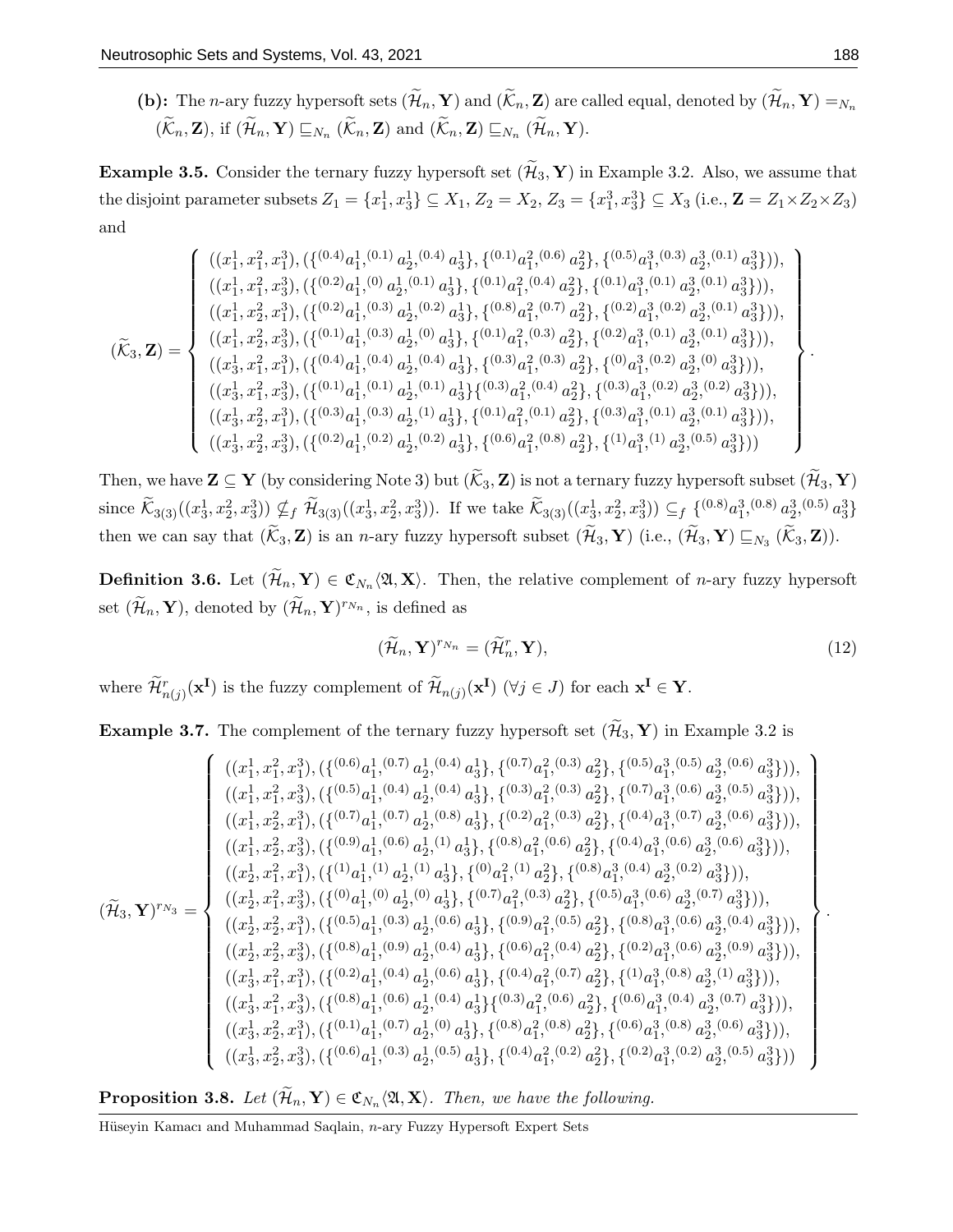**(b):** The $n$-ary fuzzy hypersoft sets $(\widetilde{\mathcal{H}}_n, \mathbf{Y})$ and $(\widetilde{\mathcal{K}}_n, \mathbf{Z})$ are called equal, denoted by $(\widetilde{\mathcal{H}}_n, \mathbf{Y}) =_{N_n} (\widetilde{\mathcal{K}}_n, \mathbf{Z})$, if $(\widetilde{\mathcal{H}}_n, \mathbf{Y}) \sqsubseteq_{N_n} (\widetilde{\mathcal{K}}_n, \mathbf{Z})$ and $(\widetilde{\mathcal{K}}_n, \mathbf{Z}) \sqsubseteq_{N_n} (\widetilde{\mathcal{H}}_n, \mathbf{Y})$.

**Example 3.5.** Consider the ternary fuzzy hypersoft set $(\widetilde{\mathcal{H}}_3, \mathbf{Y})$ in Example 3.2. Also, we assume that the disjoint parameter subsets $Z_1 = \{x_1^1, x_3^1\} \subseteq X_1$, $Z_2 = X_2$, $Z_3 = \{x_1^3, x_3^3\} \subseteq X_3$ (i.e., $\mathbf{Z} = Z_1 \times Z_2 \times Z_3$) and

$$
(\widetilde{\mathcal{K}}_3, \mathbf{Z}) = \left\{ \begin{array}{l}
((x_1^1, x_1^2, x_1^3), (\{^{(0.4)}a_1^1, ^{(0.1)}a_2^1, ^{(0.4)}a_3^1\}, \{^{(0.1)}a_1^2, ^{(0.6)}a_2^2\}, \{^{(0.5)}a_1^3, ^{(0.3)}a_2^3, ^{(0.1)}a_3^3\})), \\
((x_1^1, x_1^2, x_3^3), (\{^{(0.2)}a_1^1, ^{(0)}a_2^1, ^{(0.1)}a_3^1\}, \{^{(0.1)}a_1^2, ^{(0.4)}a_2^2\}, \{^{(0.1)}a_1^3, ^{(0.1)}a_2^3, ^{(0.1)}a_3^3\})), \\
((x_1^1, x_2^2, x_1^3), (\{^{(0.2)}a_1^1, ^{(0.3)}a_2^1, ^{(0.2)}a_3^1\}, \{^{(0.8)}a_1^2, ^{(0.7)}a_2^2\}, \{^{(0.2)}a_1^3, ^{(0.2)}a_2^3, ^{(0.1)}a_3^3\})), \\
((x_1^1, x_2^2, x_3^3), (\{^{(0.1)}a_1^1, ^{(0.3)}a_2^1, ^{(0)}a_3^1\}, \{^{(0.1)}a_1^2, ^{(0.3)}a_2^2\}, \{^{(0.2)}a_1^3, ^{(0.1)}a_2^3, ^{(0.1)}a_3^3\})), \\
((x_3^1, x_1^2, x_1^3), (\{^{(0.4)}a_1^1, ^{(0.4)}a_2^1, ^{(0.4)}a_3^1\}, \{^{(0.3)}a_1^2, ^{(0.3)}a_2^2\}, \{^{(0)}a_1^3, ^{(0.2)}a_2^3, ^{(0)}a_3^3\})), \\
((x_3^1, x_1^2, x_3^3), (\{^{(0.1)}a_1^1, ^{(0.1)}a_2^1, ^{(0.1)}a_3^1\}\{^{(0.3)}a_1^2, ^{(0.4)}a_2^2\}, \{^{(0.3)}a_1^3, ^{(0.2)}a_2^3, ^{(0.2)}a_3^3\})), \\
((x_3^1, x_2^2, x_1^3), (\{^{(0.3)}a_1^1, ^{(0.3)}a_2^1, ^{(1)}a_3^1\}, \{^{(0.1)}a_1^2, ^{(0.1)}a_2^2\}, \{^{(0.3)}a_1^3, ^{(0.1)}a_2^3, ^{(0.1)}a_3^3\})), \\
((x_3^1, x_2^2, x_3^3), (\{^{(0.2)}a_1^1, ^{(0.2)}a_2^1, ^{(0.2)}a_3^1\}, \{^{(0.6)}a_1^2, ^{(0.8)}a_2^2\}, \{^{(1)}a_1^3, ^{(1)}a_2^3, ^{(0.5)}a_3^3\}))
\end{array} \right\}.
$$

Then, we have $\mathbf{Z} \subseteq \mathbf{Y}$ (by considering Note 3) but $(\widetilde{\mathcal{K}}_3, \mathbf{Z})$ is not a ternary fuzzy hypersoft subset $(\widetilde{\mathcal{H}}_3, \mathbf{Y})$ since $\widetilde{\mathcal{K}}_{3(3)}((x_3^1, x_2^2, x_3^3)) \nsubseteq_f \widetilde{\mathcal{H}}_{3(3)}((x_3^1, x_2^2, x_3^3))$. If we take $\widetilde{\mathcal{K}}_{3(3)}((x_3^1, x_2^2, x_3^3)) \subseteq_f \{^{(0.8)}a_1^3, ^{(0.8)}a_2^3, ^{(0.5)}a_3^3\}$ then we can say that $(\widetilde{\mathcal{K}}_3, \mathbf{Z})$ is an $n$-ary fuzzy hypersoft subset $(\widetilde{\mathcal{H}}_3, \mathbf{Y})$ (i.e., $(\widetilde{\mathcal{H}}_3, \mathbf{Y}) \sqsubseteq_{N_3} (\widetilde{\mathcal{K}}_3, \mathbf{Z})$).

**Definition 3.6.** Let $(\widetilde{\mathcal{H}}_n, \mathbf{Y}) \in \mathfrak{C}_{N_n}\langle \mathfrak{A}, \mathbf{X} \rangle$. Then, the relative complement of $n$-ary fuzzy hypersoft set $(\widetilde{\mathcal{H}}_n, \mathbf{Y})$, denoted by $(\widetilde{\mathcal{H}}_n, \mathbf{Y})^{r_{N_n}}$, is defined as

$$
(\widetilde{\mathcal{H}}_n, \mathbf{Y})^{r_{N_n}} = (\widetilde{\mathcal{H}}_n^r, \mathbf{Y}), \tag{12}
$$

where $\widetilde{\mathcal{H}}_{n(j)}^r(\mathbf{x^I})$ is the fuzzy complement of $\widetilde{\mathcal{H}}_{n(j)}(\mathbf{x^I})$ $(\forall j \in J)$ for each $\mathbf{x^I} \in \mathbf{Y}$.

**Example 3.7.** The complement of the ternary fuzzy hypersoft set $(\widetilde{\mathcal{H}}_3, \mathbf{Y})$ in Example 3.2 is

$$
(\widetilde{\mathcal{H}}_3, \mathbf{Y})^{r_{N_3}} = \left\{ \begin{array}{l}
((x_1^1, x_1^2, x_1^3), (\{^{(0.6)}a_1^1, ^{(0.7)}a_2^1, ^{(0.4)}a_3^1\}, \{^{(0.7)}a_1^2, ^{(0.3)}a_2^2\}, \{^{(0.5)}a_1^3, ^{(0.5)}a_2^3, ^{(0.6)}a_3^3\})), \\
((x_1^1, x_1^2, x_3^3), (\{^{(0.5)}a_1^1, ^{(0.4)}a_2^1, ^{(0.4)}a_3^1\}, \{^{(0.3)}a_1^2, ^{(0.3)}a_2^2\}, \{^{(0.7)}a_1^3, ^{(0.6)}a_2^3, ^{(0.5)}a_3^3\})), \\
((x_1^1, x_2^2, x_1^3), (\{^{(0.7)}a_1^1, ^{(0.7)}a_2^1, ^{(0.8)}a_3^1\}, \{^{(0.2)}a_1^2, ^{(0.3)}a_2^2\}, \{^{(0.4)}a_1^3, ^{(0.7)}a_2^3, ^{(0.6)}a_3^3\})), \\
((x_1^1, x_2^2, x_3^3), (\{^{(0.9)}a_1^1, ^{(0.6)}a_2^1, ^{(1)}a_3^1\}, \{^{(0.8)}a_1^2, ^{(0.6)}a_2^2\}, \{^{(0.4)}a_1^3, ^{(0.6)}a_2^3, ^{(0.6)}a_3^3\})), \\
((x_2^1, x_1^2, x_1^3), (\{^{(1)}a_1^1, ^{(1)}a_2^1, ^{(1)}a_3^1\}, \{^{(0)}a_1^2, ^{(1)}a_2^2\}, \{^{(0.8)}a_1^3, ^{(0.4)}a_2^3, ^{(0.2)}a_3^3\})), \\
((x_2^1, x_1^2, x_3^3), (\{^{(0)}a_1^1, ^{(0)}a_2^1, ^{(0)}a_3^1\}, \{^{(0.7)}a_1^2, ^{(0.3)}a_2^2\}, \{^{(0.5)}a_1^3, ^{(0.6)}a_2^3, ^{(0.7)}a_3^3\})), \\
((x_2^1, x_2^2, x_1^3), (\{^{(0.5)}a_1^1, ^{(0.3)}a_2^1, ^{(0.6)}a_3^1\}, \{^{(0.9)}a_1^2, ^{(0.5)}a_2^2\}, \{^{(0.8)}a_1^3, ^{(0.6)}a_2^3, ^{(0.4)}a_3^3\})), \\
((x_2^1, x_2^2, x_3^3), (\{^{(0.8)}a_1^1, ^{(0.9)}a_2^1, ^{(0.4)}a_3^1\}, \{^{(0.6)}a_1^2, ^{(0.4)}a_2^2\}, \{^{(0.2)}a_1^3, ^{(0.6)}a_2^3, ^{(0.9)}a_3^3\})), \\
((x_3^1, x_1^2, x_1^3), (\{^{(0.2)}a_1^1, ^{(0.4)}a_2^1, ^{(0.6)}a_3^1\}, \{^{(0.4)}a_1^2, ^{(0.7)}a_2^2\}, \{^{(1)}a_1^3, ^{(0.8)}a_2^3, ^{(1)}a_3^3\})), \\
((x_3^1, x_1^2, x_3^3), (\{^{(0.8)}a_1^1, ^{(0.6)}a_2^1, ^{(0.4)}a_3^1\}\{^{(0.3)}a_1^2, ^{(0.6)}a_2^2\}, \{^{(0.6)}a_1^3, ^{(0.4)}a_2^3, ^{(0.7)}a_3^3\})), \\
((x_3^1, x_2^2, x_1^3), (\{^{(0.1)}a_1^1, ^{(0.7)}a_2^1, ^{(0)}a_3^1\}, \{^{(0.8)}a_1^2, ^{(0.8)}a_2^2\}, \{^{(0.6)}a_1^3, ^{(0.8)}a_2^3, ^{(0.6)}a_3^3\})), \\
((x_3^1, x_2^2, x_3^3), (\{^{(0.6)}a_1^1, ^{(0.3)}a_2^1, ^{(0.5)}a_3^1\}, \{^{(0.4)}a_1^2, ^{(0.2)}a_2^2\}, \{^{(0.2)}a_1^3, ^{(0.2)}a_2^3, ^{(0.5)}a_3^3\}))
\end{array} \right\}.
$$

**Proposition 3.8.** *Let $(\widetilde{\mathcal{H}}_n, \mathbf{Y}) \in \mathfrak{C}_{N_n}\langle \mathfrak{A}, \mathbf{X} \rangle$. Then, we have the following.*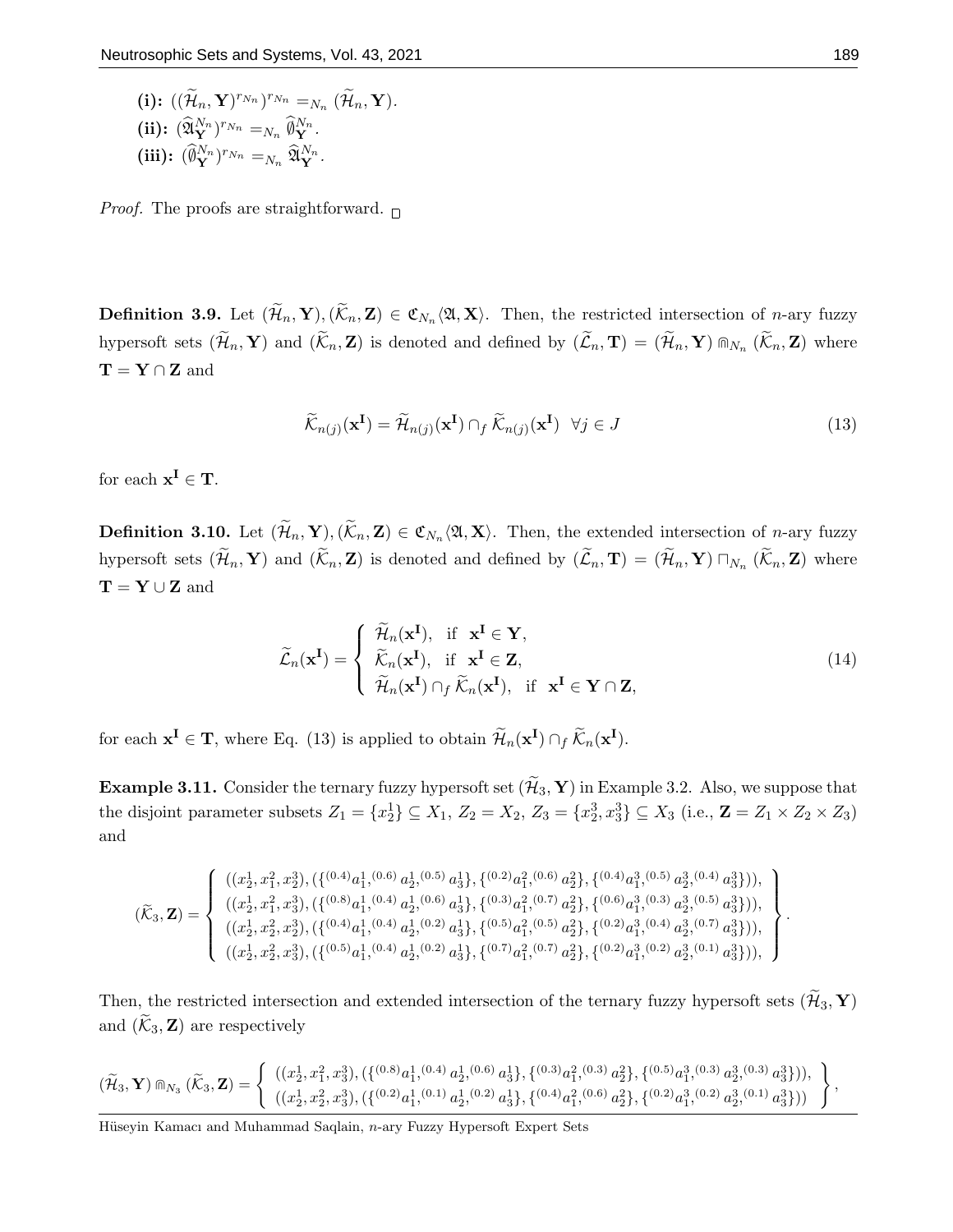**(i):** $((\widetilde{\mathcal{H}}_n, \mathbf{Y})^{r_{N_n}})^{r_{N_n}} =_{N_n} (\widetilde{\mathcal{H}}_n, \mathbf{Y})$.
**(ii):** $(\widehat{\mathfrak{A}}^{N_n}_{\mathbf{Y}})^{r_{N_n}} =_{N_n} \widehat{\emptyset}^{N_n}_{\mathbf{Y}}$.
**(iii):** $(\widehat{\emptyset}^{N_n}_{\mathbf{Y}})^{r_{N_n}} =_{N_n} \widehat{\mathfrak{A}}^{N_n}_{\mathbf{Y}}$.

*Proof.* The proofs are straightforward. □

**Definition 3.9.** Let $(\widetilde{\mathcal{H}}_n, \mathbf{Y}), (\widetilde{\mathcal{K}}_n, \mathbf{Z}) \in \mathfrak{C}_{N_n}\langle \mathfrak{A}, \mathbf{X}\rangle$. Then, the restricted intersection of $n$-ary fuzzy hypersoft sets $(\widetilde{\mathcal{H}}_n, \mathbf{Y})$ and $(\widetilde{\mathcal{K}}_n, \mathbf{Z})$ is denoted and defined by $(\widetilde{\mathcal{L}}_n, \mathbf{T}) = (\widetilde{\mathcal{H}}_n, \mathbf{Y}) \Cap_{N_n} (\widetilde{\mathcal{K}}_n, \mathbf{Z})$ where $\mathbf{T} = \mathbf{Y} \cap \mathbf{Z}$ and

$$\widetilde{\mathcal{K}}_{n(j)}(\mathbf{x^I}) = \widetilde{\mathcal{H}}_{n(j)}(\mathbf{x^I}) \cap_f \widetilde{\mathcal{K}}_{n(j)}(\mathbf{x^I}) \quad \forall j \in J \tag{13}$$

for each $\mathbf{x^I} \in \mathbf{T}$.

**Definition 3.10.** Let $(\widetilde{\mathcal{H}}_n, \mathbf{Y}), (\widetilde{\mathcal{K}}_n, \mathbf{Z}) \in \mathfrak{C}_{N_n}\langle \mathfrak{A}, \mathbf{X}\rangle$. Then, the extended intersection of $n$-ary fuzzy hypersoft sets $(\widetilde{\mathcal{H}}_n, \mathbf{Y})$ and $(\widetilde{\mathcal{K}}_n, \mathbf{Z})$ is denoted and defined by $(\widetilde{\mathcal{L}}_n, \mathbf{T}) = (\widetilde{\mathcal{H}}_n, \mathbf{Y}) \sqcap_{N_n} (\widetilde{\mathcal{K}}_n, \mathbf{Z})$ where $\mathbf{T} = \mathbf{Y} \cup \mathbf{Z}$ and

$$\widetilde{\mathcal{L}}_n(\mathbf{x^I}) = \begin{cases} \widetilde{\mathcal{H}}_n(\mathbf{x^I}), & \text{if } \ \mathbf{x^I} \in \mathbf{Y}, \\ \widetilde{\mathcal{K}}_n(\mathbf{x^I}), & \text{if } \ \mathbf{x^I} \in \mathbf{Z}, \\ \widetilde{\mathcal{H}}_n(\mathbf{x^I}) \cap_f \widetilde{\mathcal{K}}_n(\mathbf{x^I}), & \text{if } \ \mathbf{x^I} \in \mathbf{Y} \cap \mathbf{Z}, \end{cases} \tag{14}$$

for each $\mathbf{x^I} \in \mathbf{T}$, where Eq. (13) is applied to obtain $\widetilde{\mathcal{H}}_n(\mathbf{x^I}) \cap_f \widetilde{\mathcal{K}}_n(\mathbf{x^I})$.

**Example 3.11.** Consider the ternary fuzzy hypersoft set $(\widetilde{\mathcal{H}}_3, \mathbf{Y})$ in Example 3.2. Also, we suppose that the disjoint parameter subsets $Z_1 = \{x^1_2\} \subseteq X_1$, $Z_2 = X_2$, $Z_3 = \{x^3_2, x^3_3\} \subseteq X_3$ (i.e., $\mathbf{Z} = Z_1 \times Z_2 \times Z_3$) and

$$(\widetilde{\mathcal{K}}_3, \mathbf{Z}) = \left\{ \begin{array}{l} ((x^1_2, x^2_1, x^3_2), (\{^{(0.4)}a^1_1, ^{(0.6)}a^1_2, ^{(0.5)}a^1_3\}, \{^{(0.2)}a^2_1, ^{(0.6)}a^2_2\}, \{^{(0.4)}a^3_1, ^{(0.5)}a^3_2, ^{(0.4)}a^3_3\})), \\ ((x^1_2, x^2_1, x^3_3), (\{^{(0.8)}a^1_1, ^{(0.4)}a^1_2, ^{(0.6)}a^1_3\}, \{^{(0.3)}a^2_1, ^{(0.7)}a^2_2\}, \{^{(0.6)}a^3_1, ^{(0.3)}a^3_2, ^{(0.5)}a^3_3\})), \\ ((x^1_2, x^2_2, x^3_2), (\{^{(0.4)}a^1_1, ^{(0.4)}a^1_2, ^{(0.2)}a^1_3\}, \{^{(0.5)}a^2_1, ^{(0.5)}a^2_2\}, \{^{(0.2)}a^3_1, ^{(0.4)}a^3_2, ^{(0.7)}a^3_3\})), \\ ((x^1_2, x^2_2, x^3_3), (\{^{(0.5)}a^1_1, ^{(0.4)}a^1_2, ^{(0.2)}a^1_3\}, \{^{(0.7)}a^2_1, ^{(0.7)}a^2_2\}, \{^{(0.2)}a^3_1, ^{(0.2)}a^3_2, ^{(0.1)}a^3_3\})), \end{array} \right\}.$$

Then, the restricted intersection and extended intersection of the ternary fuzzy hypersoft sets $(\widetilde{\mathcal{H}}_3, \mathbf{Y})$ and $(\widetilde{\mathcal{K}}_3, \mathbf{Z})$ are respectively

$$(\widetilde{\mathcal{H}}_3, \mathbf{Y}) \Cap_{N_3} (\widetilde{\mathcal{K}}_3, \mathbf{Z}) = \left\{ \begin{array}{l} ((x^1_2, x^2_1, x^3_3), (\{^{(0.8)}a^1_1, ^{(0.4)}a^1_2, ^{(0.6)}a^1_3\}, \{^{(0.3)}a^2_1, ^{(0.3)}a^2_2\}, \{^{(0.5)}a^3_1, ^{(0.3)}a^3_2, ^{(0.3)}a^3_3\})), \\ ((x^1_2, x^2_2, x^3_3), (\{^{(0.2)}a^1_1, ^{(0.1)}a^1_2, ^{(0.2)}a^1_3\}, \{^{(0.4)}a^2_1, ^{(0.6)}a^2_2\}, \{^{(0.2)}a^3_1, ^{(0.2)}a^3_2, ^{(0.1)}a^3_3\})) \end{array} \right\},$$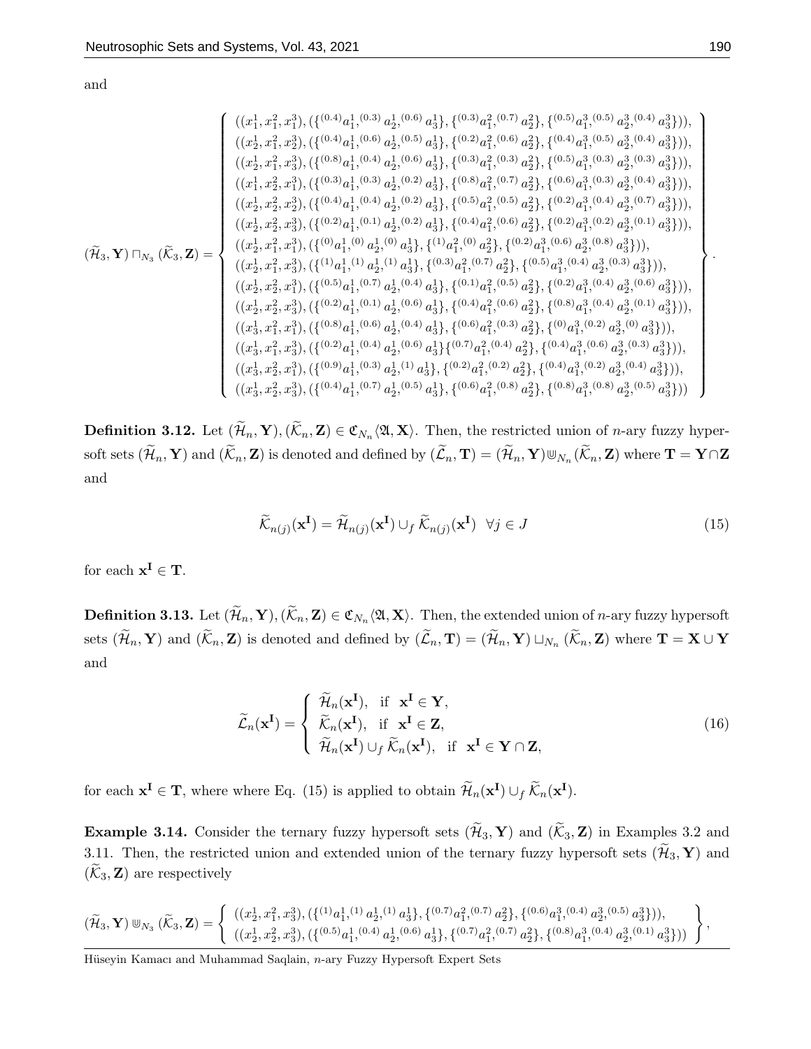and

$$
(\widetilde{\mathcal{H}}_3,\mathbf{Y})\sqcap_{N_3}(\widetilde{\mathcal{K}}_3,\mathbf{Z})=\left\{\begin{array}{l}
((x_1^1,x_1^2,x_1^3),(\{^{(0.4)}a_1^1,^{(0.3)}a_2^1,^{(0.6)}a_3^1\},\{^{(0.3)}a_1^2,^{(0.7)}a_2^2\},\{^{(0.5)}a_1^3,^{(0.5)}a_2^3,^{(0.4)}a_3^3\})),\\
((x_2^1,x_1^2,x_2^3),(\{^{(0.4)}a_1^1,^{(0.6)}a_2^1,^{(0.5)}a_3^1\},\{^{(0.2)}a_1^2,^{(0.6)}a_2^2\},\{^{(0.4)}a_1^3,^{(0.5)}a_2^3,^{(0.4)}a_3^3\})),\\
((x_2^1,x_1^2,x_3^3),(\{^{(0.8)}a_1^1,^{(0.4)}a_2^1,^{(0.6)}a_3^1\},\{^{(0.3)}a_1^2,^{(0.3)}a_2^2\},\{^{(0.5)}a_1^3,^{(0.3)}a_2^3,^{(0.3)}a_3^3\})),\\
((x_1^1,x_2^2,x_1^3),(\{^{(0.3)}a_1^1,^{(0.3)}a_2^1,^{(0.2)}a_3^1\},\{^{(0.8)}a_1^2,^{(0.7)}a_2^2\},\{^{(0.6)}a_1^3,^{(0.3)}a_2^3,^{(0.4)}a_3^3\})),\\
((x_1^1,x_2^2,x_2^3),(\{^{(0.4)}a_1^1,^{(0.4)}a_2^1,^{(0.2)}a_3^1\},\{^{(0.5)}a_1^2,^{(0.5)}a_2^2\},\{^{(0.2)}a_1^3,^{(0.4)}a_2^3,^{(0.7)}a_3^3\})),\\
((x_1^1,x_2^2,x_3^3),(\{^{(0.2)}a_1^1,^{(0.1)}a_2^1,^{(0.2)}a_3^1\},\{^{(0.4)}a_1^2,^{(0.6)}a_2^2\},\{^{(0.2)}a_1^3,^{(0.2)}a_2^3,^{(0.1)}a_3^3\})),\\
((x_2^1,x_1^2,x_1^3),(\{^{(0)}a_1^1,^{(0)}a_2^1,^{(0)}a_3^1\},\{^{(1)}a_1^2,^{(0)}a_2^2\},\{^{(0.2)}a_1^3,^{(0.6)}a_2^3,^{(0.8)}a_3^3\})),\\
((x_2^1,x_1^2,x_3^3),(\{^{(1)}a_1^1,^{(1)}a_2^1,^{(1)}a_3^1\},\{^{(0.3)}a_1^2,^{(0.7)}a_2^2\},\{^{(0.5)}a_1^3,^{(0.4)}a_2^3,^{(0.3)}a_3^3\})),\\
((x_2^1,x_2^2,x_1^3),(\{^{(0.5)}a_1^1,^{(0.7)}a_2^1,^{(0.4)}a_3^1\},\{^{(0.1)}a_1^2,^{(0.5)}a_2^2\},\{^{(0.2)}a_1^3,^{(0.4)}a_2^3,^{(0.6)}a_3^3\})),\\
((x_2^1,x_2^2,x_3^3),(\{^{(0.2)}a_1^1,^{(0.1)}a_2^1,^{(0.6)}a_3^1\},\{^{(0.4)}a_1^2,^{(0.6)}a_2^2\},\{^{(0.8)}a_1^3,^{(0.4)}a_2^3,^{(0.1)}a_3^3\})),\\
((x_3^1,x_1^2,x_1^3),(\{^{(0.8)}a_1^1,^{(0.6)}a_2^1,^{(0.4)}a_3^1\},\{^{(0.6)}a_1^2,^{(0.3)}a_2^2\},\{^{(0)}a_1^3,^{(0.2)}a_2^3,^{(0)}a_3^3\})),\\
((x_3^1,x_1^2,x_3^3),(\{^{(0.2)}a_1^1,^{(0.4)}a_2^1,^{(0.6)}a_3^1\}\{^{(0.7)}a_1^2,^{(0.4)}a_2^2\},\{^{(0.4)}a_1^3,^{(0.6)}a_2^3,^{(0.3)}a_3^3\})),\\
((x_3^1,x_2^2,x_1^3),(\{^{(0.9)}a_1^1,^{(0.3)}a_2^1,^{(1)}a_3^1\},\{^{(0.2)}a_1^2,^{(0.2)}a_2^2\},\{^{(0.4)}a_1^3,^{(0.2)}a_2^3,^{(0.4)}a_3^3\})),\\
((x_3^1,x_2^2,x_3^3),(\{^{(0.4)}a_1^1,^{(0.7)}a_2^1,^{(0.5)}a_3^1\},\{^{(0.6)}a_1^2,^{(0.8)}a_2^2\},\{^{(0.8)}a_1^3,^{(0.8)}a_2^3,^{(0.5)}a_3^3\}))
\end{array}\right\}.
$$

**Definition 3.12.** Let $(\widetilde{\mathcal{H}}_n,\mathbf{Y}),(\widetilde{\mathcal{K}}_n,\mathbf{Z})\in\mathfrak{C}_{N_n}\langle\mathfrak{A},\mathbf{X}\rangle$. Then, the restricted union of $n$-ary fuzzy hypersoft sets $(\widetilde{\mathcal{H}}_n,\mathbf{Y})$ and $(\widetilde{\mathcal{K}}_n,\mathbf{Z})$ is denoted and defined by $(\widetilde{\mathcal{L}}_n,\mathbf{T})=(\widetilde{\mathcal{H}}_n,\mathbf{Y})\Cup_{N_n}(\widetilde{\mathcal{K}}_n,\mathbf{Z})$ where $\mathbf{T}=\mathbf{Y}\cap\mathbf{Z}$ and

$$
\widetilde{\mathcal{K}}_{n(j)}(\mathbf{x^I})=\widetilde{\mathcal{H}}_{n(j)}(\mathbf{x^I})\cup_f\widetilde{\mathcal{K}}_{n(j)}(\mathbf{x^I})\quad\forall j\in J \tag{15}
$$

for each $\mathbf{x^I}\in\mathbf{T}$.

**Definition 3.13.** Let $(\widetilde{\mathcal{H}}_n,\mathbf{Y}),(\widetilde{\mathcal{K}}_n,\mathbf{Z})\in\mathfrak{C}_{N_n}\langle\mathfrak{A},\mathbf{X}\rangle$. Then, the extended union of $n$-ary fuzzy hypersoft sets $(\widetilde{\mathcal{H}}_n,\mathbf{Y})$ and $(\widetilde{\mathcal{K}}_n,\mathbf{Z})$ is denoted and defined by $(\widetilde{\mathcal{L}}_n,\mathbf{T})=(\widetilde{\mathcal{H}}_n,\mathbf{Y})\sqcup_{N_n}(\widetilde{\mathcal{K}}_n,\mathbf{Z})$ where $\mathbf{T}=\mathbf{X}\cup\mathbf{Y}$ and

$$
\widetilde{\mathcal{L}}_n(\mathbf{x^I})=\left\{\begin{array}{ll}
\widetilde{\mathcal{H}}_n(\mathbf{x^I}), & \text{if}\ \ \mathbf{x^I}\in\mathbf{Y},\\
\widetilde{\mathcal{K}}_n(\mathbf{x^I}), & \text{if}\ \ \mathbf{x^I}\in\mathbf{Z},\\
\widetilde{\mathcal{H}}_n(\mathbf{x^I})\cup_f\widetilde{\mathcal{K}}_n(\mathbf{x^I}), & \text{if}\ \ \mathbf{x^I}\in\mathbf{Y}\cap\mathbf{Z},
\end{array}\right. \tag{16}
$$

for each $\mathbf{x^I}\in\mathbf{T}$, where where Eq. (15) is applied to obtain $\widetilde{\mathcal{H}}_n(\mathbf{x^I})\cup_f\widetilde{\mathcal{K}}_n(\mathbf{x^I})$.

**Example 3.14.** Consider the ternary fuzzy hypersoft sets $(\widetilde{\mathcal{H}}_3,\mathbf{Y})$ and $(\widetilde{\mathcal{K}}_3,\mathbf{Z})$ in Examples 3.2 and 3.11. Then, the restricted union and extended union of the ternary fuzzy hypersoft sets $(\widetilde{\mathcal{H}}_3,\mathbf{Y})$ and $(\widetilde{\mathcal{K}}_3,\mathbf{Z})$ are respectively

$$
(\widetilde{\mathcal{H}}_3,\mathbf{Y})\Cup_{N_3}(\widetilde{\mathcal{K}}_3,\mathbf{Z})=\left\{\begin{array}{l}
((x_2^1,x_1^2,x_3^3),(\{^{(1)}a_1^1,^{(1)}a_2^1,^{(1)}a_3^1\},\{^{(0.7)}a_1^2,^{(0.7)}a_2^2\},\{^{(0.6)}a_1^3,^{(0.4)}a_2^3,^{(0.5)}a_3^3\})),\\
((x_2^1,x_2^2,x_3^3),(\{^{(0.5)}a_1^1,^{(0.4)}a_2^1,^{(0.6)}a_3^1\},\{^{(0.7)}a_1^2,^{(0.7)}a_2^2\},\{^{(0.8)}a_1^3,^{(0.4)}a_2^3,^{(0.1)}a_3^3\}))
\end{array}\right\},
$$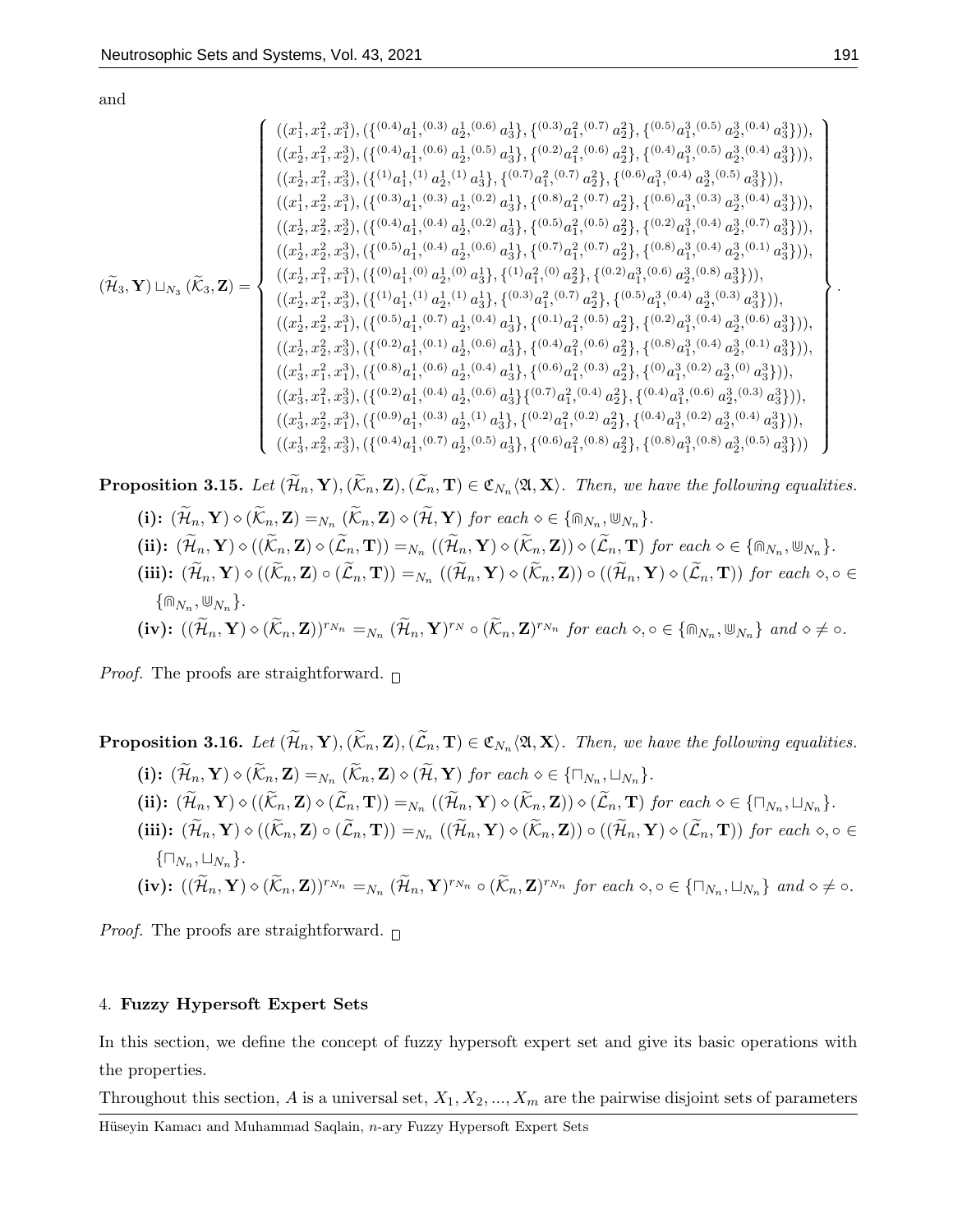and

$$
(\widetilde{\mathcal{H}}_3, \mathbf{Y}) \sqcup_{N_3} (\widetilde{\mathcal{K}}_3, \mathbf{Z}) = \left\{
\begin{array}{l}
((x_1^1, x_1^2, x_1^3), (\{^{(0.4)}a_1^1, ^{(0.3)}a_2^1, ^{(0.6)}a_3^1\}, \{^{(0.3)}a_1^2, ^{(0.7)}a_2^2\}, \{^{(0.5)}a_1^3, ^{(0.5)}a_2^3, ^{(0.4)}a_3^3\})), \\
((x_2^1, x_1^2, x_2^3), (\{^{(0.4)}a_1^1, ^{(0.6)}a_2^1, ^{(0.5)}a_3^1\}, \{^{(0.2)}a_1^2, ^{(0.6)}a_2^2\}, \{^{(0.4)}a_1^3, ^{(0.5)}a_2^3, ^{(0.4)}a_3^3\})), \\
((x_2^1, x_1^2, x_3^3), (\{^{(1)}a_1^1, ^{(1)}a_2^1, ^{(1)}a_3^1\}, \{^{(0.7)}a_1^2, ^{(0.7)}a_2^2\}, \{^{(0.6)}a_1^3, ^{(0.4)}a_2^3, ^{(0.5)}a_3^3\})), \\
((x_1^1, x_2^2, x_1^3), (\{^{(0.3)}a_1^1, ^{(0.3)}a_2^1, ^{(0.2)}a_3^1\}, \{^{(0.8)}a_1^2, ^{(0.7)}a_2^2\}, \{^{(0.6)}a_1^3, ^{(0.3)}a_2^3, ^{(0.4)}a_3^3\})), \\
((x_2^1, x_2^2, x_2^3), (\{^{(0.4)}a_1^1, ^{(0.4)}a_2^1, ^{(0.2)}a_3^1\}, \{^{(0.5)}a_1^2, ^{(0.5)}a_2^2\}, \{^{(0.2)}a_1^3, ^{(0.4)}a_2^3, ^{(0.7)}a_3^3\})), \\
((x_1^1, x_2^2, x_3^3), (\{^{(0.5)}a_1^1, ^{(0.4)}a_2^1, ^{(0.6)}a_3^1\}, \{^{(0.7)}a_1^2, ^{(0.7)}a_2^2\}, \{^{(0.8)}a_1^3, ^{(0.4)}a_2^3, ^{(0.1)}a_3^3\})), \\
((x_2^1, x_1^2, x_1^3), (\{^{(0)}a_1^1, ^{(0)}a_2^1, ^{(0)}a_3^1\}, \{^{(1)}a_1^2, ^{(0)}a_2^2\}, \{^{(0.2)}a_1^3, ^{(0.6)}a_2^3, ^{(0.8)}a_3^3\})), \\
((x_2^1, x_1^2, x_3^3), (\{^{(1)}a_1^1, ^{(1)}a_2^1, ^{(1)}a_3^1\}, \{^{(0.3)}a_1^2, ^{(0.7)}a_2^2\}, \{^{(0.5)}a_1^3, ^{(0.4)}a_2^3, ^{(0.3)}a_3^3\})), \\
((x_2^1, x_2^2, x_1^3), (\{^{(0.5)}a_1^1, ^{(0.7)}a_2^1, ^{(0.4)}a_3^1\}, \{^{(0.1)}a_1^2, ^{(0.5)}a_2^2\}, \{^{(0.2)}a_1^3, ^{(0.4)}a_2^3, ^{(0.6)}a_3^3\})), \\
((x_2^1, x_2^2, x_3^3), (\{^{(0.2)}a_1^1, ^{(0.1)}a_2^1, ^{(0.6)}a_3^1\}, \{^{(0.4)}a_1^2, ^{(0.6)}a_2^2\}, \{^{(0.8)}a_1^3, ^{(0.4)}a_2^3, ^{(0.1)}a_3^3\})), \\
((x_3^1, x_1^2, x_1^3), (\{^{(0.8)}a_1^1, ^{(0.6)}a_2^1, ^{(0.4)}a_3^1\}, \{^{(0.6)}a_1^2, ^{(0.3)}a_2^2\}, \{^{(0)}a_1^3, ^{(0.2)}a_2^3, ^{(0)}a_3^3\})), \\
((x_3^1, x_1^2, x_3^3), (\{^{(0.2)}a_1^1, ^{(0.4)}a_2^1, ^{(0.6)}a_3^1\}\{^{(0.7)}a_1^2, ^{(0.4)}a_2^2\}, \{^{(0.4)}a_1^3, ^{(0.6)}a_2^3, ^{(0.3)}a_3^3\})), \\
((x_3^1, x_2^2, x_1^3), (\{^{(0.9)}a_1^1, ^{(0.3)}a_2^1, ^{(1)}a_3^1\}, \{^{(0.2)}a_1^2, ^{(0.2)}a_2^2\}, \{^{(0.4)}a_1^3, ^{(0.2)}a_2^3, ^{(0.4)}a_3^3\})), \\
((x_3^1, x_2^2, x_3^3), (\{^{(0.4)}a_1^1, ^{(0.7)}a_2^1, ^{(0.5)}a_3^1\}, \{^{(0.6)}a_1^2, ^{(0.8)}a_2^2\}, \{^{(0.8)}a_1^3, ^{(0.8)}a_2^3, ^{(0.5)}a_3^3\}))
\end{array}
\right\}.
$$

**Proposition 3.15.** *Let $(\widetilde{\mathcal{H}}_n, \mathbf{Y}), (\widetilde{\mathcal{K}}_n, \mathbf{Z}), (\widetilde{\mathcal{L}}_n, \mathbf{T}) \in \mathfrak{C}_{N_n}\langle \mathfrak{A}, \mathbf{X}\rangle$. Then, we have the following equalities.*

- **(i):** $(\widetilde{\mathcal{H}}_n, \mathbf{Y}) \diamond (\widetilde{\mathcal{K}}_n, \mathbf{Z}) =_{N_n} (\widetilde{\mathcal{K}}_n, \mathbf{Z}) \diamond (\widetilde{\mathcal{H}}, \mathbf{Y})$ *for each* $\diamond \in \{\Cap_{N_n}, \Cup_{N_n}\}$.
- **(ii):** $(\widetilde{\mathcal{H}}_n, \mathbf{Y}) \diamond ((\widetilde{\mathcal{K}}_n, \mathbf{Z}) \diamond (\widetilde{\mathcal{L}}_n, \mathbf{T})) =_{N_n} ((\widetilde{\mathcal{H}}_n, \mathbf{Y}) \diamond (\widetilde{\mathcal{K}}_n, \mathbf{Z})) \diamond (\widetilde{\mathcal{L}}_n, \mathbf{T})$ *for each* $\diamond \in \{\Cap_{N_n}, \Cup_{N_n}\}$.
- **(iii):** $(\widetilde{\mathcal{H}}_n, \mathbf{Y}) \diamond ((\widetilde{\mathcal{K}}_n, \mathbf{Z}) \circ (\widetilde{\mathcal{L}}_n, \mathbf{T})) =_{N_n} ((\widetilde{\mathcal{H}}_n, \mathbf{Y}) \diamond (\widetilde{\mathcal{K}}_n, \mathbf{Z})) \circ ((\widetilde{\mathcal{H}}_n, \mathbf{Y}) \diamond (\widetilde{\mathcal{L}}_n, \mathbf{T}))$ *for each* $\diamond, \circ \in \{\Cap_{N_n}, \Cup_{N_n}\}$.
- **(iv):** $((\widetilde{\mathcal{H}}_n, \mathbf{Y}) \diamond (\widetilde{\mathcal{K}}_n, \mathbf{Z}))^{r_{N_n}} =_{N_n} (\widetilde{\mathcal{H}}_n, \mathbf{Y})^{r_N} \circ (\widetilde{\mathcal{K}}_n, \mathbf{Z})^{r_{N_n}}$ *for each* $\diamond, \circ \in \{\Cap_{N_n}, \Cup_{N_n}\}$ *and* $\diamond \neq \circ$.

*Proof.* The proofs are straightforward. □

**Proposition 3.16.** *Let $(\widetilde{\mathcal{H}}_n, \mathbf{Y}), (\widetilde{\mathcal{K}}_n, \mathbf{Z}), (\widetilde{\mathcal{L}}_n, \mathbf{T}) \in \mathfrak{C}_{N_n}\langle \mathfrak{A}, \mathbf{X}\rangle$. Then, we have the following equalities.*

- **(i):** $(\widetilde{\mathcal{H}}_n, \mathbf{Y}) \diamond (\widetilde{\mathcal{K}}_n, \mathbf{Z}) =_{N_n} (\widetilde{\mathcal{K}}_n, \mathbf{Z}) \diamond (\widetilde{\mathcal{H}}, \mathbf{Y})$ *for each* $\diamond \in \{\sqcap_{N_n}, \sqcup_{N_n}\}$.
- **(ii):** $(\widetilde{\mathcal{H}}_n, \mathbf{Y}) \diamond ((\widetilde{\mathcal{K}}_n, \mathbf{Z}) \diamond (\widetilde{\mathcal{L}}_n, \mathbf{T})) =_{N_n} ((\widetilde{\mathcal{H}}_n, \mathbf{Y}) \diamond (\widetilde{\mathcal{K}}_n, \mathbf{Z})) \diamond (\widetilde{\mathcal{L}}_n, \mathbf{T})$ *for each* $\diamond \in \{\sqcap_{N_n}, \sqcup_{N_n}\}$.
- **(iii):** $(\widetilde{\mathcal{H}}_n, \mathbf{Y}) \diamond ((\widetilde{\mathcal{K}}_n, \mathbf{Z}) \circ (\widetilde{\mathcal{L}}_n, \mathbf{T})) =_{N_n} ((\widetilde{\mathcal{H}}_n, \mathbf{Y}) \diamond (\widetilde{\mathcal{K}}_n, \mathbf{Z})) \circ ((\widetilde{\mathcal{H}}_n, \mathbf{Y}) \diamond (\widetilde{\mathcal{L}}_n, \mathbf{T}))$ *for each* $\diamond, \circ \in \{\sqcap_{N_n}, \sqcup_{N_n}\}$.
- **(iv):** $((\widetilde{\mathcal{H}}_n, \mathbf{Y}) \diamond (\widetilde{\mathcal{K}}_n, \mathbf{Z}))^{r_{N_n}} =_{N_n} (\widetilde{\mathcal{H}}_n, \mathbf{Y})^{r_{N_n}} \circ (\widetilde{\mathcal{K}}_n, \mathbf{Z})^{r_{N_n}}$ *for each* $\diamond, \circ \in \{\sqcap_{N_n}, \sqcup_{N_n}\}$ *and* $\diamond \neq \circ$.

*Proof.* The proofs are straightforward. □

## 4. Fuzzy Hypersoft Expert Sets

In this section, we define the concept of fuzzy hypersoft expert set and give its basic operations with the properties.

Throughout this section, $A$ is a universal set, $X_1, X_2, ..., X_m$ are the pairwise disjoint sets of parameters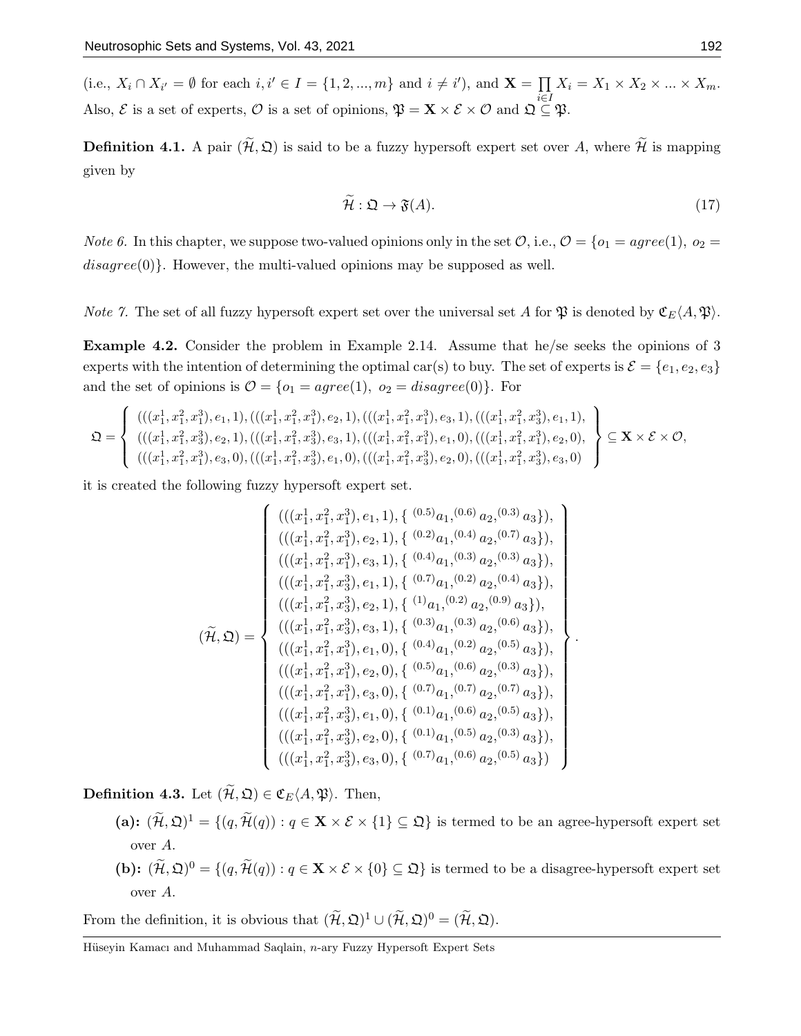(i.e., $X_i \cap X_{i'} = \emptyset$ for each $i, i' \in I = \{1, 2, ..., m\}$ and $i \neq i'$), and $\mathbf{X} = \prod_{i \in I} X_i = X_1 \times X_2 \times ... \times X_m$. Also, $\mathcal{E}$ is a set of experts, $\mathcal{O}$ is a set of opinions, $\mathfrak{P} = \mathbf{X} \times \mathcal{E} \times \mathcal{O}$ and $\mathfrak{Q} \subseteq \mathfrak{P}$.

**Definition 4.1.** A pair $(\widetilde{\mathcal{H}}, \mathfrak{Q})$ is said to be a fuzzy hypersoft expert set over $A$, where $\widetilde{\mathcal{H}}$ is mapping given by

$$\widetilde{\mathcal{H}} : \mathfrak{Q} \to \mathfrak{F}(A). \tag{17}$$

*Note 6.* In this chapter, we suppose two-valued opinions only in the set $\mathcal{O}$, i.e., $\mathcal{O} = \{o_1 = agree(1),\ o_2 = disagree(0)\}$. However, the multi-valued opinions may be supposed as well.

*Note 7.* The set of all fuzzy hypersoft expert set over the universal set $A$ for $\mathfrak{P}$ is denoted by $\mathfrak{C}_E\langle A, \mathfrak{P}\rangle$.

**Example 4.2.** Consider the problem in Example 2.14. Assume that he/se seeks the opinions of 3 experts with the intention of determining the optimal car(s) to buy. The set of experts is $\mathcal{E} = \{e_1, e_2, e_3\}$ and the set of opinions is $\mathcal{O} = \{o_1 = agree(1),\ o_2 = disagree(0)\}$. For

$$\mathfrak{Q} = \left\{ \begin{array}{l} (((x_1^1, x_1^2, x_1^3), e_1, 1), (((x_1^1, x_1^2, x_1^3), e_2, 1), (((x_1^1, x_1^2, x_1^3), e_3, 1), (((x_1^1, x_1^2, x_3^3), e_1, 1), \\ (((x_1^1, x_1^2, x_3^3), e_2, 1), (((x_1^1, x_1^2, x_3^3), e_3, 1), (((x_1^1, x_1^2, x_1^3), e_1, 0), (((x_1^1, x_1^2, x_1^3), e_2, 0), \\ (((x_1^1, x_1^2, x_1^3), e_3, 0), (((x_1^1, x_1^2, x_3^3), e_1, 0), (((x_1^1, x_1^2, x_3^3), e_2, 0), (((x_1^1, x_1^2, x_3^3), e_3, 0) \end{array} \right\} \subseteq \mathbf{X} \times \mathcal{E} \times \mathcal{O},$$

it is created the following fuzzy hypersoft expert set.

$$(\widetilde{\mathcal{H}}, \mathfrak{Q}) = \left\{ \begin{array}{l} (((x_1^1, x_1^2, x_1^3), e_1, 1), \{ {}^{(0.5)}a_1, {}^{(0.6)}a_2, {}^{(0.3)}a_3\}), \\ (((x_1^1, x_1^2, x_1^3), e_2, 1), \{ {}^{(0.2)}a_1, {}^{(0.4)}a_2, {}^{(0.7)}a_3\}), \\ (((x_1^1, x_1^2, x_1^3), e_3, 1), \{ {}^{(0.4)}a_1, {}^{(0.3)}a_2, {}^{(0.3)}a_3\}), \\ (((x_1^1, x_1^2, x_3^3), e_1, 1), \{ {}^{(0.7)}a_1, {}^{(0.2)}a_2, {}^{(0.4)}a_3\}), \\ (((x_1^1, x_1^2, x_3^3), e_2, 1), \{ {}^{(1)}a_1, {}^{(0.2)}a_2, {}^{(0.9)}a_3\}), \\ (((x_1^1, x_1^2, x_3^3), e_3, 1), \{ {}^{(0.3)}a_1, {}^{(0.3)}a_2, {}^{(0.6)}a_3\}), \\ (((x_1^1, x_1^2, x_1^3), e_1, 0), \{ {}^{(0.4)}a_1, {}^{(0.2)}a_2, {}^{(0.5)}a_3\}), \\ (((x_1^1, x_1^2, x_1^3), e_2, 0), \{ {}^{(0.5)}a_1, {}^{(0.6)}a_2, {}^{(0.3)}a_3\}), \\ (((x_1^1, x_1^2, x_1^3), e_3, 0), \{ {}^{(0.7)}a_1, {}^{(0.7)}a_2, {}^{(0.7)}a_3\}), \\ (((x_1^1, x_1^2, x_3^3), e_1, 0), \{ {}^{(0.1)}a_1, {}^{(0.6)}a_2, {}^{(0.5)}a_3\}), \\ (((x_1^1, x_1^2, x_3^3), e_2, 0), \{ {}^{(0.1)}a_1, {}^{(0.5)}a_2, {}^{(0.3)}a_3\}), \\ (((x_1^1, x_1^2, x_3^3), e_3, 0), \{ {}^{(0.7)}a_1, {}^{(0.6)}a_2, {}^{(0.5)}a_3\}) \end{array} \right\}.$$

**Definition 4.3.** Let $(\widetilde{\mathcal{H}}, \mathfrak{Q}) \in \mathfrak{C}_E\langle A, \mathfrak{P}\rangle$. Then,

- **(a):** $(\widetilde{\mathcal{H}}, \mathfrak{Q})^1 = \{(q, \widetilde{\mathcal{H}}(q)) : q \in \mathbf{X} \times \mathcal{E} \times \{1\} \subseteq \mathfrak{Q}\}$ is termed to be an agree-hypersoft expert set over $A$.
- **(b):** $(\widetilde{\mathcal{H}}, \mathfrak{Q})^0 = \{(q, \widetilde{\mathcal{H}}(q)) : q \in \mathbf{X} \times \mathcal{E} \times \{0\} \subseteq \mathfrak{Q}\}$ is termed to be a disagree-hypersoft expert set over $A$.

From the definition, it is obvious that $(\widetilde{\mathcal{H}}, \mathfrak{Q})^1 \cup (\widetilde{\mathcal{H}}, \mathfrak{Q})^0 = (\widetilde{\mathcal{H}}, \mathfrak{Q})$.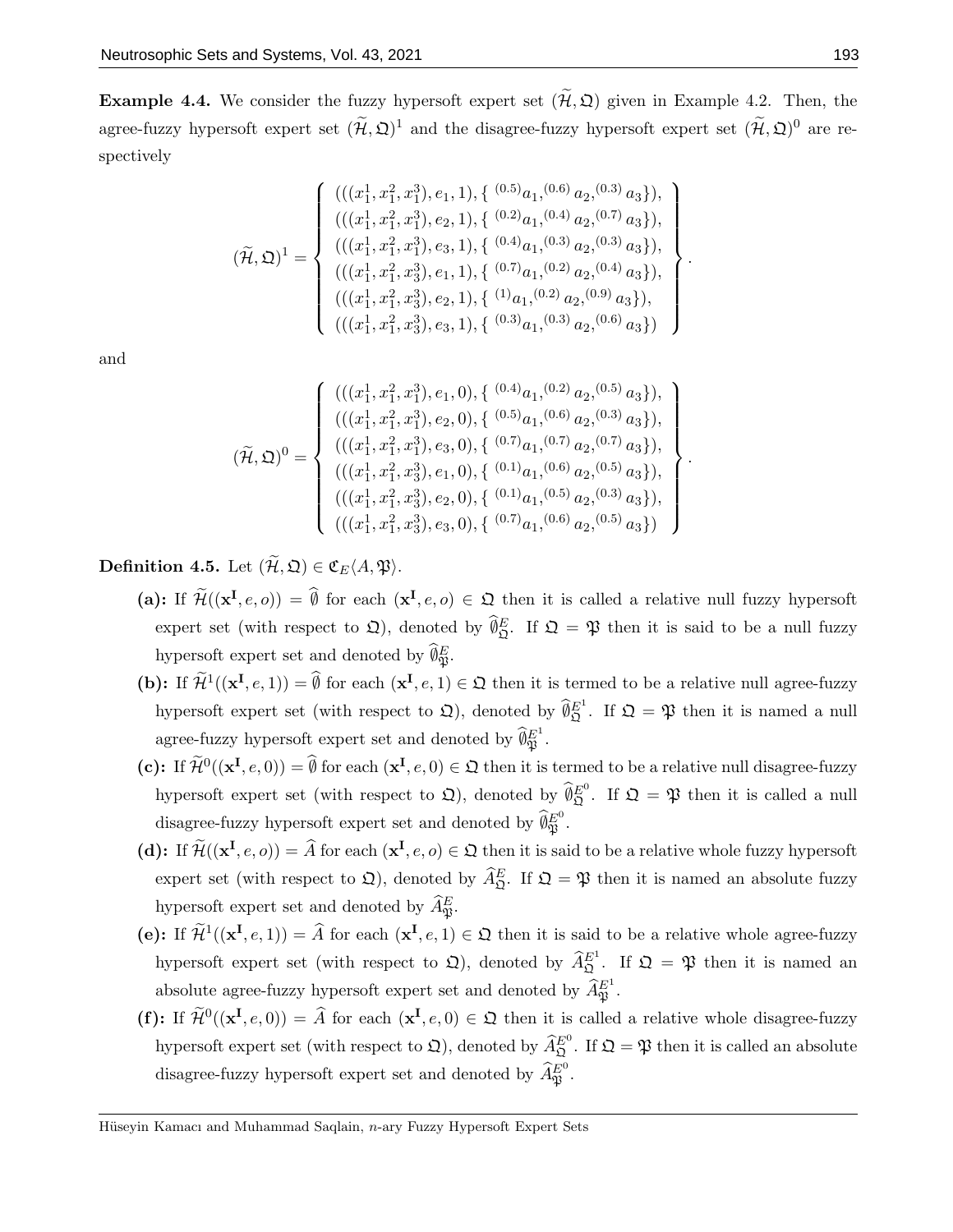**Example 4.4.** We consider the fuzzy hypersoft expert set $(\widetilde{\mathcal{H}}, \mathfrak{Q})$ given in Example 4.2. Then, the agree-fuzzy hypersoft expert set $(\widetilde{\mathcal{H}}, \mathfrak{Q})^1$ and the disagree-fuzzy hypersoft expert set $(\widetilde{\mathcal{H}}, \mathfrak{Q})^0$ are respectively

$$(\widetilde{\mathcal{H}}, \mathfrak{Q})^1 = \left\{ \begin{array}{l} (((x_1^1, x_1^2, x_1^3), e_1, 1), \{ {}^{(0.5)}a_1, {}^{(0.6)}a_2, {}^{(0.3)}a_3 \}), \\ (((x_1^1, x_1^2, x_1^3), e_2, 1), \{ {}^{(0.2)}a_1, {}^{(0.4)}a_2, {}^{(0.7)}a_3 \}), \\ (((x_1^1, x_1^2, x_1^3), e_3, 1), \{ {}^{(0.4)}a_1, {}^{(0.3)}a_2, {}^{(0.3)}a_3 \}), \\ (((x_1^1, x_1^2, x_3^3), e_1, 1), \{ {}^{(0.7)}a_1, {}^{(0.2)}a_2, {}^{(0.4)}a_3 \}), \\ (((x_1^1, x_1^2, x_3^3), e_2, 1), \{ {}^{(1)}a_1, {}^{(0.2)}a_2, {}^{(0.9)}a_3 \}), \\ (((x_1^1, x_1^2, x_3^3), e_3, 1), \{ {}^{(0.3)}a_1, {}^{(0.3)}a_2, {}^{(0.6)}a_3 \}) \end{array} \right\}.$$

and

$$(\widetilde{\mathcal{H}}, \mathfrak{Q})^0 = \left\{ \begin{array}{l} (((x_1^1, x_1^2, x_1^3), e_1, 0), \{ {}^{(0.4)}a_1, {}^{(0.2)}a_2, {}^{(0.5)}a_3 \}), \\ (((x_1^1, x_1^2, x_1^3), e_2, 0), \{ {}^{(0.5)}a_1, {}^{(0.6)}a_2, {}^{(0.3)}a_3 \}), \\ (((x_1^1, x_1^2, x_1^3), e_3, 0), \{ {}^{(0.7)}a_1, {}^{(0.7)}a_2, {}^{(0.7)}a_3 \}), \\ (((x_1^1, x_1^2, x_3^3), e_1, 0), \{ {}^{(0.1)}a_1, {}^{(0.6)}a_2, {}^{(0.5)}a_3 \}), \\ (((x_1^1, x_1^2, x_3^3), e_2, 0), \{ {}^{(0.1)}a_1, {}^{(0.5)}a_2, {}^{(0.3)}a_3 \}), \\ (((x_1^1, x_1^2, x_3^3), e_3, 0), \{ {}^{(0.7)}a_1, {}^{(0.6)}a_2, {}^{(0.5)}a_3 \}) \end{array} \right\}.$$

**Definition 4.5.** Let $(\widetilde{\mathcal{H}}, \mathfrak{Q}) \in \mathfrak{C}_E\langle A, \mathfrak{P}\rangle$.

- **(a):** If $\widetilde{\mathcal{H}}((\mathbf{x^I}, e, o)) = \widehat{\emptyset}$ for each $(\mathbf{x^I}, e, o) \in \mathfrak{Q}$ then it is called a relative null fuzzy hypersoft expert set (with respect to $\mathfrak{Q}$), denoted by $\widehat{\emptyset}^E_{\mathfrak{Q}}$. If $\mathfrak{Q} = \mathfrak{P}$ then it is said to be a null fuzzy hypersoft expert set and denoted by $\widehat{\emptyset}^E_{\mathfrak{P}}$.
- **(b):** If $\widetilde{\mathcal{H}}^1((\mathbf{x^I}, e, 1)) = \widehat{\emptyset}$ for each $(\mathbf{x^I}, e, 1) \in \mathfrak{Q}$ then it is termed to be a relative null agree-fuzzy hypersoft expert set (with respect to $\mathfrak{Q}$), denoted by $\widehat{\emptyset}^{E^1}_{\mathfrak{Q}}$. If $\mathfrak{Q} = \mathfrak{P}$ then it is named a null agree-fuzzy hypersoft expert set and denoted by $\widehat{\emptyset}^{E^1}_{\mathfrak{P}}$.
- **(c):** If $\widetilde{\mathcal{H}}^0((\mathbf{x^I}, e, 0)) = \widehat{\emptyset}$ for each $(\mathbf{x^I}, e, 0) \in \mathfrak{Q}$ then it is termed to be a relative null disagree-fuzzy hypersoft expert set (with respect to $\mathfrak{Q}$), denoted by $\widehat{\emptyset}^{E^0}_{\mathfrak{Q}}$. If $\mathfrak{Q} = \mathfrak{P}$ then it is called a null disagree-fuzzy hypersoft expert set and denoted by $\widehat{\emptyset}^{E^0}_{\mathfrak{P}}$.
- **(d):** If $\widetilde{\mathcal{H}}((\mathbf{x^I}, e, o)) = \widehat{A}$ for each $(\mathbf{x^I}, e, o) \in \mathfrak{Q}$ then it is said to be a relative whole fuzzy hypersoft expert set (with respect to $\mathfrak{Q}$), denoted by $\widehat{A}^E_{\mathfrak{Q}}$. If $\mathfrak{Q} = \mathfrak{P}$ then it is named an absolute fuzzy hypersoft expert set and denoted by $\widehat{A}^E_{\mathfrak{P}}$.
- **(e):** If $\widetilde{\mathcal{H}}^1((\mathbf{x^I}, e, 1)) = \widehat{A}$ for each $(\mathbf{x^I}, e, 1) \in \mathfrak{Q}$ then it is said to be a relative whole agree-fuzzy hypersoft expert set (with respect to $\mathfrak{Q}$), denoted by $\widehat{A}^{E^1}_{\mathfrak{Q}}$. If $\mathfrak{Q} = \mathfrak{P}$ then it is named an absolute agree-fuzzy hypersoft expert set and denoted by $\widehat{A}^{E^1}_{\mathfrak{P}}$.
- **(f):** If $\widetilde{\mathcal{H}}^0((\mathbf{x^I}, e, 0)) = \widehat{A}$ for each $(\mathbf{x^I}, e, 0) \in \mathfrak{Q}$ then it is called a relative whole disagree-fuzzy hypersoft expert set (with respect to $\mathfrak{Q}$), denoted by $\widehat{A}^{E^0}_{\mathfrak{Q}}$. If $\mathfrak{Q} = \mathfrak{P}$ then it is called an absolute disagree-fuzzy hypersoft expert set and denoted by $\widehat{A}^{E^0}_{\mathfrak{P}}$.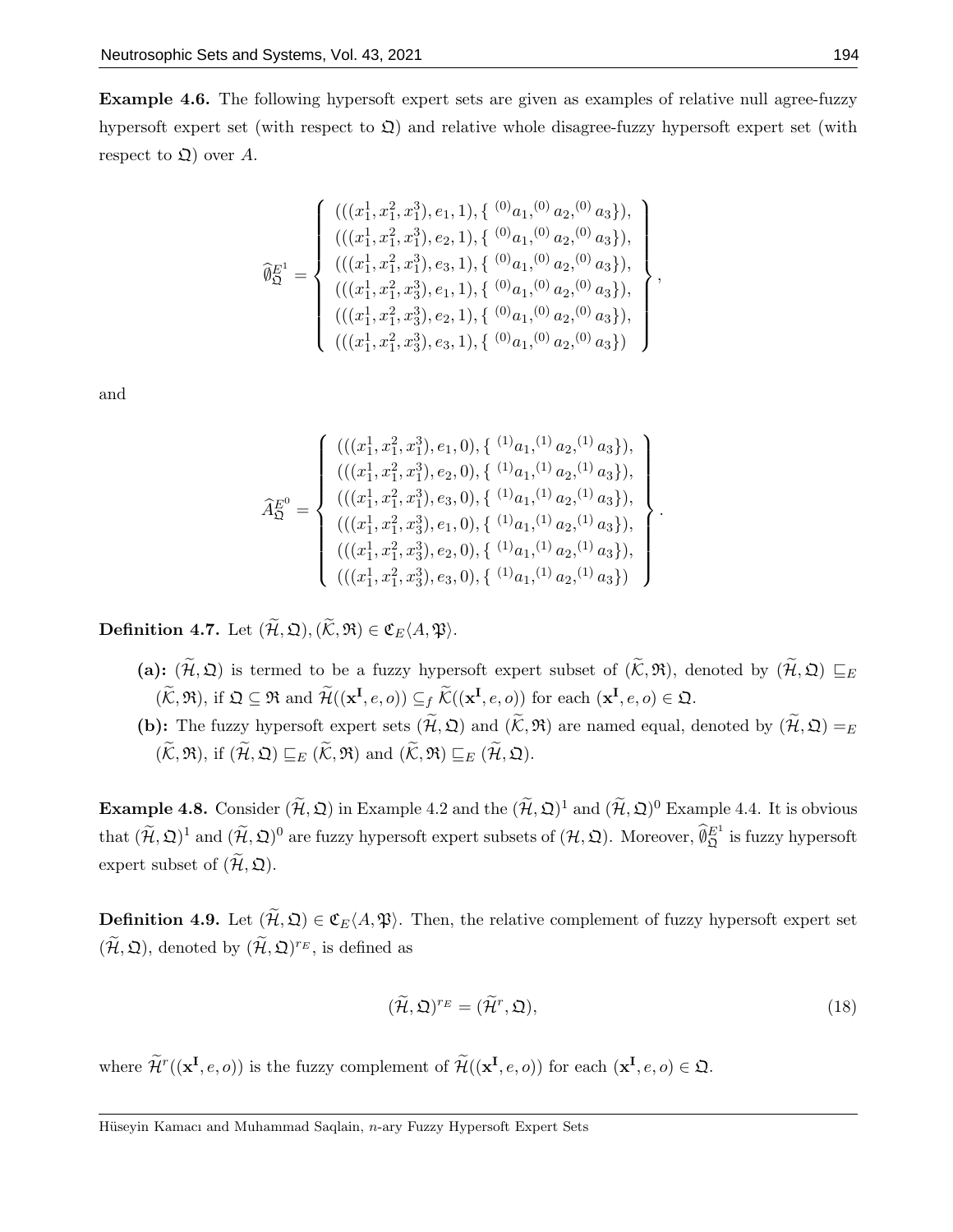**Example 4.6.** The following hypersoft expert sets are given as examples of relative null agree-fuzzy hypersoft expert set (with respect to $\mathfrak{Q}$) and relative whole disagree-fuzzy hypersoft expert set (with respect to $\mathfrak{Q}$) over $A$.

$$\widehat{\emptyset}_{\mathfrak{Q}}^{E^1} = \left\{ \begin{array}{l} (((x_1^1, x_1^2, x_1^3), e_1, 1), \{ {}^{(0)}a_1, {}^{(0)}a_2, {}^{(0)}a_3\}), \\ (((x_1^1, x_1^2, x_1^3), e_2, 1), \{ {}^{(0)}a_1, {}^{(0)}a_2, {}^{(0)}a_3\}), \\ (((x_1^1, x_1^2, x_1^3), e_3, 1), \{ {}^{(0)}a_1, {}^{(0)}a_2, {}^{(0)}a_3\}), \\ (((x_1^1, x_1^2, x_3^3), e_1, 1), \{ {}^{(0)}a_1, {}^{(0)}a_2, {}^{(0)}a_3\}), \\ (((x_1^1, x_1^2, x_3^3), e_2, 1), \{ {}^{(0)}a_1, {}^{(0)}a_2, {}^{(0)}a_3\}), \\ (((x_1^1, x_1^2, x_3^3), e_3, 1), \{ {}^{(0)}a_1, {}^{(0)}a_2, {}^{(0)}a_3\}) \end{array} \right\},$$

and

$$\widehat{A}_{\mathfrak{Q}}^{E^0} = \left\{ \begin{array}{l} (((x_1^1, x_1^2, x_1^3), e_1, 0), \{ {}^{(1)}a_1, {}^{(1)}a_2, {}^{(1)}a_3\}), \\ (((x_1^1, x_1^2, x_1^3), e_2, 0), \{ {}^{(1)}a_1, {}^{(1)}a_2, {}^{(1)}a_3\}), \\ (((x_1^1, x_1^2, x_1^3), e_3, 0), \{ {}^{(1)}a_1, {}^{(1)}a_2, {}^{(1)}a_3\}), \\ (((x_1^1, x_1^2, x_3^3), e_1, 0), \{ {}^{(1)}a_1, {}^{(1)}a_2, {}^{(1)}a_3\}), \\ (((x_1^1, x_1^2, x_3^3), e_2, 0), \{ {}^{(1)}a_1, {}^{(1)}a_2, {}^{(1)}a_3\}), \\ (((x_1^1, x_1^2, x_3^3), e_3, 0), \{ {}^{(1)}a_1, {}^{(1)}a_2, {}^{(1)}a_3\}) \end{array} \right\}.$$

**Definition 4.7.** Let $(\widetilde{\mathcal{H}}, \mathfrak{Q}), (\widetilde{\mathcal{K}}, \mathfrak{R}) \in \mathfrak{C}_E\langle A, \mathfrak{P}\rangle$.

- **(a):** $(\widetilde{\mathcal{H}}, \mathfrak{Q})$ is termed to be a fuzzy hypersoft expert subset of $(\widetilde{\mathcal{K}}, \mathfrak{R})$, denoted by $(\widetilde{\mathcal{H}}, \mathfrak{Q}) \sqsubseteq_E (\widetilde{\mathcal{K}}, \mathfrak{R})$, if $\mathfrak{Q} \subseteq \mathfrak{R}$ and $\widetilde{\mathcal{H}}((\mathbf{x^I}, e, o)) \subseteq_f \widetilde{\mathcal{K}}((\mathbf{x^I}, e, o))$ for each $(\mathbf{x^I}, e, o) \in \mathfrak{Q}$.
- **(b):** The fuzzy hypersoft expert sets $(\widetilde{\mathcal{H}}, \mathfrak{Q})$ and $(\widetilde{\mathcal{K}}, \mathfrak{R})$ are named equal, denoted by $(\widetilde{\mathcal{H}}, \mathfrak{Q}) =_E (\widetilde{\mathcal{K}}, \mathfrak{R})$, if $(\widetilde{\mathcal{H}}, \mathfrak{Q}) \sqsubseteq_E (\widetilde{\mathcal{K}}, \mathfrak{R})$ and $(\widetilde{\mathcal{K}}, \mathfrak{R}) \sqsubseteq_E (\widetilde{\mathcal{H}}, \mathfrak{Q})$.

**Example 4.8.** Consider $(\widetilde{\mathcal{H}}, \mathfrak{Q})$ in Example 4.2 and the $(\widetilde{\mathcal{H}}, \mathfrak{Q})^1$ and $(\widetilde{\mathcal{H}}, \mathfrak{Q})^0$ Example 4.4. It is obvious that $(\widetilde{\mathcal{H}}, \mathfrak{Q})^1$ and $(\widetilde{\mathcal{H}}, \mathfrak{Q})^0$ are fuzzy hypersoft expert subsets of $(\mathcal{H}, \mathfrak{Q})$. Moreover, $\widehat{\emptyset}_{\mathfrak{Q}}^{E^1}$ is fuzzy hypersoft expert subset of $(\widetilde{\mathcal{H}}, \mathfrak{Q})$.

**Definition 4.9.** Let $(\widetilde{\mathcal{H}}, \mathfrak{Q}) \in \mathfrak{C}_E\langle A, \mathfrak{P}\rangle$. Then, the relative complement of fuzzy hypersoft expert set $(\widetilde{\mathcal{H}}, \mathfrak{Q})$, denoted by $(\widetilde{\mathcal{H}}, \mathfrak{Q})^{r_E}$, is defined as

$$(\widetilde{\mathcal{H}}, \mathfrak{Q})^{r_E} = (\widetilde{\mathcal{H}}^r, \mathfrak{Q}), \tag{18}$$

where $\widetilde{\mathcal{H}}^r((\mathbf{x^I}, e, o))$ is the fuzzy complement of $\widetilde{\mathcal{H}}((\mathbf{x^I}, e, o))$ for each $(\mathbf{x^I}, e, o) \in \mathfrak{Q}$.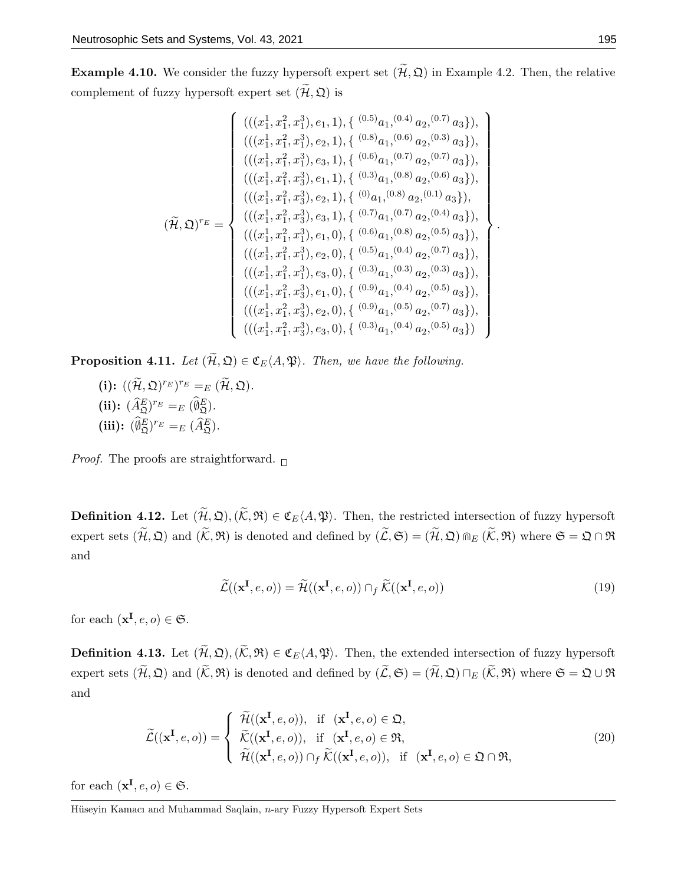**Example 4.10.** We consider the fuzzy hypersoft expert set $(\widetilde{\mathcal{H}}, \mathfrak{Q})$ in Example 4.2. Then, the relative complement of fuzzy hypersoft expert set $(\widetilde{\mathcal{H}}, \mathfrak{Q})$ is

$$
(\widetilde{\mathcal{H}}, \mathfrak{Q})^{r_E} = \left\{ \begin{array}{l}
(((x_1^1, x_1^2, x_1^3), e_1, 1), \{ {}^{(0.5)}a_1, {}^{(0.4)}a_2, {}^{(0.7)}a_3 \}), \\
(((x_1^1, x_1^2, x_1^3), e_2, 1), \{ {}^{(0.8)}a_1, {}^{(0.6)}a_2, {}^{(0.3)}a_3 \}), \\
(((x_1^1, x_1^2, x_1^3), e_3, 1), \{ {}^{(0.6)}a_1, {}^{(0.7)}a_2, {}^{(0.7)}a_3 \}), \\
(((x_1^1, x_1^2, x_3^3), e_1, 1), \{ {}^{(0.3)}a_1, {}^{(0.8)}a_2, {}^{(0.6)}a_3 \}), \\
(((x_1^1, x_1^2, x_3^3), e_2, 1), \{ {}^{(0)}a_1, {}^{(0.8)}a_2, {}^{(0.1)}a_3 \}), \\
(((x_1^1, x_1^2, x_3^3), e_3, 1), \{ {}^{(0.7)}a_1, {}^{(0.7)}a_2, {}^{(0.4)}a_3 \}), \\
(((x_1^1, x_1^2, x_1^3), e_1, 0), \{ {}^{(0.6)}a_1, {}^{(0.8)}a_2, {}^{(0.5)}a_3 \}), \\
(((x_1^1, x_1^2, x_1^3), e_2, 0), \{ {}^{(0.5)}a_1, {}^{(0.4)}a_2, {}^{(0.7)}a_3 \}), \\
(((x_1^1, x_1^2, x_1^3), e_3, 0), \{ {}^{(0.3)}a_1, {}^{(0.3)}a_2, {}^{(0.3)}a_3 \}), \\
(((x_1^1, x_1^2, x_3^3), e_1, 0), \{ {}^{(0.9)}a_1, {}^{(0.4)}a_2, {}^{(0.5)}a_3 \}), \\
(((x_1^1, x_1^2, x_3^3), e_2, 0), \{ {}^{(0.9)}a_1, {}^{(0.5)}a_2, {}^{(0.7)}a_3 \}), \\
(((x_1^1, x_1^2, x_3^3), e_3, 0), \{ {}^{(0.3)}a_1, {}^{(0.4)}a_2, {}^{(0.5)}a_3 \})
\end{array} \right\}.
$$

**Proposition 4.11.** *Let $(\widetilde{\mathcal{H}}, \mathfrak{Q}) \in \mathfrak{C}_E\langle A, \mathfrak{P} \rangle$. Then, we have the following.*

**(i):** $((\widetilde{\mathcal{H}}, \mathfrak{Q})^{r_E})^{r_E} =_E (\widetilde{\mathcal{H}}, \mathfrak{Q})$.
**(ii):** $(\widehat{A}^E_{\mathfrak{Q}})^{r_E} =_E (\widehat{\emptyset}^E_{\mathfrak{Q}})$.
**(iii):** $(\widehat{\emptyset}^E_{\mathfrak{Q}})^{r_E} =_E (\widehat{A}^E_{\mathfrak{Q}})$.

*Proof.* The proofs are straightforward. $\square$

**Definition 4.12.** Let $(\widetilde{\mathcal{H}}, \mathfrak{Q}), (\widetilde{\mathcal{K}}, \mathfrak{R}) \in \mathfrak{C}_E\langle A, \mathfrak{P} \rangle$. Then, the restricted intersection of fuzzy hypersoft expert sets $(\widetilde{\mathcal{H}}, \mathfrak{Q})$ and $(\widetilde{\mathcal{K}}, \mathfrak{R})$ is denoted and defined by $(\widetilde{\mathcal{L}}, \mathfrak{S}) = (\widetilde{\mathcal{H}}, \mathfrak{Q}) \Cap_E (\widetilde{\mathcal{K}}, \mathfrak{R})$ where $\mathfrak{S} = \mathfrak{Q} \cap \mathfrak{R}$ and

$$
\widetilde{\mathcal{L}}((\mathbf{x^I}, e, o)) = \widetilde{\mathcal{H}}((\mathbf{x^I}, e, o)) \cap_f \widetilde{\mathcal{K}}((\mathbf{x^I}, e, o)) \tag{19}
$$

for each $(\mathbf{x^I}, e, o) \in \mathfrak{S}$.

**Definition 4.13.** Let $(\widetilde{\mathcal{H}}, \mathfrak{Q}), (\widetilde{\mathcal{K}}, \mathfrak{R}) \in \mathfrak{C}_E\langle A, \mathfrak{P} \rangle$. Then, the extended intersection of fuzzy hypersoft expert sets $(\widetilde{\mathcal{H}}, \mathfrak{Q})$ and $(\widetilde{\mathcal{K}}, \mathfrak{R})$ is denoted and defined by $(\widetilde{\mathcal{L}}, \mathfrak{S}) = (\widetilde{\mathcal{H}}, \mathfrak{Q}) \sqcap_E (\widetilde{\mathcal{K}}, \mathfrak{R})$ where $\mathfrak{S} = \mathfrak{Q} \cup \mathfrak{R}$ and

$$
\widetilde{\mathcal{L}}((\mathbf{x^I}, e, o)) = \begin{cases} \widetilde{\mathcal{H}}((\mathbf{x^I}, e, o)), & \text{if } (\mathbf{x^I}, e, o) \in \mathfrak{Q}, \\ \widetilde{\mathcal{K}}((\mathbf{x^I}, e, o)), & \text{if } (\mathbf{x^I}, e, o) \in \mathfrak{R}, \\ \widetilde{\mathcal{H}}((\mathbf{x^I}, e, o)) \cap_f \widetilde{\mathcal{K}}((\mathbf{x^I}, e, o)), & \text{if } (\mathbf{x^I}, e, o) \in \mathfrak{Q} \cap \mathfrak{R}, \end{cases} \tag{20}
$$

for each $(\mathbf{x^I}, e, o) \in \mathfrak{S}$.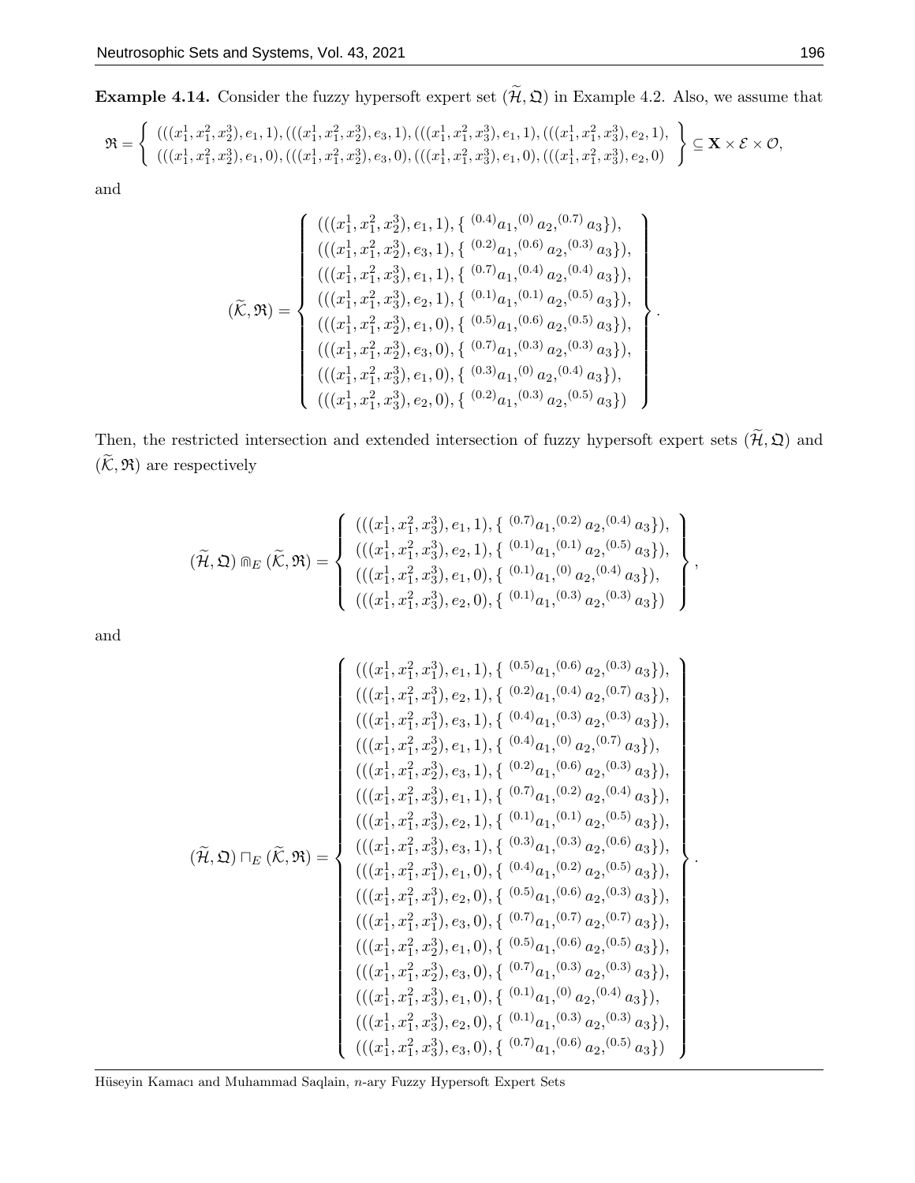**Example 4.14.** Consider the fuzzy hypersoft expert set $(\widetilde{\mathcal{H}}, \mathfrak{Q})$ in Example 4.2. Also, we assume that

$$\mathfrak{R} = \left\{ \begin{array}{l} (((x_1^1, x_1^2, x_2^3), e_1, 1), (((x_1^1, x_1^2, x_2^3), e_3, 1), (((x_1^1, x_1^2, x_3^3), e_1, 1), (((x_1^1, x_1^2, x_3^3), e_2, 1), \\ (((x_1^1, x_1^2, x_2^3), e_1, 0), (((x_1^1, x_1^2, x_2^3), e_3, 0), (((x_1^1, x_1^2, x_3^3), e_1, 0), (((x_1^1, x_1^2, x_3^3), e_2, 0) \end{array} \right\} \subseteq \mathbf{X} \times \mathcal{E} \times \mathcal{O},$$

and

$$(\widetilde{\mathcal{K}}, \mathfrak{R}) = \left\{ \begin{array}{l} (((x_1^1, x_1^2, x_2^3), e_1, 1), \{ {}^{(0.4)}a_1, {}^{(0)}a_2, {}^{(0.7)}a_3 \}), \\ (((x_1^1, x_1^2, x_2^3), e_3, 1), \{ {}^{(0.2)}a_1, {}^{(0.6)}a_2, {}^{(0.3)}a_3 \}), \\ (((x_1^1, x_1^2, x_3^3), e_1, 1), \{ {}^{(0.7)}a_1, {}^{(0.4)}a_2, {}^{(0.4)}a_3 \}), \\ (((x_1^1, x_1^2, x_3^3), e_2, 1), \{ {}^{(0.1)}a_1, {}^{(0.1)}a_2, {}^{(0.5)}a_3 \}), \\ (((x_1^1, x_1^2, x_2^3), e_1, 0), \{ {}^{(0.5)}a_1, {}^{(0.6)}a_2, {}^{(0.5)}a_3 \}), \\ (((x_1^1, x_1^2, x_2^3), e_3, 0), \{ {}^{(0.7)}a_1, {}^{(0.3)}a_2, {}^{(0.3)}a_3 \}), \\ (((x_1^1, x_1^2, x_3^3), e_1, 0), \{ {}^{(0.3)}a_1, {}^{(0)}a_2, {}^{(0.4)}a_3 \}), \\ (((x_1^1, x_1^2, x_3^3), e_2, 0), \{ {}^{(0.2)}a_1, {}^{(0.3)}a_2, {}^{(0.5)}a_3 \}) \end{array} \right\}.$$

Then, the restricted intersection and extended intersection of fuzzy hypersoft expert sets $(\widetilde{\mathcal{H}}, \mathfrak{Q})$ and $(\widetilde{\mathcal{K}}, \mathfrak{R})$ are respectively

$$(\widetilde{\mathcal{H}}, \mathfrak{Q}) \Cap_E (\widetilde{\mathcal{K}}, \mathfrak{R}) = \left\{ \begin{array}{l} (((x_1^1, x_1^2, x_3^3), e_1, 1), \{ {}^{(0.7)}a_1, {}^{(0.2)}a_2, {}^{(0.4)}a_3 \}), \\ (((x_1^1, x_1^2, x_3^3), e_2, 1), \{ {}^{(0.1)}a_1, {}^{(0.1)}a_2, {}^{(0.5)}a_3 \}), \\ (((x_1^1, x_1^2, x_3^3), e_1, 0), \{ {}^{(0.1)}a_1, {}^{(0)}a_2, {}^{(0.4)}a_3 \}), \\ (((x_1^1, x_1^2, x_3^3), e_2, 0), \{ {}^{(0.1)}a_1, {}^{(0.3)}a_2, {}^{(0.3)}a_3 \}) \end{array} \right\},$$

and

$$(\widetilde{\mathcal{H}}, \mathfrak{Q}) \sqcap_E (\widetilde{\mathcal{K}}, \mathfrak{R}) = \left\{ \begin{array}{l} (((x_1^1, x_1^2, x_1^3), e_1, 1), \{ {}^{(0.5)}a_1, {}^{(0.6)}a_2, {}^{(0.3)}a_3 \}), \\ (((x_1^1, x_1^2, x_1^3), e_2, 1), \{ {}^{(0.2)}a_1, {}^{(0.4)}a_2, {}^{(0.7)}a_3 \}), \\ (((x_1^1, x_1^2, x_1^3), e_3, 1), \{ {}^{(0.4)}a_1, {}^{(0.3)}a_2, {}^{(0.3)}a_3 \}), \\ (((x_1^1, x_1^2, x_2^3), e_1, 1), \{ {}^{(0.4)}a_1, {}^{(0)}a_2, {}^{(0.7)}a_3 \}), \\ (((x_1^1, x_1^2, x_2^3), e_3, 1), \{ {}^{(0.2)}a_1, {}^{(0.6)}a_2, {}^{(0.3)}a_3 \}), \\ (((x_1^1, x_1^2, x_3^3), e_1, 1), \{ {}^{(0.7)}a_1, {}^{(0.2)}a_2, {}^{(0.4)}a_3 \}), \\ (((x_1^1, x_1^2, x_3^3), e_2, 1), \{ {}^{(0.1)}a_1, {}^{(0.1)}a_2, {}^{(0.5)}a_3 \}), \\ (((x_1^1, x_1^2, x_3^3), e_3, 1), \{ {}^{(0.3)}a_1, {}^{(0.3)}a_2, {}^{(0.6)}a_3 \}), \\ (((x_1^1, x_1^2, x_1^3), e_1, 0), \{ {}^{(0.4)}a_1, {}^{(0.2)}a_2, {}^{(0.5)}a_3 \}), \\ (((x_1^1, x_1^2, x_1^3), e_2, 0), \{ {}^{(0.5)}a_1, {}^{(0.6)}a_2, {}^{(0.3)}a_3 \}), \\ (((x_1^1, x_1^2, x_1^3), e_3, 0), \{ {}^{(0.7)}a_1, {}^{(0.7)}a_2, {}^{(0.7)}a_3 \}), \\ (((x_1^1, x_1^2, x_2^3), e_1, 0), \{ {}^{(0.5)}a_1, {}^{(0.6)}a_2, {}^{(0.5)}a_3 \}), \\ (((x_1^1, x_1^2, x_2^3), e_3, 0), \{ {}^{(0.7)}a_1, {}^{(0.3)}a_2, {}^{(0.3)}a_3 \}), \\ (((x_1^1, x_1^2, x_3^3), e_1, 0), \{ {}^{(0.1)}a_1, {}^{(0)}a_2, {}^{(0.4)}a_3 \}), \\ (((x_1^1, x_1^2, x_3^3), e_2, 0), \{ {}^{(0.1)}a_1, {}^{(0.3)}a_2, {}^{(0.3)}a_3 \}), \\ (((x_1^1, x_1^2, x_3^3), e_3, 0), \{ {}^{(0.7)}a_1, {}^{(0.6)}a_2, {}^{(0.5)}a_3 \}) \end{array} \right\}.$$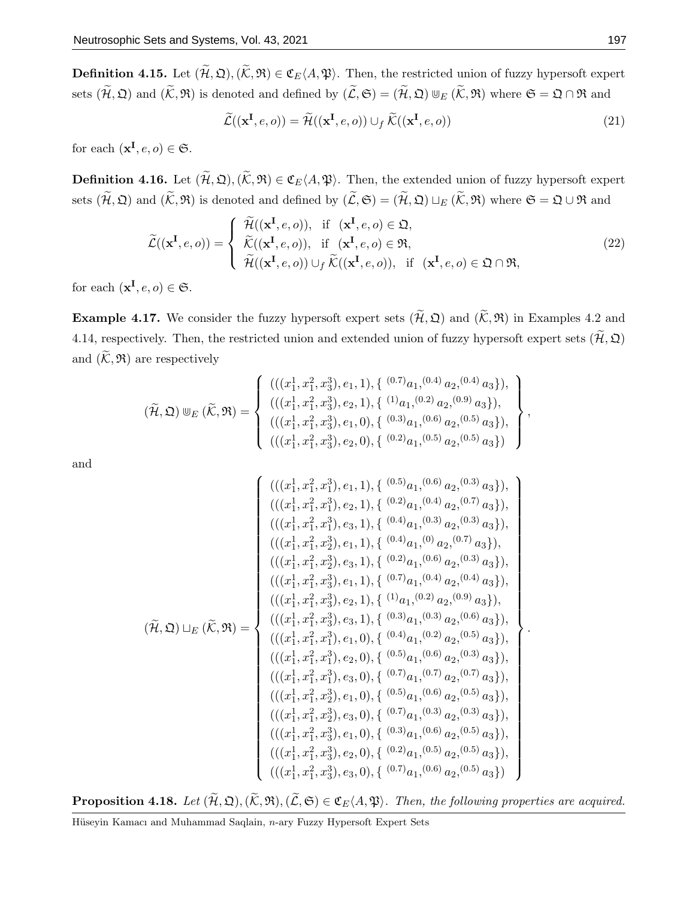**Definition 4.15.** Let $(\widetilde{\mathcal{H}}, \mathfrak{Q}), (\widetilde{\mathcal{K}}, \mathfrak{R}) \in \mathfrak{C}_E\langle A, \mathfrak{P}\rangle$. Then, the restricted union of fuzzy hypersoft expert sets $(\widetilde{\mathcal{H}}, \mathfrak{Q})$ and $(\widetilde{\mathcal{K}}, \mathfrak{R})$ is denoted and defined by $(\widetilde{\mathcal{L}}, \mathfrak{S}) = (\widetilde{\mathcal{H}}, \mathfrak{Q}) \Cup_E (\widetilde{\mathcal{K}}, \mathfrak{R})$ where $\mathfrak{S} = \mathfrak{Q} \cap \mathfrak{R}$ and

$$\widetilde{\mathcal{L}}((\mathbf{x^I}, e, o)) = \widetilde{\mathcal{H}}((\mathbf{x^I}, e, o)) \cup_f \widetilde{\mathcal{K}}((\mathbf{x^I}, e, o)) \tag{21}$$

for each $(\mathbf{x^I}, e, o) \in \mathfrak{S}$.

**Definition 4.16.** Let $(\widetilde{\mathcal{H}}, \mathfrak{Q}), (\widetilde{\mathcal{K}}, \mathfrak{R}) \in \mathfrak{C}_E\langle A, \mathfrak{P}\rangle$. Then, the extended union of fuzzy hypersoft expert sets $(\widetilde{\mathcal{H}}, \mathfrak{Q})$ and $(\widetilde{\mathcal{K}}, \mathfrak{R})$ is denoted and defined by $(\widetilde{\mathcal{L}}, \mathfrak{S}) = (\widetilde{\mathcal{H}}, \mathfrak{Q}) \sqcup_E (\widetilde{\mathcal{K}}, \mathfrak{R})$ where $\mathfrak{S} = \mathfrak{Q} \cup \mathfrak{R}$ and

$$\widetilde{\mathcal{L}}((\mathbf{x^I}, e, o)) = \begin{cases} \widetilde{\mathcal{H}}((\mathbf{x^I}, e, o)), & \text{if } (\mathbf{x^I}, e, o) \in \mathfrak{Q}, \\ \widetilde{\mathcal{K}}((\mathbf{x^I}, e, o)), & \text{if } (\mathbf{x^I}, e, o) \in \mathfrak{R}, \\ \widetilde{\mathcal{H}}((\mathbf{x^I}, e, o)) \cup_f \widetilde{\mathcal{K}}((\mathbf{x^I}, e, o)), & \text{if } (\mathbf{x^I}, e, o) \in \mathfrak{Q} \cap \mathfrak{R}, \end{cases} \tag{22}$$

for each $(\mathbf{x^I}, e, o) \in \mathfrak{S}$.

**Example 4.17.** We consider the fuzzy hypersoft expert sets $(\widetilde{\mathcal{H}}, \mathfrak{Q})$ and $(\widetilde{\mathcal{K}}, \mathfrak{R})$ in Examples 4.2 and 4.14, respectively. Then, the restricted union and extended union of fuzzy hypersoft expert sets $(\widetilde{\mathcal{H}}, \mathfrak{Q})$ and $(\widetilde{\mathcal{K}}, \mathfrak{R})$ are respectively

$$(\widetilde{\mathcal{H}}, \mathfrak{Q}) \Cup_E (\widetilde{\mathcal{K}}, \mathfrak{R}) = \left\{ \begin{array}{l} (((x_1^1, x_1^2, x_3^3), e_1, 1), \{ ^{(0.7)}a_1, ^{(0.4)}a_2, ^{(0.4)}a_3\}), \\ (((x_1^1, x_1^2, x_3^3), e_2, 1), \{ ^{(1)}a_1, ^{(0.2)}a_2, ^{(0.9)}a_3\}), \\ (((x_1^1, x_1^2, x_3^3), e_1, 0), \{ ^{(0.3)}a_1, ^{(0.6)}a_2, ^{(0.5)}a_3\}), \\ (((x_1^1, x_1^2, x_3^3), e_2, 0), \{ ^{(0.2)}a_1, ^{(0.5)}a_2, ^{(0.5)}a_3\}) \end{array} \right\},$$

and

$$(\widetilde{\mathcal{H}}, \mathfrak{Q}) \sqcup_E (\widetilde{\mathcal{K}}, \mathfrak{R}) = \left\{ \begin{array}{l} (((x_1^1, x_1^2, x_1^3), e_1, 1), \{ ^{(0.5)}a_1, ^{(0.6)}a_2, ^{(0.3)}a_3\}), \\ (((x_1^1, x_1^2, x_1^3), e_2, 1), \{ ^{(0.2)}a_1, ^{(0.4)}a_2, ^{(0.7)}a_3\}), \\ (((x_1^1, x_1^2, x_1^3), e_3, 1), \{ ^{(0.4)}a_1, ^{(0.3)}a_2, ^{(0.3)}a_3\}), \\ (((x_1^1, x_1^2, x_2^3), e_1, 1), \{ ^{(0.4)}a_1, ^{(0)}a_2, ^{(0.7)}a_3\}), \\ (((x_1^1, x_1^2, x_2^3), e_3, 1), \{ ^{(0.2)}a_1, ^{(0.6)}a_2, ^{(0.3)}a_3\}), \\ (((x_1^1, x_1^2, x_3^3), e_1, 1), \{ ^{(0.7)}a_1, ^{(0.4)}a_2, ^{(0.4)}a_3\}), \\ (((x_1^1, x_1^2, x_3^3), e_2, 1), \{ ^{(1)}a_1, ^{(0.2)}a_2, ^{(0.9)}a_3\}), \\ (((x_1^1, x_1^2, x_3^3), e_3, 1), \{ ^{(0.3)}a_1, ^{(0.3)}a_2, ^{(0.6)}a_3\}), \\ (((x_1^1, x_1^2, x_1^3), e_1, 0), \{ ^{(0.4)}a_1, ^{(0.2)}a_2, ^{(0.5)}a_3\}), \\ (((x_1^1, x_1^2, x_1^3), e_2, 0), \{ ^{(0.5)}a_1, ^{(0.6)}a_2, ^{(0.3)}a_3\}), \\ (((x_1^1, x_1^2, x_1^3), e_3, 0), \{ ^{(0.7)}a_1, ^{(0.7)}a_2, ^{(0.7)}a_3\}), \\ (((x_1^1, x_1^2, x_2^3), e_1, 0), \{ ^{(0.5)}a_1, ^{(0.6)}a_2, ^{(0.5)}a_3\}), \\ (((x_1^1, x_1^2, x_2^3), e_3, 0), \{ ^{(0.7)}a_1, ^{(0.3)}a_2, ^{(0.3)}a_3\}), \\ (((x_1^1, x_1^2, x_3^3), e_1, 0), \{ ^{(0.3)}a_1, ^{(0.6)}a_2, ^{(0.5)}a_3\}), \\ (((x_1^1, x_1^2, x_3^3), e_2, 0), \{ ^{(0.2)}a_1, ^{(0.5)}a_2, ^{(0.5)}a_3\}), \\ (((x_1^1, x_1^2, x_3^3), e_3, 0), \{ ^{(0.7)}a_1, ^{(0.6)}a_2, ^{(0.5)}a_3\}) \end{array} \right\}.$$

**Proposition 4.18.** *Let $(\widetilde{\mathcal{H}}, \mathfrak{Q}), (\widetilde{\mathcal{K}}, \mathfrak{R}), (\widetilde{\mathcal{L}}, \mathfrak{S}) \in \mathfrak{C}_E\langle A, \mathfrak{P}\rangle$. Then, the following properties are acquired.*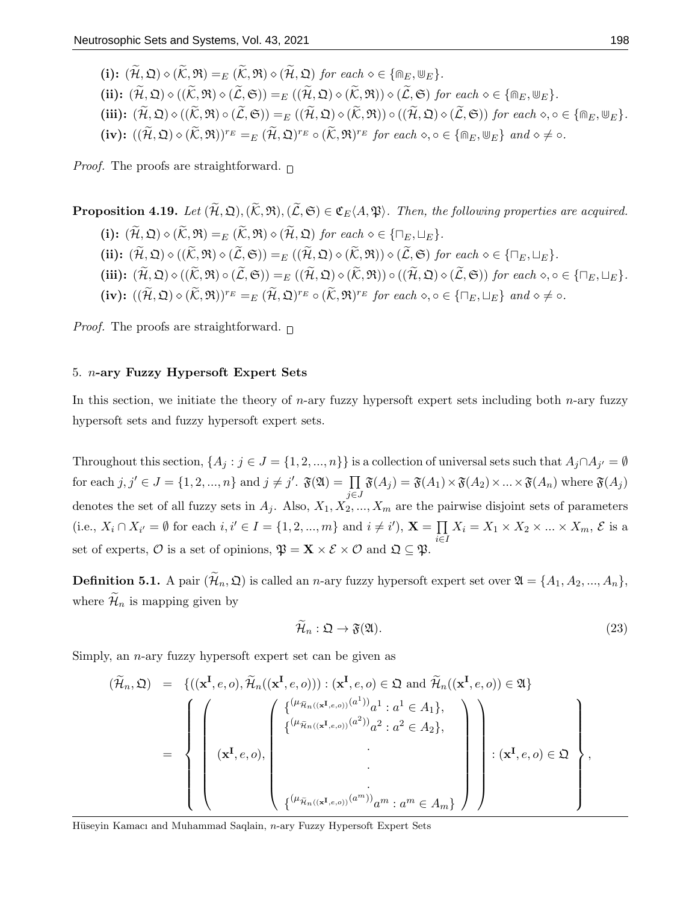**(i):** $(\widetilde{\mathcal{H}},\mathfrak{Q})\diamond(\widetilde{\mathcal{K}},\mathfrak{R}) =_E (\widetilde{\mathcal{K}},\mathfrak{R})\diamond(\widetilde{\mathcal{H}},\mathfrak{Q})$ *for each* $\diamond\in\{\Cap_E,\Cup_E\}$.

**(ii):** $(\widetilde{\mathcal{H}},\mathfrak{Q})\diamond((\widetilde{\mathcal{K}},\mathfrak{R})\diamond(\widetilde{\mathcal{L}},\mathfrak{S})) =_E ((\widetilde{\mathcal{H}},\mathfrak{Q})\diamond(\widetilde{\mathcal{K}},\mathfrak{R}))\diamond(\widetilde{\mathcal{L}},\mathfrak{S})$ *for each* $\diamond\in\{\Cap_E,\Cup_E\}$.

**(iii):** $(\widetilde{\mathcal{H}},\mathfrak{Q})\diamond((\widetilde{\mathcal{K}},\mathfrak{R})\circ(\widetilde{\mathcal{L}},\mathfrak{S})) =_E ((\widetilde{\mathcal{H}},\mathfrak{Q})\diamond(\widetilde{\mathcal{K}},\mathfrak{R}))\circ((\widetilde{\mathcal{H}},\mathfrak{Q})\diamond(\widetilde{\mathcal{L}},\mathfrak{S}))$ *for each* $\diamond,\circ\in\{\Cap_E,\Cup_E\}$.

**(iv):** $((\widetilde{\mathcal{H}},\mathfrak{Q})\diamond(\widetilde{\mathcal{K}},\mathfrak{R}))^{r_E} =_E (\widetilde{\mathcal{H}},\mathfrak{Q})^{r_E}\circ(\widetilde{\mathcal{K}},\mathfrak{R})^{r_E}$ *for each* $\diamond,\circ\in\{\Cap_E,\Cup_E\}$ *and* $\diamond\neq\circ$.

*Proof.* The proofs are straightforward. □

**Proposition 4.19.** *Let* $(\widetilde{\mathcal{H}},\mathfrak{Q}),(\widetilde{\mathcal{K}},\mathfrak{R}),(\widetilde{\mathcal{L}},\mathfrak{S})\in\mathfrak{C}_E\langle A,\mathfrak{P}\rangle$*. Then, the following properties are acquired.*

**(i):** $(\widetilde{\mathcal{H}},\mathfrak{Q})\diamond(\widetilde{\mathcal{K}},\mathfrak{R}) =_E (\widetilde{\mathcal{K}},\mathfrak{R})\diamond(\widetilde{\mathcal{H}},\mathfrak{Q})$ *for each* $\diamond\in\{\sqcap_E,\sqcup_E\}$.

**(ii):** $(\widetilde{\mathcal{H}},\mathfrak{Q})\diamond((\widetilde{\mathcal{K}},\mathfrak{R})\diamond(\widetilde{\mathcal{L}},\mathfrak{S})) =_E ((\widetilde{\mathcal{H}},\mathfrak{Q})\diamond(\widetilde{\mathcal{K}},\mathfrak{R}))\diamond(\widetilde{\mathcal{L}},\mathfrak{S})$ *for each* $\diamond\in\{\sqcap_E,\sqcup_E\}$.

**(iii):** $(\widetilde{\mathcal{H}},\mathfrak{Q})\diamond((\widetilde{\mathcal{K}},\mathfrak{R})\circ(\widetilde{\mathcal{L}},\mathfrak{S})) =_E ((\widetilde{\mathcal{H}},\mathfrak{Q})\diamond(\widetilde{\mathcal{K}},\mathfrak{R}))\circ((\widetilde{\mathcal{H}},\mathfrak{Q})\diamond(\widetilde{\mathcal{L}},\mathfrak{S}))$ *for each* $\diamond,\circ\in\{\sqcap_E,\sqcup_E\}$.

**(iv):** $((\widetilde{\mathcal{H}},\mathfrak{Q})\diamond(\widetilde{\mathcal{K}},\mathfrak{R}))^{r_E} =_E (\widetilde{\mathcal{H}},\mathfrak{Q})^{r_E}\circ(\widetilde{\mathcal{K}},\mathfrak{R})^{r_E}$ *for each* $\diamond,\circ\in\{\sqcap_E,\sqcup_E\}$ *and* $\diamond\neq\circ$.

*Proof.* The proofs are straightforward. □

## 5. $n$-ary Fuzzy Hypersoft Expert Sets

In this section, we initiate the theory of $n$-ary fuzzy hypersoft expert sets including both $n$-ary fuzzy hypersoft sets and fuzzy hypersoft expert sets.

Throughout this section, $\{A_j : j\in J=\{1,2,...,n\}\}$ is a collection of universal sets such that $A_j\cap A_{j'}=\emptyset$ for each $j,j'\in J=\{1,2,...,n\}$ and $j\neq j'$. $\mathfrak{F}(\mathfrak{A})=\prod_{j\in J}\mathfrak{F}(A_j)=\mathfrak{F}(A_1)\times\mathfrak{F}(A_2)\times...\times\mathfrak{F}(A_n)$ where $\mathfrak{F}(A_j)$ denotes the set of all fuzzy sets in $A_j$. Also, $X_1,X_2,...,X_m$ are the pairwise disjoint sets of parameters (i.e., $X_i\cap X_{i'}=\emptyset$ for each $i,i'\in I=\{1,2,...,m\}$ and $i\neq i'$), $\mathbf{X}=\prod_{i\in I}X_i=X_1\times X_2\times...\times X_m$, $\mathcal{E}$ is a set of experts, $\mathcal{O}$ is a set of opinions, $\mathfrak{P}=\mathbf{X}\times\mathcal{E}\times\mathcal{O}$ and $\mathfrak{Q}\subseteq\mathfrak{P}$.

**Definition 5.1.** A pair $(\widetilde{\mathcal{H}}_n,\mathfrak{Q})$ is called an $n$-ary fuzzy hypersoft expert set over $\mathfrak{A}=\{A_1,A_2,...,A_n\}$, where $\widetilde{\mathcal{H}}_n$ is mapping given by

$$\widetilde{\mathcal{H}}_n:\mathfrak{Q}\to\mathfrak{F}(\mathfrak{A}). \tag{23}$$

Simply, an $n$-ary fuzzy hypersoft expert set can be given as

$$\begin{aligned}
(\widetilde{\mathcal{H}}_n,\mathfrak{Q}) &= \{((\mathbf{x^I},e,o),\widetilde{\mathcal{H}}_n((\mathbf{x^I},e,o))) : (\mathbf{x^I},e,o)\in\mathfrak{Q} \text{ and } \widetilde{\mathcal{H}}_n((\mathbf{x^I},e,o))\in\mathfrak{A}\}\\
&= \left\{\left((\mathbf{x^I},e,o),\begin{pmatrix}\{^{(\mu_{\widetilde{\mathcal{H}}_n((\mathbf{x^I},e,o))}(a^1))}a^1 : a^1\in A_1\},\\ \{^{(\mu_{\widetilde{\mathcal{H}}_n((\mathbf{x^I},e,o))}(a^2))}a^2 : a^2\in A_2\},\\ \cdot\\ \cdot\\ \cdot\\ \{^{(\mu_{\widetilde{\mathcal{H}}_n((\mathbf{x^I},e,o))}(a^m))}a^m : a^m\in A_m\}\end{pmatrix}\right) : (\mathbf{x^I},e,o)\in\mathfrak{Q}\right\},
\end{aligned}$$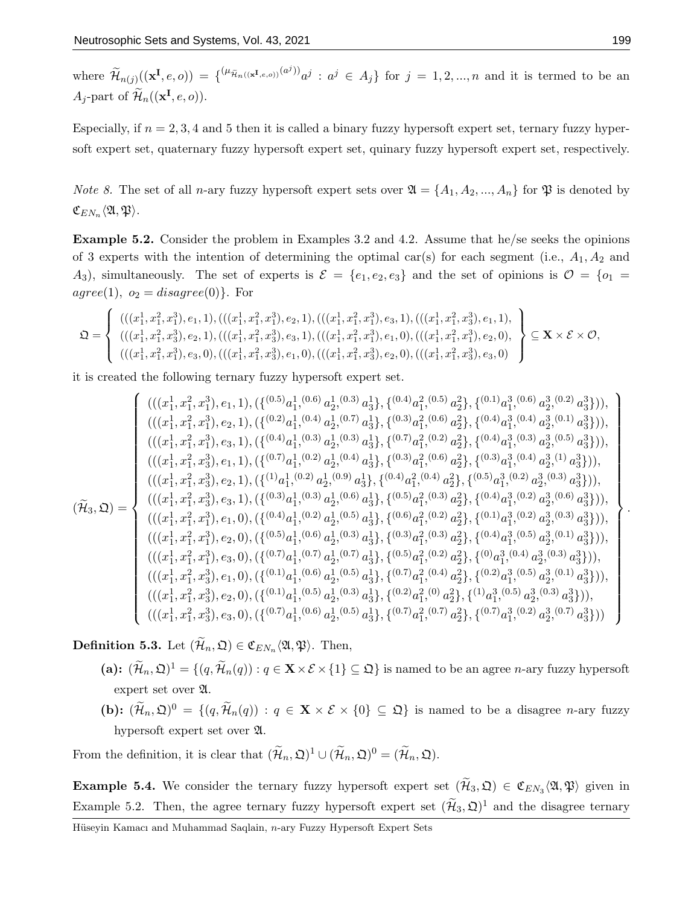where $\widetilde{\mathcal{H}}_{n(j)}((\mathbf{x}^{\mathbf{I}}, e, o)) = \{^{(\mu_{\widetilde{\mathcal{H}}_n((\mathbf{x}^{\mathbf{I}},e,o))}(a^j))}a^j : a^j \in A_j\}$ for $j = 1, 2, ..., n$ and it is termed to be an $A_j$-part of $\widetilde{\mathcal{H}}_n((\mathbf{x}^{\mathbf{I}}, e, o))$.

Especially, if $n = 2, 3, 4$ and $5$ then it is called a binary fuzzy hypersoft expert set, ternary fuzzy hypersoft expert set, quaternary fuzzy hypersoft expert set, quinary fuzzy hypersoft expert set, respectively.

*Note 8.* The set of all $n$-ary fuzzy hypersoft expert sets over $\mathfrak{A} = \{A_1, A_2, ..., A_n\}$ for $\mathfrak{P}$ is denoted by $\mathfrak{C}_{EN_n}\langle \mathfrak{A}, \mathfrak{P}\rangle$.

**Example 5.2.** Consider the problem in Examples 3.2 and 4.2. Assume that he/se seeks the opinions of 3 experts with the intention of determining the optimal car(s) for each segment (i.e., $A_1, A_2$ and $A_3$), simultaneously. The set of experts is $\mathcal{E} = \{e_1, e_2, e_3\}$ and the set of opinions is $\mathcal{O} = \{o_1 = agree(1),\ o_2 = disagree(0)\}$. For

$$\mathfrak{Q} = \left\{ \begin{array}{l} (((x_1^1, x_1^2, x_1^3), e_1, 1), (((x_1^1, x_1^2, x_1^3), e_2, 1), (((x_1^1, x_1^2, x_1^3), e_3, 1), (((x_1^1, x_1^2, x_3^3), e_1, 1), \\ (((x_1^1, x_1^2, x_3^3), e_2, 1), (((x_1^1, x_1^2, x_3^3), e_3, 1), (((x_1^1, x_1^2, x_1^3), e_1, 0), (((x_1^1, x_1^2, x_1^3), e_2, 0), \\ (((x_1^1, x_1^2, x_1^3), e_3, 0), (((x_1^1, x_1^2, x_3^3), e_1, 0), (((x_1^1, x_1^2, x_3^3), e_2, 0), (((x_1^1, x_1^2, x_3^3), e_3, 0) \end{array} \right\} \subseteq \mathbf{X} \times \mathcal{E} \times \mathcal{O},$$

it is created the following ternary fuzzy hypersoft expert set.

$$(\widetilde{\mathcal{H}}_3, \mathfrak{Q}) = \left\{ \begin{array}{l} (((x_1^1, x_1^2, x_1^3), e_1, 1), (\{^{(0.5)}a_1^1, ^{(0.6)}a_2^1, ^{(0.3)}a_3^1\}, \{^{(0.4)}a_1^2, ^{(0.5)}a_2^2\}, \{^{(0.1)}a_1^3, ^{(0.6)}a_2^3, ^{(0.2)}a_3^3\})), \\ (((x_1^1, x_1^2, x_1^3), e_2, 1), (\{^{(0.2)}a_1^1, ^{(0.4)}a_2^1, ^{(0.7)}a_3^1\}, \{^{(0.3)}a_1^2, ^{(0.6)}a_2^2\}, \{^{(0.4)}a_1^3, ^{(0.4)}a_2^3, ^{(0.1)}a_3^3\})), \\ (((x_1^1, x_1^2, x_1^3), e_3, 1), (\{^{(0.4)}a_1^1, ^{(0.3)}a_2^1, ^{(0.3)}a_3^1\}, \{^{(0.7)}a_1^2, ^{(0.2)}a_2^2\}, \{^{(0.4)}a_1^3, ^{(0.3)}a_2^3, ^{(0.5)}a_3^3\})), \\ (((x_1^1, x_1^2, x_3^3), e_1, 1), (\{^{(0.7)}a_1^1, ^{(0.2)}a_2^1, ^{(0.4)}a_3^1\}, \{^{(0.3)}a_1^2, ^{(0.6)}a_2^2\}, \{^{(0.3)}a_1^3, ^{(0.4)}a_2^3, ^{(1)}a_3^3\})), \\ (((x_1^1, x_1^2, x_3^3), e_2, 1), (\{^{(1)}a_1^1, ^{(0.2)}a_2^1, ^{(0.9)}a_3^1\}, \{^{(0.4)}a_1^2, ^{(0.4)}a_2^2\}, \{^{(0.5)}a_1^3, ^{(0.2)}a_2^3, ^{(0.3)}a_3^3\})), \\ (((x_1^1, x_1^2, x_3^3), e_3, 1), (\{^{(0.3)}a_1^1, ^{(0.3)}a_2^1, ^{(0.6)}a_3^1\}, \{^{(0.5)}a_1^2, ^{(0.3)}a_2^2\}, \{^{(0.4)}a_1^3, ^{(0.2)}a_2^3, ^{(0.6)}a_3^3\})), \\ (((x_1^1, x_1^2, x_1^3), e_1, 0), (\{^{(0.4)}a_1^1, ^{(0.2)}a_2^1, ^{(0.5)}a_3^1\}, \{^{(0.6)}a_1^2, ^{(0.2)}a_2^2\}, \{^{(0.1)}a_1^3, ^{(0.2)}a_2^3, ^{(0.3)}a_3^3\})), \\ (((x_1^1, x_1^2, x_1^3), e_2, 0), (\{^{(0.5)}a_1^1, ^{(0.6)}a_2^1, ^{(0.3)}a_3^1\}, \{^{(0.3)}a_1^2, ^{(0.3)}a_2^2\}, \{^{(0.4)}a_1^3, ^{(0.5)}a_2^3, ^{(0.1)}a_3^3\})), \\ (((x_1^1, x_1^2, x_1^3), e_3, 0), (\{^{(0.7)}a_1^1, ^{(0.7)}a_2^1, ^{(0.7)}a_3^1\}, \{^{(0.5)}a_1^2, ^{(0.2)}a_2^2\}, \{^{(0)}a_1^3, ^{(0.4)}a_2^3, ^{(0.3)}a_3^3\})), \\ (((x_1^1, x_1^2, x_3^3), e_1, 0), (\{^{(0.1)}a_1^1, ^{(0.6)}a_2^1, ^{(0.5)}a_3^1\}, \{^{(0.7)}a_1^2, ^{(0.4)}a_2^2\}, \{^{(0.2)}a_1^3, ^{(0.5)}a_2^3, ^{(0.1)}a_3^3\})), \\ (((x_1^1, x_1^2, x_3^3), e_2, 0), (\{^{(0.1)}a_1^1, ^{(0.5)}a_2^1, ^{(0.3)}a_3^1\}, \{^{(0.2)}a_1^2, ^{(0)}a_2^2\}, \{^{(1)}a_1^3, ^{(0.5)}a_2^3, ^{(0.3)}a_3^3\})), \\ (((x_1^1, x_1^2, x_3^3), e_3, 0), (\{^{(0.7)}a_1^1, ^{(0.6)}a_2^1, ^{(0.5)}a_3^1\}, \{^{(0.7)}a_1^2, ^{(0.7)}a_2^2\}, \{^{(0.7)}a_1^3, ^{(0.2)}a_2^3, ^{(0.7)}a_3^3\})) \end{array} \right\}.$$

**Definition 5.3.** Let $(\widetilde{\mathcal{H}}_n, \mathfrak{Q}) \in \mathfrak{C}_{EN_n}\langle \mathfrak{A}, \mathfrak{P}\rangle$. Then,

- **(a):** $(\widetilde{\mathcal{H}}_n, \mathfrak{Q})^1 = \{(q, \widetilde{\mathcal{H}}_n(q)) : q \in \mathbf{X} \times \mathcal{E} \times \{1\} \subseteq \mathfrak{Q}\}$ is named to be an agree $n$-ary fuzzy hypersoft expert set over $\mathfrak{A}$.
- **(b):** $(\widetilde{\mathcal{H}}_n, \mathfrak{Q})^0 = \{(q, \widetilde{\mathcal{H}}_n(q)) : q \in \mathbf{X} \times \mathcal{E} \times \{0\} \subseteq \mathfrak{Q}\}$ is named to be a disagree $n$-ary fuzzy hypersoft expert set over $\mathfrak{A}$.

From the definition, it is clear that $(\widetilde{\mathcal{H}}_n, \mathfrak{Q})^1 \cup (\widetilde{\mathcal{H}}_n, \mathfrak{Q})^0 = (\widetilde{\mathcal{H}}_n, \mathfrak{Q})$.

**Example 5.4.** We consider the ternary fuzzy hypersoft expert set $(\widetilde{\mathcal{H}}_3, \mathfrak{Q}) \in \mathfrak{C}_{EN_3}\langle \mathfrak{A}, \mathfrak{P}\rangle$ given in Example 5.2. Then, the agree ternary fuzzy hypersoft expert set $(\widetilde{\mathcal{H}}_3, \mathfrak{Q})^1$ and the disagree ternary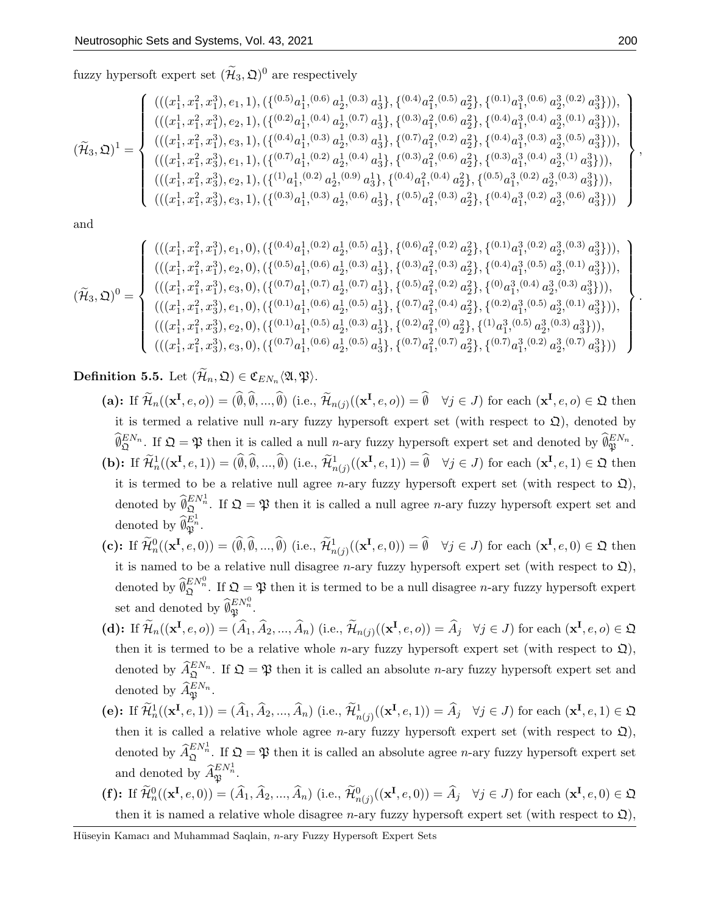fuzzy hypersoft expert set $(\widetilde{\mathcal{H}}_3, \mathfrak{Q})^0$ are respectively

$$
(\widetilde{\mathcal{H}}_3, \mathfrak{Q})^1 = \left\{ \begin{array}{l}
(((x_1^1, x_1^2, x_1^3), e_1, 1), (\{^{(0.5)}a_1^1, {}^{(0.6)}a_2^1, {}^{(0.3)}a_3^1\}, \{^{(0.4)}a_1^2, {}^{(0.5)}a_2^2\}, \{^{(0.1)}a_1^3, {}^{(0.6)}a_2^3, {}^{(0.2)}a_3^3\})), \\
(((x_1^1, x_1^2, x_1^3), e_2, 1), (\{^{(0.2)}a_1^1, {}^{(0.4)}a_2^1, {}^{(0.7)}a_3^1\}, \{^{(0.3)}a_1^2, {}^{(0.6)}a_2^2\}, \{^{(0.4)}a_1^3, {}^{(0.4)}a_2^3, {}^{(0.1)}a_3^3\})), \\
(((x_1^1, x_1^2, x_1^3), e_3, 1), (\{^{(0.4)}a_1^1, {}^{(0.3)}a_2^1, {}^{(0.3)}a_3^1\}, \{^{(0.7)}a_1^2, {}^{(0.2)}a_2^2\}, \{^{(0.4)}a_1^3, {}^{(0.3)}a_2^3, {}^{(0.5)}a_3^3\})), \\
(((x_1^1, x_1^2, x_3^3), e_1, 1), (\{^{(0.7)}a_1^1, {}^{(0.2)}a_2^1, {}^{(0.4)}a_3^1\}, \{^{(0.3)}a_1^2, {}^{(0.6)}a_2^2\}, \{^{(0.3)}a_1^3, {}^{(0.4)}a_2^3, {}^{(1)}a_3^3\})), \\
(((x_1^1, x_1^2, x_3^3), e_2, 1), (\{^{(1)}a_1^1, {}^{(0.2)}a_2^1, {}^{(0.9)}a_3^1\}, \{^{(0.4)}a_1^2, {}^{(0.4)}a_2^2\}, \{^{(0.5)}a_1^3, {}^{(0.2)}a_2^3, {}^{(0.3)}a_3^3\})), \\
(((x_1^1, x_1^2, x_3^3), e_3, 1), (\{^{(0.3)}a_1^1, {}^{(0.3)}a_2^1, {}^{(0.6)}a_3^1\}, \{^{(0.5)}a_1^2, {}^{(0.3)}a_2^2\}, \{^{(0.4)}a_1^3, {}^{(0.2)}a_2^3, {}^{(0.6)}a_3^3\}))
\end{array} \right\},
$$

and

$$
(\widetilde{\mathcal{H}}_3, \mathfrak{Q})^0 = \left\{ \begin{array}{l}
(((x_1^1, x_1^2, x_1^3), e_1, 0), (\{^{(0.4)}a_1^1, {}^{(0.2)}a_2^1, {}^{(0.5)}a_3^1\}, \{^{(0.6)}a_1^2, {}^{(0.2)}a_2^2\}, \{^{(0.1)}a_1^3, {}^{(0.2)}a_2^3, {}^{(0.3)}a_3^3\})), \\
(((x_1^1, x_1^2, x_1^3), e_2, 0), (\{^{(0.5)}a_1^1, {}^{(0.6)}a_2^1, {}^{(0.3)}a_3^1\}, \{^{(0.3)}a_1^2, {}^{(0.3)}a_2^2\}, \{^{(0.4)}a_1^3, {}^{(0.5)}a_2^3, {}^{(0.1)}a_3^3\})), \\
(((x_1^1, x_1^2, x_1^3), e_3, 0), (\{^{(0.7)}a_1^1, {}^{(0.7)}a_2^1, {}^{(0.7)}a_3^1\}, \{^{(0.5)}a_1^2, {}^{(0.2)}a_2^2\}, \{^{(0)}a_1^3, {}^{(0.4)}a_2^3, {}^{(0.3)}a_3^3\})), \\
(((x_1^1, x_1^2, x_3^3), e_1, 0), (\{^{(0.1)}a_1^1, {}^{(0.6)}a_2^1, {}^{(0.5)}a_3^1\}, \{^{(0.7)}a_1^2, {}^{(0.4)}a_2^2\}, \{^{(0.2)}a_1^3, {}^{(0.5)}a_2^3, {}^{(0.1)}a_3^3\})), \\
(((x_1^1, x_1^2, x_3^3), e_2, 0), (\{^{(0.1)}a_1^1, {}^{(0.5)}a_2^1, {}^{(0.3)}a_3^1\}, \{^{(0.2)}a_1^2, {}^{(0)}a_2^2\}, \{^{(1)}a_1^3, {}^{(0.5)}a_2^3, {}^{(0.3)}a_3^3\})), \\
(((x_1^1, x_1^2, x_3^3), e_3, 0), (\{^{(0.7)}a_1^1, {}^{(0.6)}a_2^1, {}^{(0.5)}a_3^1\}, \{^{(0.7)}a_1^2, {}^{(0.7)}a_2^2\}, \{^{(0.7)}a_1^3, {}^{(0.2)}a_2^3, {}^{(0.7)}a_3^3\}))
\end{array} \right\}.
$$

**Definition 5.5.** Let $(\widetilde{\mathcal{H}}_n, \mathfrak{Q}) \in \mathfrak{C}_{EN_n}\langle \mathfrak{A}, \mathfrak{P} \rangle$.

- **(a):** If $\widetilde{\mathcal{H}}_n((\mathbf{x^I}, e, o)) = (\widehat{\emptyset}, \widehat{\emptyset}, ..., \widehat{\emptyset})$ (i.e., $\widetilde{\mathcal{H}}_{n(j)}((\mathbf{x^I}, e, o)) = \widehat{\emptyset} \quad \forall j \in J$) for each $(\mathbf{x^I}, e, o) \in \mathfrak{Q}$ then it is termed a relative null $n$-ary fuzzy hypersoft expert set (with respect to $\mathfrak{Q}$), denoted by $\widehat{\emptyset}_{\mathfrak{Q}}^{EN_n}$. If $\mathfrak{Q} = \mathfrak{P}$ then it is called a null $n$-ary fuzzy hypersoft expert set and denoted by $\widehat{\emptyset}_{\mathfrak{P}}^{EN_n}$.
- **(b):** If $\widetilde{\mathcal{H}}_n^1((\mathbf{x^I}, e, 1)) = (\widehat{\emptyset}, \widehat{\emptyset}, ..., \widehat{\emptyset})$ (i.e., $\widetilde{\mathcal{H}}_{n(j)}^1((\mathbf{x^I}, e, 1)) = \widehat{\emptyset} \quad \forall j \in J$) for each $(\mathbf{x^I}, e, 1) \in \mathfrak{Q}$ then it is termed to be a relative null agree $n$-ary fuzzy hypersoft expert set (with respect to $\mathfrak{Q}$), denoted by $\widehat{\emptyset}_{\mathfrak{Q}}^{EN_n^1}$. If $\mathfrak{Q} = \mathfrak{P}$ then it is called a null agree $n$-ary fuzzy hypersoft expert set and denoted by $\widehat{\emptyset}_{\mathfrak{P}}^{E_n^1}$.
- **(c):** If $\widetilde{\mathcal{H}}_n^0((\mathbf{x^I}, e, 0)) = (\widehat{\emptyset}, \widehat{\emptyset}, ..., \widehat{\emptyset})$ (i.e., $\widetilde{\mathcal{H}}_{n(j)}^1((\mathbf{x^I}, e, 0)) = \widehat{\emptyset} \quad \forall j \in J$) for each $(\mathbf{x^I}, e, 0) \in \mathfrak{Q}$ then it is named to be a relative null disagree $n$-ary fuzzy hypersoft expert set (with respect to $\mathfrak{Q}$), denoted by $\widehat{\emptyset}_{\mathfrak{Q}}^{EN_n^0}$. If $\mathfrak{Q} = \mathfrak{P}$ then it is termed to be a null disagree $n$-ary fuzzy hypersoft expert set and denoted by $\widehat{\emptyset}_{\mathfrak{P}}^{EN_n^0}$.
- **(d):** If $\widetilde{\mathcal{H}}_n((\mathbf{x^I}, e, o)) = (\widehat{A}_1, \widehat{A}_2, ..., \widehat{A}_n)$ (i.e., $\widetilde{\mathcal{H}}_{n(j)}((\mathbf{x^I}, e, o)) = \widehat{A}_j \quad \forall j \in J$) for each $(\mathbf{x^I}, e, o) \in \mathfrak{Q}$ then it is termed to be a relative whole $n$-ary fuzzy hypersoft expert set (with respect to $\mathfrak{Q}$), denoted by $\widehat{A}_{\mathfrak{Q}}^{EN_n}$. If $\mathfrak{Q} = \mathfrak{P}$ then it is called an absolute $n$-ary fuzzy hypersoft expert set and denoted by $\widehat{A}_{\mathfrak{P}}^{EN_n}$.
- **(e):** If $\widetilde{\mathcal{H}}_n^1((\mathbf{x^I}, e, 1)) = (\widehat{A}_1, \widehat{A}_2, ..., \widehat{A}_n)$ (i.e., $\widetilde{\mathcal{H}}_{n(j)}^1((\mathbf{x^I}, e, 1)) = \widehat{A}_j \quad \forall j \in J$) for each $(\mathbf{x^I}, e, 1) \in \mathfrak{Q}$ then it is called a relative whole agree $n$-ary fuzzy hypersoft expert set (with respect to $\mathfrak{Q}$), denoted by $\widehat{A}_{\mathfrak{Q}}^{EN_n^1}$. If $\mathfrak{Q} = \mathfrak{P}$ then it is called an absolute agree $n$-ary fuzzy hypersoft expert set and denoted by $\widehat{A}_{\mathfrak{P}}^{EN_n^1}$.
- **(f):** If $\widetilde{\mathcal{H}}_n^0((\mathbf{x^I}, e, 0)) = (\widehat{A}_1, \widehat{A}_2, ..., \widehat{A}_n)$ (i.e., $\widetilde{\mathcal{H}}_{n(j)}^0((\mathbf{x^I}, e, 0)) = \widehat{A}_j \quad \forall j \in J$) for each $(\mathbf{x^I}, e, 0) \in \mathfrak{Q}$ then it is named a relative whole disagree $n$-ary fuzzy hypersoft expert set (with respect to $\mathfrak{Q}$),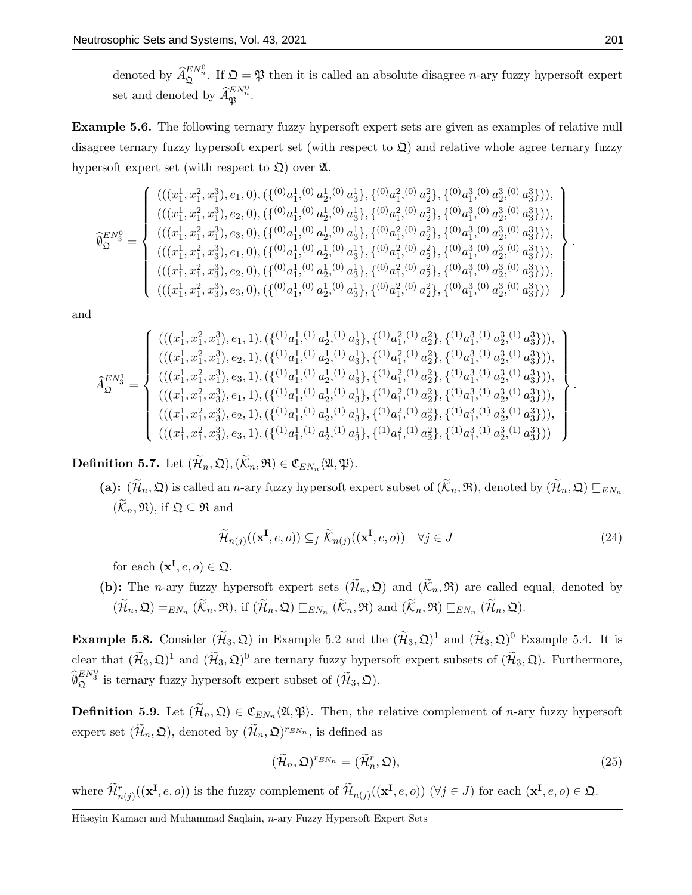denoted by $\widehat{A}_{\mathfrak{Q}}^{EN_n^0}$. If $\mathfrak{Q} = \mathfrak{P}$ then it is called an absolute disagree $n$-ary fuzzy hypersoft expert set and denoted by $\widehat{A}_{\mathfrak{P}}^{EN_n^0}$.

**Example 5.6.** The following ternary fuzzy hypersoft expert sets are given as examples of relative null disagree ternary fuzzy hypersoft expert set (with respect to $\mathfrak{Q}$) and relative whole agree ternary fuzzy hypersoft expert set (with respect to $\mathfrak{Q}$) over $\mathfrak{A}$.

$$\widehat{\emptyset}_{\mathfrak{Q}}^{EN_3^0} = \left\{ \begin{array}{l} (((x_1^1, x_1^2, x_1^3), e_1, 0), (\{^{(0)}a_1^1, ^{(0)}a_2^1, ^{(0)}a_3^1\}, \{^{(0)}a_1^2, ^{(0)}a_2^2\}, \{^{(0)}a_1^3, ^{(0)}a_2^3, ^{(0)}a_3^3\})), \\ (((x_1^1, x_1^2, x_1^3), e_2, 0), (\{^{(0)}a_1^1, ^{(0)}a_2^1, ^{(0)}a_3^1\}, \{^{(0)}a_1^2, ^{(0)}a_2^2\}, \{^{(0)}a_1^3, ^{(0)}a_2^3, ^{(0)}a_3^3\})), \\ (((x_1^1, x_1^2, x_1^3), e_3, 0), (\{^{(0)}a_1^1, ^{(0)}a_2^1, ^{(0)}a_3^1\}, \{^{(0)}a_1^2, ^{(0)}a_2^2\}, \{^{(0)}a_1^3, ^{(0)}a_2^3, ^{(0)}a_3^3\})), \\ (((x_1^1, x_1^2, x_3^3), e_1, 0), (\{^{(0)}a_1^1, ^{(0)}a_2^1, ^{(0)}a_3^1\}, \{^{(0)}a_1^2, ^{(0)}a_2^2\}, \{^{(0)}a_1^3, ^{(0)}a_2^3, ^{(0)}a_3^3\})), \\ (((x_1^1, x_1^2, x_3^3), e_2, 0), (\{^{(0)}a_1^1, ^{(0)}a_2^1, ^{(0)}a_3^1\}, \{^{(0)}a_1^2, ^{(0)}a_2^2\}, \{^{(0)}a_1^3, ^{(0)}a_2^3, ^{(0)}a_3^3\})), \\ (((x_1^1, x_1^2, x_3^3), e_3, 0), (\{^{(0)}a_1^1, ^{(0)}a_2^1, ^{(0)}a_3^1\}, \{^{(0)}a_1^2, ^{(0)}a_2^2\}, \{^{(0)}a_1^3, ^{(0)}a_2^3, ^{(0)}a_3^3\})) \end{array} \right\}.$$

and

$$\widehat{A}_{\mathfrak{Q}}^{EN_3^1} = \left\{ \begin{array}{l} (((x_1^1, x_1^2, x_1^3), e_1, 1), (\{^{(1)}a_1^1, ^{(1)}a_2^1, ^{(1)}a_3^1\}, \{^{(1)}a_1^2, ^{(1)}a_2^2\}, \{^{(1)}a_1^3, ^{(1)}a_2^3, ^{(1)}a_3^3\})), \\ (((x_1^1, x_1^2, x_1^3), e_2, 1), (\{^{(1)}a_1^1, ^{(1)}a_2^1, ^{(1)}a_3^1\}, \{^{(1)}a_1^2, ^{(1)}a_2^2\}, \{^{(1)}a_1^3, ^{(1)}a_2^3, ^{(1)}a_3^3\})), \\ (((x_1^1, x_1^2, x_1^3), e_3, 1), (\{^{(1)}a_1^1, ^{(1)}a_2^1, ^{(1)}a_3^1\}, \{^{(1)}a_1^2, ^{(1)}a_2^2\}, \{^{(1)}a_1^3, ^{(1)}a_2^3, ^{(1)}a_3^3\})), \\ (((x_1^1, x_1^2, x_3^3), e_1, 1), (\{^{(1)}a_1^1, ^{(1)}a_2^1, ^{(1)}a_3^1\}, \{^{(1)}a_1^2, ^{(1)}a_2^2\}, \{^{(1)}a_1^3, ^{(1)}a_2^3, ^{(1)}a_3^3\})), \\ (((x_1^1, x_1^2, x_3^3), e_2, 1), (\{^{(1)}a_1^1, ^{(1)}a_2^1, ^{(1)}a_3^1\}, \{^{(1)}a_1^2, ^{(1)}a_2^2\}, \{^{(1)}a_1^3, ^{(1)}a_2^3, ^{(1)}a_3^3\})), \\ (((x_1^1, x_1^2, x_3^3), e_3, 1), (\{^{(1)}a_1^1, ^{(1)}a_2^1, ^{(1)}a_3^1\}, \{^{(1)}a_1^2, ^{(1)}a_2^2\}, \{^{(1)}a_1^3, ^{(1)}a_2^3, ^{(1)}a_3^3\})) \end{array} \right\}.$$

**Definition 5.7.** Let $(\widetilde{\mathcal{H}}_n, \mathfrak{Q}), (\widetilde{\mathcal{K}}_n, \mathfrak{R}) \in \mathfrak{C}_{EN_n}\langle \mathfrak{A}, \mathfrak{P} \rangle$.

**(a):** $(\widetilde{\mathcal{H}}_n, \mathfrak{Q})$ is called an $n$-ary fuzzy hypersoft expert subset of $(\widetilde{\mathcal{K}}_n, \mathfrak{R})$, denoted by $(\widetilde{\mathcal{H}}_n, \mathfrak{Q}) \sqsubseteq_{EN_n} (\widetilde{\mathcal{K}}_n, \mathfrak{R})$, if $\mathfrak{Q} \subseteq \mathfrak{R}$ and

$$\widetilde{\mathcal{H}}_{n(j)}((\mathbf{x^I}, e, o)) \subseteq_f \widetilde{\mathcal{K}}_{n(j)}((\mathbf{x^I}, e, o)) \quad \forall j \in J \tag{24}$$

for each $(\mathbf{x^I}, e, o) \in \mathfrak{Q}$.

**(b):** The $n$-ary fuzzy hypersoft expert sets $(\widetilde{\mathcal{H}}_n, \mathfrak{Q})$ and $(\widetilde{\mathcal{K}}_n, \mathfrak{R})$ are called equal, denoted by $(\widetilde{\mathcal{H}}_n, \mathfrak{Q}) =_{EN_n} (\widetilde{\mathcal{K}}_n, \mathfrak{R})$, if $(\widetilde{\mathcal{H}}_n, \mathfrak{Q}) \sqsubseteq_{EN_n} (\widetilde{\mathcal{K}}_n, \mathfrak{R})$ and $(\widetilde{\mathcal{K}}_n, \mathfrak{R}) \sqsubseteq_{EN_n} (\widetilde{\mathcal{H}}_n, \mathfrak{Q})$.

**Example 5.8.** Consider $(\widetilde{\mathcal{H}}_3, \mathfrak{Q})$ in Example 5.2 and the $(\widetilde{\mathcal{H}}_3, \mathfrak{Q})^1$ and $(\widetilde{\mathcal{H}}_3, \mathfrak{Q})^0$ Example 5.4. It is clear that $(\widetilde{\mathcal{H}}_3, \mathfrak{Q})^1$ and $(\widetilde{\mathcal{H}}_3, \mathfrak{Q})^0$ are ternary fuzzy hypersoft expert subsets of $(\widetilde{\mathcal{H}}_3, \mathfrak{Q})$. Furthermore, $\widehat{\emptyset}_{\mathfrak{Q}}^{EN_3^0}$ is ternary fuzzy hypersoft expert subset of $(\widetilde{\mathcal{H}}_3, \mathfrak{Q})$.

**Definition 5.9.** Let $(\widetilde{\mathcal{H}}_n, \mathfrak{Q}) \in \mathfrak{C}_{EN_n}\langle \mathfrak{A}, \mathfrak{P} \rangle$. Then, the relative complement of $n$-ary fuzzy hypersoft expert set $(\widetilde{\mathcal{H}}_n, \mathfrak{Q})$, denoted by $(\widetilde{\mathcal{H}}_n, \mathfrak{Q})^{r_{EN_n}}$, is defined as

$$(\widetilde{\mathcal{H}}_n, \mathfrak{Q})^{r_{EN_n}} = (\widetilde{\mathcal{H}}_n^r, \mathfrak{Q}), \tag{25}$$

where $\widetilde{\mathcal{H}}_{n(j)}^r((\mathbf{x^I}, e, o))$ is the fuzzy complement of $\widetilde{\mathcal{H}}_{n(j)}((\mathbf{x^I}, e, o))$ $(\forall j \in J)$ for each $(\mathbf{x^I}, e, o) \in \mathfrak{Q}$.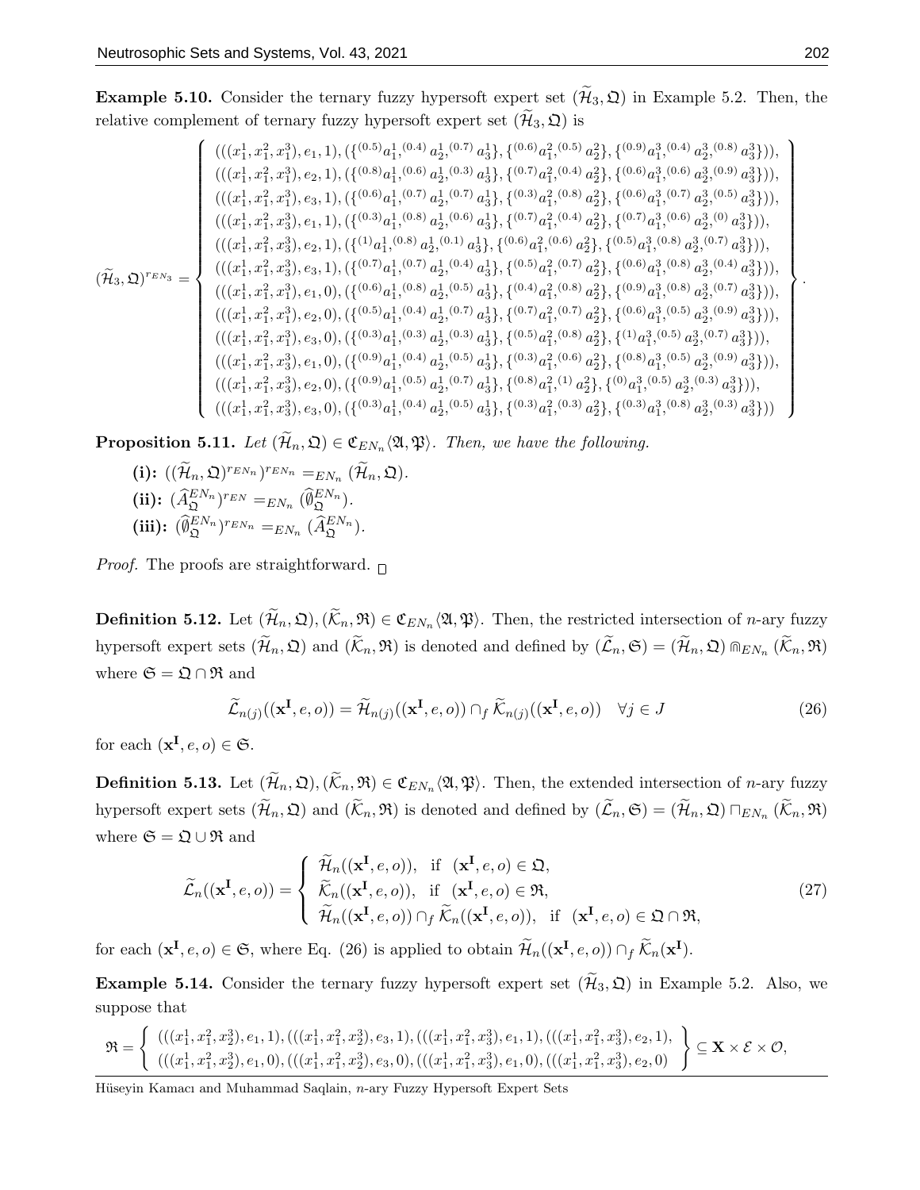**Example 5.10.** Consider the ternary fuzzy hypersoft expert set $(\widetilde{\mathcal{H}}_3, \mathfrak{Q})$ in Example 5.2. Then, the relative complement of ternary fuzzy hypersoft expert set $(\widetilde{\mathcal{H}}_3, \mathfrak{Q})$ is

$$
(\widetilde{\mathcal{H}}_3, \mathfrak{Q})^{r_{EN_3}} = \left\{ \begin{array}{l}
(((x_1^1, x_1^2, x_1^3), e_1, 1), (\{^{(0.5)}a_1^1, ^{(0.4)}a_2^1, ^{(0.7)}a_3^1\}, \{^{(0.6)}a_1^2, ^{(0.5)}a_2^2\}, \{^{(0.9)}a_1^3, ^{(0.4)}a_2^3, ^{(0.8)}a_3^3\})), \\
(((x_1^1, x_1^2, x_1^3), e_2, 1), (\{^{(0.8)}a_1^1, ^{(0.6)}a_2^1, ^{(0.3)}a_3^1\}, \{^{(0.7)}a_1^2, ^{(0.4)}a_2^2\}, \{^{(0.6)}a_1^3, ^{(0.6)}a_2^3, ^{(0.9)}a_3^3\})), \\
(((x_1^1, x_1^2, x_1^3), e_3, 1), (\{^{(0.6)}a_1^1, ^{(0.7)}a_2^1, ^{(0.7)}a_3^1\}, \{^{(0.3)}a_1^2, ^{(0.8)}a_2^2\}, \{^{(0.6)}a_1^3, ^{(0.7)}a_2^3, ^{(0.5)}a_3^3\})), \\
(((x_1^1, x_1^2, x_3^3), e_1, 1), (\{^{(0.3)}a_1^1, ^{(0.8)}a_2^1, ^{(0.6)}a_3^1\}, \{^{(0.7)}a_1^2, ^{(0.4)}a_2^2\}, \{^{(0.7)}a_1^3, ^{(0.6)}a_2^3, ^{(0)}a_3^3\})), \\
(((x_1^1, x_1^2, x_3^3), e_2, 1), (\{^{(1)}a_1^1, ^{(0.8)}a_2^1, ^{(0.1)}a_3^1\}, \{^{(0.6)}a_1^2, ^{(0.6)}a_2^2\}, \{^{(0.5)}a_1^3, ^{(0.8)}a_2^3, ^{(0.7)}a_3^3\})), \\
(((x_1^1, x_1^2, x_3^3), e_3, 1), (\{^{(0.7)}a_1^1, ^{(0.7)}a_2^1, ^{(0.4)}a_3^1\}, \{^{(0.5)}a_1^2, ^{(0.7)}a_2^2\}, \{^{(0.6)}a_1^3, ^{(0.8)}a_2^3, ^{(0.4)}a_3^3\})), \\
(((x_1^1, x_1^2, x_2^3), e_1, 0), (\{^{(0.6)}a_1^1, ^{(0.8)}a_2^1, ^{(0.5)}a_3^1\}, \{^{(0.4)}a_1^2, ^{(0.8)}a_2^2\}, \{^{(0.9)}a_1^3, ^{(0.8)}a_2^3, ^{(0.7)}a_3^3\})), \\
(((x_1^1, x_1^2, x_3^3), e_2, 0), (\{^{(0.5)}a_1^1, ^{(0.4)}a_2^1, ^{(0.7)}a_3^1\}, \{^{(0.7)}a_1^2, ^{(0.7)}a_2^2\}, \{^{(0.6)}a_1^3, ^{(0.5)}a_2^3, ^{(0.9)}a_3^3\})), \\
(((x_1^1, x_1^2, x_1^3), e_3, 0), (\{^{(0.3)}a_1^1, ^{(0.3)}a_2^1, ^{(0.3)}a_3^1\}, \{^{(0.5)}a_1^2, ^{(0.8)}a_2^2\}, \{^{(1)}a_1^3, ^{(0.5)}a_2^3, ^{(0.7)}a_3^3\})), \\
(((x_1^1, x_1^2, x_3^3), e_1, 0), (\{^{(0.9)}a_1^1, ^{(0.4)}a_2^1, ^{(0.5)}a_3^1\}, \{^{(0.3)}a_1^2, ^{(0.6)}a_2^2\}, \{^{(0.8)}a_1^3, ^{(0.5)}a_2^3, ^{(0.9)}a_3^3\})), \\
(((x_1^1, x_1^2, x_3^3), e_2, 0), (\{^{(0.9)}a_1^1, ^{(0.5)}a_2^1, ^{(0.7)}a_3^1\}, \{^{(0.8)}a_1^2, ^{(1)}a_2^2\}, \{^{(0)}a_1^3, ^{(0.5)}a_2^3, ^{(0.3)}a_3^3\})), \\
(((x_1^1, x_1^2, x_3^3), e_3, 0), (\{^{(0.3)}a_1^1, ^{(0.4)}a_2^1, ^{(0.5)}a_3^1\}, \{^{(0.3)}a_1^2, ^{(0.3)}a_2^2\}, \{^{(0.3)}a_1^3, ^{(0.8)}a_2^3, ^{(0.3)}a_3^3\}))
\end{array} \right\}.
$$

**Proposition 5.11.** *Let $(\widetilde{\mathcal{H}}_n, \mathfrak{Q}) \in \mathfrak{C}_{EN_n}\langle \mathfrak{A}, \mathfrak{P} \rangle$. Then, we have the following.*

**(i):** $((\widetilde{\mathcal{H}}_n, \mathfrak{Q})^{r_{EN_n}})^{r_{EN_n}} =_{EN_n} (\widetilde{\mathcal{H}}_n, \mathfrak{Q})$.

**(ii):** $(\widehat{A}_{\mathfrak{Q}}^{EN_n})^{r_{EN}} =_{EN_n} (\widehat{\emptyset}_{\mathfrak{Q}}^{EN_n})$.

**(iii):** $(\widehat{\emptyset}_{\mathfrak{Q}}^{EN_n})^{r_{EN_n}} =_{EN_n} (\widehat{A}_{\mathfrak{Q}}^{EN_n})$.

*Proof.* The proofs are straightforward. □

**Definition 5.12.** Let $(\widetilde{\mathcal{H}}_n, \mathfrak{Q}), (\widetilde{\mathcal{K}}_n, \mathfrak{R}) \in \mathfrak{C}_{EN_n}\langle \mathfrak{A}, \mathfrak{P} \rangle$. Then, the restricted intersection of $n$-ary fuzzy hypersoft expert sets $(\widetilde{\mathcal{H}}_n, \mathfrak{Q})$ and $(\widetilde{\mathcal{K}}_n, \mathfrak{R})$ is denoted and defined by $(\widetilde{\mathcal{L}}_n, \mathfrak{S}) = (\widetilde{\mathcal{H}}_n, \mathfrak{Q}) \Cap_{EN_n} (\widetilde{\mathcal{K}}_n, \mathfrak{R})$ where $\mathfrak{S} = \mathfrak{Q} \cap \mathfrak{R}$ and

$$
\widetilde{\mathcal{L}}_{n(j)}((\mathbf{x}^{\mathbf{I}}, e, o)) = \widetilde{\mathcal{H}}_{n(j)}((\mathbf{x}^{\mathbf{I}}, e, o)) \cap_f \widetilde{\mathcal{K}}_{n(j)}((\mathbf{x}^{\mathbf{I}}, e, o)) \quad \forall j \in J \tag{26}
$$

for each $(\mathbf{x}^{\mathbf{I}}, e, o) \in \mathfrak{S}$.

**Definition 5.13.** Let $(\widetilde{\mathcal{H}}_n, \mathfrak{Q}), (\widetilde{\mathcal{K}}_n, \mathfrak{R}) \in \mathfrak{C}_{EN_n}\langle \mathfrak{A}, \mathfrak{P} \rangle$. Then, the extended intersection of $n$-ary fuzzy hypersoft expert sets $(\widetilde{\mathcal{H}}_n, \mathfrak{Q})$ and $(\widetilde{\mathcal{K}}_n, \mathfrak{R})$ is denoted and defined by $(\widetilde{\mathcal{L}}_n, \mathfrak{S}) = (\widetilde{\mathcal{H}}_n, \mathfrak{Q}) \sqcap_{EN_n} (\widetilde{\mathcal{K}}_n, \mathfrak{R})$ where $\mathfrak{S} = \mathfrak{Q} \cup \mathfrak{R}$ and

$$
\widetilde{\mathcal{L}}_n((\mathbf{x}^{\mathbf{I}}, e, o)) = \begin{cases} \widetilde{\mathcal{H}}_n((\mathbf{x}^{\mathbf{I}}, e, o)), & \text{if } (\mathbf{x}^{\mathbf{I}}, e, o) \in \mathfrak{Q}, \\ \widetilde{\mathcal{K}}_n((\mathbf{x}^{\mathbf{I}}, e, o)), & \text{if } (\mathbf{x}^{\mathbf{I}}, e, o) \in \mathfrak{R}, \\ \widetilde{\mathcal{H}}_n((\mathbf{x}^{\mathbf{I}}, e, o)) \cap_f \widetilde{\mathcal{K}}_n((\mathbf{x}^{\mathbf{I}}, e, o)), & \text{if } (\mathbf{x}^{\mathbf{I}}, e, o) \in \mathfrak{Q} \cap \mathfrak{R}, \end{cases} \tag{27}
$$

for each $(\mathbf{x}^{\mathbf{I}}, e, o) \in \mathfrak{S}$, where Eq. (26) is applied to obtain $\widetilde{\mathcal{H}}_n((\mathbf{x}^{\mathbf{I}}, e, o)) \cap_f \widetilde{\mathcal{K}}_n(\mathbf{x}^{\mathbf{I}})$.

**Example 5.14.** Consider the ternary fuzzy hypersoft expert set $(\widetilde{\mathcal{H}}_3, \mathfrak{Q})$ in Example 5.2. Also, we suppose that

$$
\mathfrak{R} = \left\{ \begin{array}{l} (((x_1^1, x_1^2, x_2^3), e_1, 1), (((x_1^1, x_1^2, x_2^3), e_3, 1), (((x_1^1, x_1^2, x_1^3), e_1, 1), (((x_1^1, x_1^2, x_3^3), e_2, 1), \\ (((x_1^1, x_1^2, x_2^3), e_1, 0), (((x_1^1, x_1^2, x_2^3), e_3, 0), (((x_1^1, x_1^2, x_1^3), e_1, 0), (((x_1^1, x_1^2, x_3^3), e_2, 0) \end{array} \right\} \subseteq \mathbf{X} \times \mathcal{E} \times \mathcal{O},
$$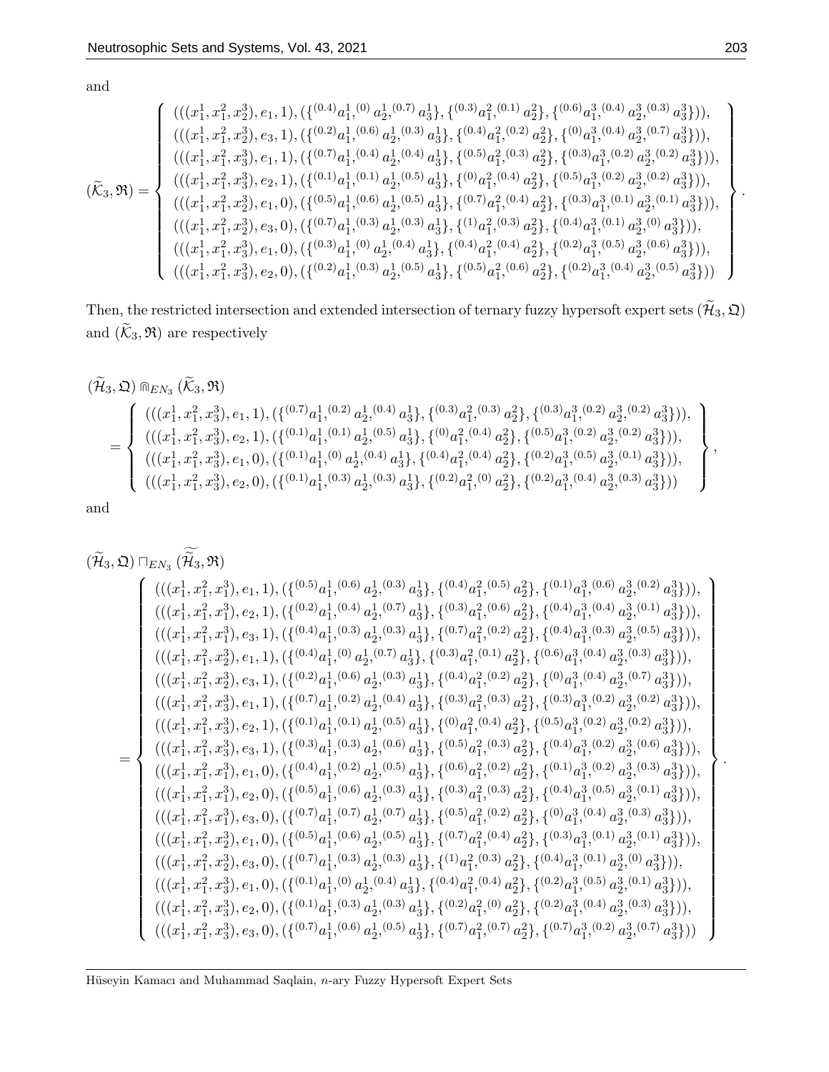and

$$(\widetilde{\mathcal{K}}_3, \mathfrak{R}) = \left\{ \begin{array}{l} (((x_1^1, x_1^2, x_2^3), e_1, 1), (\{^{(0.4)}a_1^1, ^{(0)}a_2^1, ^{(0.7)}a_3^1\}, \{^{(0.3)}a_1^2, ^{(0.1)}a_2^2\}, \{^{(0.6)}a_1^3, ^{(0.4)}a_2^3, ^{(0.3)}a_3^3\})), \\ (((x_1^1, x_1^2, x_2^3), e_3, 1), (\{^{(0.2)}a_1^1, ^{(0.6)}a_2^1, ^{(0.3)}a_3^1\}, \{^{(0.4)}a_1^2, ^{(0.2)}a_2^2\}, \{^{(0)}a_1^3, ^{(0.4)}a_2^3, ^{(0.7)}a_3^3\})), \\ (((x_1^1, x_1^2, x_3^3), e_1, 1), (\{^{(0.7)}a_1^1, ^{(0.4)}a_2^1, ^{(0.4)}a_3^1\}, \{^{(0.5)}a_1^2, ^{(0.3)}a_2^2\}, \{^{(0.3)}a_1^3, ^{(0.2)}a_2^3, ^{(0.2)}a_3^3\})), \\ (((x_1^1, x_1^2, x_3^3), e_2, 1), (\{^{(0.1)}a_1^1, ^{(0.1)}a_2^1, ^{(0.5)}a_3^1\}, \{^{(0)}a_1^2, ^{(0.4)}a_2^2\}, \{^{(0.5)}a_1^3, ^{(0.2)}a_2^3, ^{(0.2)}a_3^3\})), \\ (((x_1^1, x_1^2, x_2^3), e_1, 0), (\{^{(0.5)}a_1^1, ^{(0.6)}a_2^1, ^{(0.5)}a_3^1\}, \{^{(0.7)}a_1^2, ^{(0.4)}a_2^2\}, \{^{(0.3)}a_1^3, ^{(0.1)}a_2^3, ^{(0.1)}a_3^3\})), \\ (((x_1^1, x_1^2, x_2^3), e_3, 0), (\{^{(0.7)}a_1^1, ^{(0.3)}a_2^1, ^{(0.3)}a_3^1\}, \{^{(1)}a_1^2, ^{(0.3)}a_2^2\}, \{^{(0.4)}a_1^3, ^{(0.1)}a_2^3, ^{(0)}a_3^3\})), \\ (((x_1^1, x_1^2, x_3^3), e_1, 0), (\{^{(0.3)}a_1^1, ^{(0)}a_2^1, ^{(0.4)}a_3^1\}, \{^{(0.4)}a_1^2, ^{(0.4)}a_2^2\}, \{^{(0.2)}a_1^3, ^{(0.5)}a_2^3, ^{(0.6)}a_3^3\})), \\ (((x_1^1, x_1^2, x_3^3), e_2, 0), (\{^{(0.2)}a_1^1, ^{(0.3)}a_2^1, ^{(0.5)}a_3^1\}, \{^{(0.5)}a_1^2, ^{(0.6)}a_2^2\}, \{^{(0.2)}a_1^3, ^{(0.4)}a_2^3, ^{(0.5)}a_3^3\})) \end{array} \right\}.$$

Then, the restricted intersection and extended intersection of ternary fuzzy hypersoft expert sets $(\widetilde{\mathcal{H}}_3, \mathfrak{Q})$ and $(\widetilde{\mathcal{K}}_3, \mathfrak{R})$ are respectively

$$(\widetilde{\mathcal{H}}_3, \mathfrak{Q}) \Cap_{EN_3} (\widetilde{\mathcal{K}}_3, \mathfrak{R})$$
$$= \left\{ \begin{array}{l} (((x_1^1, x_1^2, x_3^3), e_1, 1), (\{^{(0.7)}a_1^1, ^{(0.2)}a_2^1, ^{(0.4)}a_3^1\}, \{^{(0.3)}a_1^2, ^{(0.3)}a_2^2\}, \{^{(0.3)}a_1^3, ^{(0.2)}a_2^3, ^{(0.2)}a_3^3\})), \\ (((x_1^1, x_1^2, x_3^3), e_2, 1), (\{^{(0.1)}a_1^1, ^{(0.1)}a_2^1, ^{(0.5)}a_3^1\}, \{^{(0)}a_1^2, ^{(0.4)}a_2^2\}, \{^{(0.5)}a_1^3, ^{(0.2)}a_2^3, ^{(0.2)}a_3^3\})), \\ (((x_1^1, x_1^2, x_3^3), e_1, 0), (\{^{(0.1)}a_1^1, ^{(0)}a_2^1, ^{(0.4)}a_3^1\}, \{^{(0.4)}a_1^2, ^{(0.4)}a_2^2\}, \{^{(0.2)}a_1^3, ^{(0.5)}a_2^3, ^{(0.1)}a_3^3\})), \\ (((x_1^1, x_1^2, x_3^3), e_2, 0), (\{^{(0.1)}a_1^1, ^{(0.3)}a_2^1, ^{(0.3)}a_3^1\}, \{^{(0.2)}a_1^2, ^{(0)}a_2^2\}, \{^{(0.2)}a_1^3, ^{(0.4)}a_2^3, ^{(0.3)}a_3^3\})) \end{array} \right\},$$

and

$$(\widetilde{\mathcal{H}}_3, \mathfrak{Q}) \sqcap_{EN_3} (\widetilde{\widetilde{\mathcal{H}}_3}, \mathfrak{R})$$
$$= \left\{ \begin{array}{l} (((x_1^1, x_1^2, x_1^3), e_1, 1), (\{^{(0.5)}a_1^1, ^{(0.6)}a_2^1, ^{(0.3)}a_3^1\}, \{^{(0.4)}a_1^2, ^{(0.5)}a_2^2\}, \{^{(0.1)}a_1^3, ^{(0.6)}a_2^3, ^{(0.2)}a_3^3\})), \\ (((x_1^1, x_1^2, x_1^3), e_2, 1), (\{^{(0.2)}a_1^1, ^{(0.4)}a_2^1, ^{(0.7)}a_3^1\}, \{^{(0.3)}a_1^2, ^{(0.6)}a_2^2\}, \{^{(0.4)}a_1^3, ^{(0.4)}a_2^3, ^{(0.1)}a_3^3\})), \\ (((x_1^1, x_1^2, x_1^3), e_3, 1), (\{^{(0.4)}a_1^1, ^{(0.3)}a_2^1, ^{(0.3)}a_3^1\}, \{^{(0.7)}a_1^2, ^{(0.2)}a_2^2\}, \{^{(0.4)}a_1^3, ^{(0.3)}a_2^3, ^{(0.5)}a_3^3\})), \\ (((x_1^1, x_1^2, x_2^3), e_1, 1), (\{^{(0.4)}a_1^1, ^{(0)}a_2^1, ^{(0.7)}a_3^1\}, \{^{(0.3)}a_1^2, ^{(0.1)}a_2^2\}, \{^{(0.6)}a_1^3, ^{(0.4)}a_2^3, ^{(0.3)}a_3^3\})), \\ (((x_1^1, x_1^2, x_2^3), e_3, 1), (\{^{(0.2)}a_1^1, ^{(0.6)}a_2^1, ^{(0.3)}a_3^1\}, \{^{(0.4)}a_1^2, ^{(0.2)}a_2^2\}, \{^{(0)}a_1^3, ^{(0.4)}a_2^3, ^{(0.7)}a_3^3\})), \\ (((x_1^1, x_1^2, x_3^3), e_1, 1), (\{^{(0.7)}a_1^1, ^{(0.2)}a_2^1, ^{(0.4)}a_3^1\}, \{^{(0.3)}a_1^2, ^{(0.3)}a_2^2\}, \{^{(0.3)}a_1^3, ^{(0.2)}a_2^3, ^{(0.2)}a_3^3\})), \\ (((x_1^1, x_1^2, x_3^3), e_2, 1), (\{^{(0.1)}a_1^1, ^{(0.1)}a_2^1, ^{(0.5)}a_3^1\}, \{^{(0)}a_1^2, ^{(0.4)}a_2^2\}, \{^{(0.5)}a_1^3, ^{(0.2)}a_2^3, ^{(0.2)}a_3^3\})), \\ (((x_1^1, x_1^2, x_3^3), e_3, 1), (\{^{(0.3)}a_1^1, ^{(0.3)}a_2^1, ^{(0.6)}a_3^1\}, \{^{(0.5)}a_1^2, ^{(0.3)}a_2^2\}, \{^{(0.4)}a_1^3, ^{(0.2)}a_2^3, ^{(0.6)}a_3^3\})), \\ (((x_1^1, x_1^2, x_1^3), e_1, 0), (\{^{(0.4)}a_1^1, ^{(0.2)}a_2^1, ^{(0.5)}a_3^1\}, \{^{(0.6)}a_1^2, ^{(0.2)}a_2^2\}, \{^{(0.1)}a_1^3, ^{(0.2)}a_2^3, ^{(0.3)}a_3^3\})), \\ (((x_1^1, x_1^2, x_1^3), e_2, 0), (\{^{(0.5)}a_1^1, ^{(0.6)}a_2^1, ^{(0.3)}a_3^1\}, \{^{(0.3)}a_1^2, ^{(0.3)}a_2^2\}, \{^{(0.4)}a_1^3, ^{(0.5)}a_2^3, ^{(0.1)}a_3^3\})), \\ (((x_1^1, x_1^2, x_1^3), e_3, 0), (\{^{(0.7)}a_1^1, ^{(0.7)}a_2^1, ^{(0.7)}a_3^1\}, \{^{(0.5)}a_1^2, ^{(0.2)}a_2^2\}, \{^{(0)}a_1^3, ^{(0.4)}a_2^3, ^{(0.3)}a_3^3\})), \\ (((x_1^1, x_1^2, x_2^3), e_1, 0), (\{^{(0.5)}a_1^1, ^{(0.6)}a_2^1, ^{(0.5)}a_3^1\}, \{^{(0.7)}a_1^2, ^{(0.4)}a_2^2\}, \{^{(0.3)}a_1^3, ^{(0.1)}a_2^3, ^{(0.1)}a_3^3\})), \\ (((x_1^1, x_1^2, x_2^3), e_3, 0), (\{^{(0.7)}a_1^1, ^{(0.3)}a_2^1, ^{(0.3)}a_3^1\}, \{^{(1)}a_1^2, ^{(0.3)}a_2^2\}, \{^{(0.4)}a_1^3, ^{(0.1)}a_2^3, ^{(0)}a_3^3\})), \\ (((x_1^1, x_1^2, x_3^3), e_1, 0), (\{^{(0.1)}a_1^1, ^{(0)}a_2^1, ^{(0.4)}a_3^1\}, \{^{(0.4)}a_1^2, ^{(0.4)}a_2^2\}, \{^{(0.2)}a_1^3, ^{(0.5)}a_2^3, ^{(0.1)}a_3^3\})), \\ (((x_1^1, x_1^2, x_3^3), e_2, 0), (\{^{(0.1)}a_1^1, ^{(0.3)}a_2^1, ^{(0.3)}a_3^1\}, \{^{(0.2)}a_1^2, ^{(0)}a_2^2\}, \{^{(0.2)}a_1^3, ^{(0.4)}a_2^3, ^{(0.3)}a_3^3\})), \\ (((x_1^1, x_1^2, x_3^3), e_3, 0), (\{^{(0.7)}a_1^1, ^{(0.6)}a_2^1, ^{(0.5)}a_3^1\}, \{^{(0.7)}a_1^2, ^{(0.7)}a_2^2\}, \{^{(0.7)}a_1^3, ^{(0.2)}a_2^3, ^{(0.7)}a_3^3\})) \end{array} \right\}.$$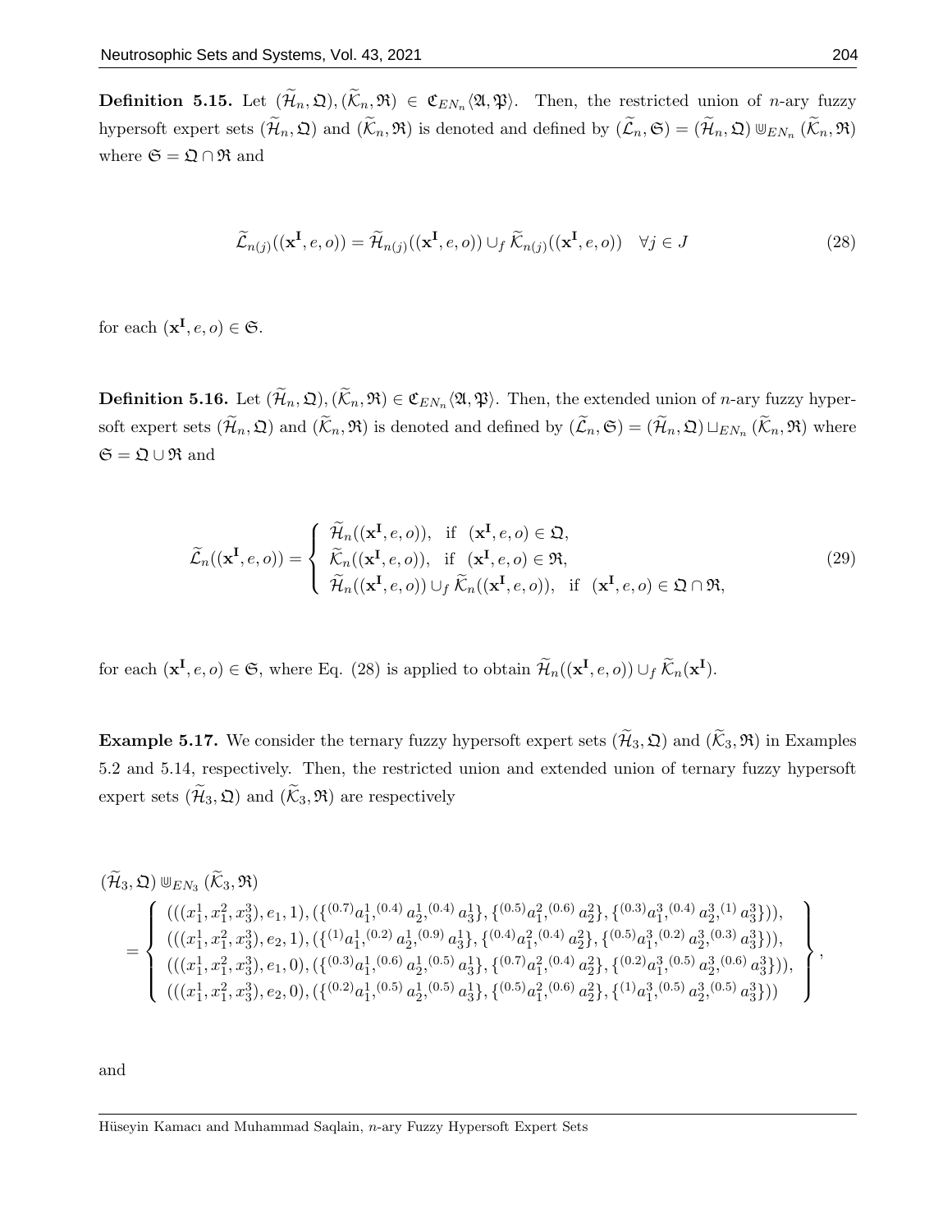**Definition 5.15.** Let $(\widetilde{\mathcal{H}}_n, \mathfrak{Q}), (\widetilde{\mathcal{K}}_n, \mathfrak{R}) \in \mathfrak{C}_{EN_n}\langle \mathfrak{A}, \mathfrak{P} \rangle$. Then, the restricted union of $n$-ary fuzzy hypersoft expert sets $(\widetilde{\mathcal{H}}_n, \mathfrak{Q})$ and $(\widetilde{\mathcal{K}}_n, \mathfrak{R})$ is denoted and defined by $(\widetilde{\mathcal{L}}_n, \mathfrak{S}) = (\widetilde{\mathcal{H}}_n, \mathfrak{Q}) \Cup_{EN_n} (\widetilde{\mathcal{K}}_n, \mathfrak{R})$ where $\mathfrak{S} = \mathfrak{Q} \cap \mathfrak{R}$ and

$$\widetilde{\mathcal{L}}_{n(j)}((\mathbf{x}^{\mathbf{I}}, e, o)) = \widetilde{\mathcal{H}}_{n(j)}((\mathbf{x}^{\mathbf{I}}, e, o)) \cup_f \widetilde{\mathcal{K}}_{n(j)}((\mathbf{x}^{\mathbf{I}}, e, o)) \quad \forall j \in J \tag{28}$$

for each $(\mathbf{x}^{\mathbf{I}}, e, o) \in \mathfrak{S}$.

**Definition 5.16.** Let $(\widetilde{\mathcal{H}}_n, \mathfrak{Q}), (\widetilde{\mathcal{K}}_n, \mathfrak{R}) \in \mathfrak{C}_{EN_n}\langle \mathfrak{A}, \mathfrak{P} \rangle$. Then, the extended union of $n$-ary fuzzy hypersoft expert sets $(\widetilde{\mathcal{H}}_n, \mathfrak{Q})$ and $(\widetilde{\mathcal{K}}_n, \mathfrak{R})$ is denoted and defined by $(\widetilde{\mathcal{L}}_n, \mathfrak{S}) = (\widetilde{\mathcal{H}}_n, \mathfrak{Q}) \sqcup_{EN_n} (\widetilde{\mathcal{K}}_n, \mathfrak{R})$ where $\mathfrak{S} = \mathfrak{Q} \cup \mathfrak{R}$ and

$$\widetilde{\mathcal{L}}_n((\mathbf{x}^{\mathbf{I}}, e, o)) = \begin{cases} \widetilde{\mathcal{H}}_n((\mathbf{x}^{\mathbf{I}}, e, o)), & \text{if } (\mathbf{x}^{\mathbf{I}}, e, o) \in \mathfrak{Q}, \\ \widetilde{\mathcal{K}}_n((\mathbf{x}^{\mathbf{I}}, e, o)), & \text{if } (\mathbf{x}^{\mathbf{I}}, e, o) \in \mathfrak{R}, \\ \widetilde{\mathcal{H}}_n((\mathbf{x}^{\mathbf{I}}, e, o)) \cup_f \widetilde{\mathcal{K}}_n((\mathbf{x}^{\mathbf{I}}, e, o)), & \text{if } (\mathbf{x}^{\mathbf{I}}, e, o) \in \mathfrak{Q} \cap \mathfrak{R}, \end{cases} \tag{29}$$

for each $(\mathbf{x}^{\mathbf{I}}, e, o) \in \mathfrak{S}$, where Eq. (28) is applied to obtain $\widetilde{\mathcal{H}}_n((\mathbf{x}^{\mathbf{I}}, e, o)) \cup_f \widetilde{\mathcal{K}}_n(\mathbf{x}^{\mathbf{I}})$.

**Example 5.17.** We consider the ternary fuzzy hypersoft expert sets $(\widetilde{\mathcal{H}}_3, \mathfrak{Q})$ and $(\widetilde{\mathcal{K}}_3, \mathfrak{R})$ in Examples 5.2 and 5.14, respectively. Then, the restricted union and extended union of ternary fuzzy hypersoft expert sets $(\widetilde{\mathcal{H}}_3, \mathfrak{Q})$ and $(\widetilde{\mathcal{K}}_3, \mathfrak{R})$ are respectively

$$(\widetilde{\mathcal{H}}_3, \mathfrak{Q}) \Cup_{EN_3} (\widetilde{\mathcal{K}}_3, \mathfrak{R})$$
$$= \left\{ \begin{array}{l} (((x_1^1, x_1^2, x_3^3), e_1, 1), (\{^{(0.7)}a_1^1, ^{(0.4)}a_2^1, ^{(0.4)}a_3^1\}, \{^{(0.5)}a_1^2, ^{(0.6)}a_2^2\}, \{^{(0.3)}a_1^3, ^{(0.4)}a_2^3, ^{(1)}a_3^3\})), \\ (((x_1^1, x_1^2, x_3^3), e_2, 1), (\{^{(1)}a_1^1, ^{(0.2)}a_2^1, ^{(0.9)}a_3^1\}, \{^{(0.4)}a_1^2, ^{(0.4)}a_2^2\}, \{^{(0.5)}a_1^3, ^{(0.2)}a_2^3, ^{(0.3)}a_3^3\})), \\ (((x_1^1, x_1^2, x_3^3), e_1, 0), (\{^{(0.3)}a_1^1, ^{(0.6)}a_2^1, ^{(0.5)}a_3^1\}, \{^{(0.7)}a_1^2, ^{(0.4)}a_2^2\}, \{^{(0.2)}a_1^3, ^{(0.5)}a_2^3, ^{(0.6)}a_3^3\})), \\ (((x_1^1, x_1^2, x_3^3), e_2, 0), (\{^{(0.2)}a_1^1, ^{(0.5)}a_2^1, ^{(0.5)}a_3^1\}, \{^{(0.5)}a_1^2, ^{(0.6)}a_2^2\}, \{^{(1)}a_1^3, ^{(0.5)}a_2^3, ^{(0.5)}a_3^3\})) \end{array} \right\},$$

and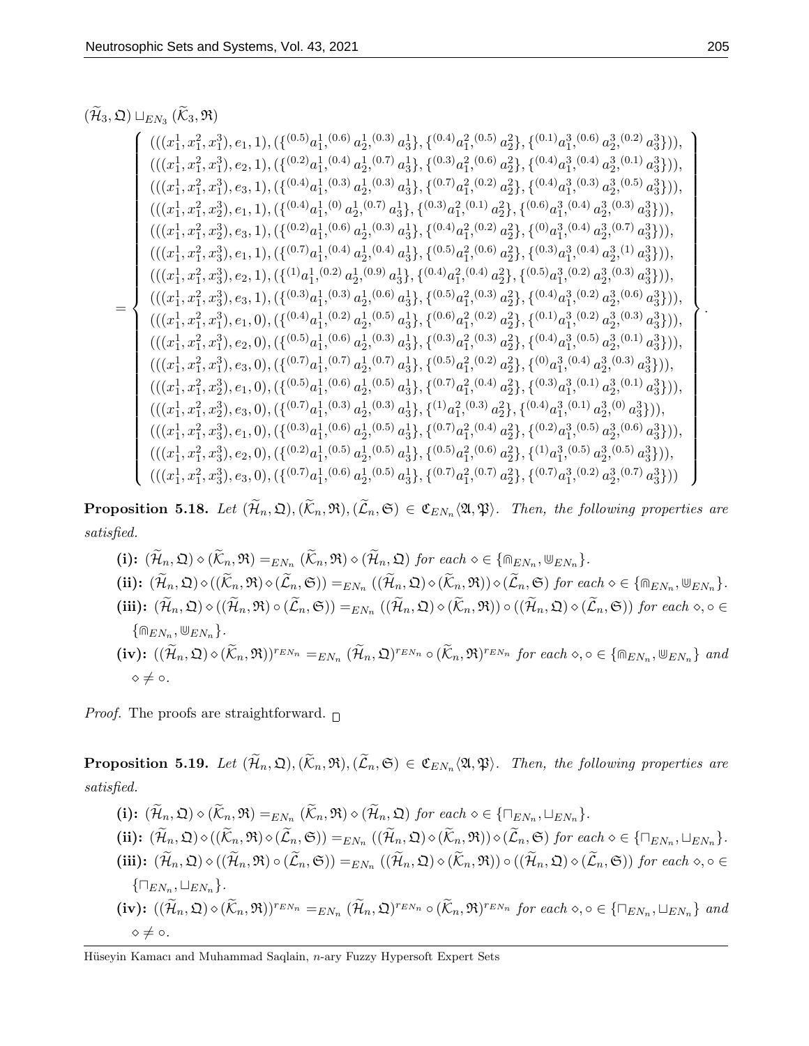$$(\widetilde{\mathcal{H}}_3, \mathfrak{Q}) \sqcup_{EN_3} (\widetilde{\mathcal{K}}_3, \mathfrak{R})$$

$$= \left\{ \begin{array}{l}
(((x_1^1, x_1^2, x_1^3), e_1, 1), (\{^{(0.5)}a_1^1, ^{(0.6)}a_2^1, ^{(0.3)}a_3^1\}, \{^{(0.4)}a_1^2, ^{(0.5)}a_2^2\}, \{^{(0.1)}a_1^3, ^{(0.6)}a_2^3, ^{(0.2)}a_3^3\})), \\
(((x_1^1, x_1^2, x_1^3), e_2, 1), (\{^{(0.2)}a_1^1, ^{(0.4)}a_2^1, ^{(0.7)}a_3^1\}, \{^{(0.3)}a_1^2, ^{(0.6)}a_2^2\}, \{^{(0.4)}a_1^3, ^{(0.4)}a_2^3, ^{(0.1)}a_3^3\})), \\
(((x_1^1, x_1^2, x_1^3), e_3, 1), (\{^{(0.4)}a_1^1, ^{(0.3)}a_2^1, ^{(0.3)}a_3^1\}, \{^{(0.7)}a_1^2, ^{(0.2)}a_2^2\}, \{^{(0.4)}a_1^3, ^{(0.3)}a_2^3, ^{(0.5)}a_3^3\})), \\
(((x_1^1, x_1^2, x_2^3), e_1, 1), (\{^{(0.4)}a_1^1, ^{(0)}a_2^1, ^{(0.7)}a_3^1\}, \{^{(0.3)}a_1^2, ^{(0.1)}a_2^2\}, \{^{(0.6)}a_1^3, ^{(0.4)}a_2^3, ^{(0.3)}a_3^3\})), \\
(((x_1^1, x_1^2, x_2^3), e_3, 1), (\{^{(0.2)}a_1^1, ^{(0.6)}a_2^1, ^{(0.3)}a_3^1\}, \{^{(0.4)}a_1^2, ^{(0.2)}a_2^2\}, \{^{(0)}a_1^3, ^{(0.4)}a_2^3, ^{(0.7)}a_3^3\})), \\
(((x_1^1, x_1^2, x_3^3), e_1, 1), (\{^{(0.7)}a_1^1, ^{(0.4)}a_2^1, ^{(0.4)}a_3^1\}, \{^{(0.5)}a_1^2, ^{(0.6)}a_2^2\}, \{^{(0.3)}a_1^3, ^{(0.4)}a_2^3, ^{(1)}a_3^3\})), \\
(((x_1^1, x_1^2, x_3^3), e_2, 1), (\{^{(1)}a_1^1, ^{(0.2)}a_2^1, ^{(0.9)}a_3^1\}, \{^{(0.4)}a_1^2, ^{(0.4)}a_2^2\}, \{^{(0.5)}a_1^3, ^{(0.2)}a_2^3, ^{(0.3)}a_3^3\})), \\
(((x_1^1, x_1^2, x_3^3), e_3, 1), (\{^{(0.3)}a_1^1, ^{(0.3)}a_2^1, ^{(0.6)}a_3^1\}, \{^{(0.5)}a_1^2, ^{(0.3)}a_2^2\}, \{^{(0.4)}a_1^3, ^{(0.2)}a_2^3, ^{(0.6)}a_3^3\})), \\
(((x_1^1, x_1^2, x_1^3), e_1, 0), (\{^{(0.4)}a_1^1, ^{(0.2)}a_2^1, ^{(0.5)}a_3^1\}, \{^{(0.6)}a_1^2, ^{(0.2)}a_2^2\}, \{^{(0.1)}a_1^3, ^{(0.2)}a_2^3, ^{(0.3)}a_3^3\})), \\
(((x_1^1, x_1^2, x_1^3), e_2, 0), (\{^{(0.5)}a_1^1, ^{(0.6)}a_2^1, ^{(0.3)}a_3^1\}, \{^{(0.3)}a_1^2, ^{(0.3)}a_2^2\}, \{^{(0.4)}a_1^3, ^{(0.5)}a_2^3, ^{(0.1)}a_3^3\})), \\
(((x_1^1, x_1^2, x_1^3), e_3, 0), (\{^{(0.7)}a_1^1, ^{(0.7)}a_2^1, ^{(0.7)}a_3^1\}, \{^{(0.5)}a_1^2, ^{(0.2)}a_2^2\}, \{^{(0)}a_1^3, ^{(0.4)}a_2^3, ^{(0.3)}a_3^3\})), \\
(((x_1^1, x_1^2, x_2^3), e_1, 0), (\{^{(0.5)}a_1^1, ^{(0.6)}a_2^1, ^{(0.5)}a_3^1\}, \{^{(0.7)}a_1^2, ^{(0.4)}a_2^2\}, \{^{(0.3)}a_1^3, ^{(0.1)}a_2^3, ^{(0.1)}a_3^3\})), \\
(((x_1^1, x_1^2, x_2^3), e_3, 0), (\{^{(0.7)}a_1^1, ^{(0.3)}a_2^1, ^{(0.3)}a_3^1\}, \{^{(1)}a_1^2, ^{(0.3)}a_2^2\}, \{^{(0.4)}a_1^3, ^{(0.1)}a_2^3, ^{(0)}a_3^3\})), \\
(((x_1^1, x_1^2, x_3^3), e_1, 0), (\{^{(0.3)}a_1^1, ^{(0.6)}a_2^1, ^{(0.5)}a_3^1\}, \{^{(0.7)}a_1^2, ^{(0.4)}a_2^2\}, \{^{(0.2)}a_1^3, ^{(0.5)}a_2^3, ^{(0.6)}a_3^3\})), \\
(((x_1^1, x_1^2, x_3^3), e_2, 0), (\{^{(0.2)}a_1^1, ^{(0.5)}a_2^1, ^{(0.5)}a_3^1\}, \{^{(0.5)}a_1^2, ^{(0.6)}a_2^2\}, \{^{(1)}a_1^3, ^{(0.5)}a_2^3, ^{(0.5)}a_3^3\})), \\
(((x_1^1, x_1^2, x_3^3), e_3, 0), (\{^{(0.7)}a_1^1, ^{(0.6)}a_2^1, ^{(0.5)}a_3^1\}, \{^{(0.7)}a_1^2, ^{(0.7)}a_2^2\}, \{^{(0.7)}a_1^3, ^{(0.2)}a_2^3, ^{(0.7)}a_3^3\}))
\end{array} \right\}.$$

**Proposition 5.18.** *Let $(\widetilde{\mathcal{H}}_n, \mathfrak{Q}), (\widetilde{\mathcal{K}}_n, \mathfrak{R}), (\widetilde{\mathcal{L}}_n, \mathfrak{S}) \in \mathfrak{C}_{EN_n}\langle \mathfrak{A}, \mathfrak{P} \rangle$. Then, the following properties are satisfied.*

- **(i):** $(\widetilde{\mathcal{H}}_n, \mathfrak{Q}) \diamond (\widetilde{\mathcal{K}}_n, \mathfrak{R}) =_{EN_n} (\widetilde{\mathcal{K}}_n, \mathfrak{R}) \diamond (\widetilde{\mathcal{H}}_n, \mathfrak{Q})$ *for each* $\diamond \in \{\Cap_{EN_n}, \Cup_{EN_n}\}$.
- **(ii):** $(\widetilde{\mathcal{H}}_n, \mathfrak{Q}) \diamond ((\widetilde{\mathcal{K}}_n, \mathfrak{R}) \diamond (\widetilde{\mathcal{L}}_n, \mathfrak{S})) =_{EN_n} ((\widetilde{\mathcal{H}}_n, \mathfrak{Q}) \diamond (\widetilde{\mathcal{K}}_n, \mathfrak{R})) \diamond (\widetilde{\mathcal{L}}_n, \mathfrak{S})$ *for each* $\diamond \in \{\Cap_{EN_n}, \Cup_{EN_n}\}$.
- **(iii):** $(\widetilde{\mathcal{H}}_n, \mathfrak{Q}) \diamond ((\widetilde{\mathcal{H}}_n, \mathfrak{R}) \circ (\widetilde{\mathcal{L}}_n, \mathfrak{S})) =_{EN_n} ((\widetilde{\mathcal{H}}_n, \mathfrak{Q}) \diamond (\widetilde{\mathcal{K}}_n, \mathfrak{R})) \circ ((\widetilde{\mathcal{H}}_n, \mathfrak{Q}) \diamond (\widetilde{\mathcal{L}}_n, \mathfrak{S}))$ *for each* $\diamond, \circ \in \{\Cap_{EN_n}, \Cup_{EN_n}\}$.
- **(iv):** $((\widetilde{\mathcal{H}}_n, \mathfrak{Q}) \diamond (\widetilde{\mathcal{K}}_n, \mathfrak{R}))^{r_{EN_n}} =_{EN_n} (\widetilde{\mathcal{H}}_n, \mathfrak{Q})^{r_{EN_n}} \circ (\widetilde{\mathcal{K}}_n, \mathfrak{R})^{r_{EN_n}}$ *for each* $\diamond, \circ \in \{\Cap_{EN_n}, \Cup_{EN_n}\}$ *and* $\diamond \neq \circ$.

*Proof.* The proofs are straightforward. □

**Proposition 5.19.** *Let $(\widetilde{\mathcal{H}}_n, \mathfrak{Q}), (\widetilde{\mathcal{K}}_n, \mathfrak{R}), (\widetilde{\mathcal{L}}_n, \mathfrak{S}) \in \mathfrak{C}_{EN_n}\langle \mathfrak{A}, \mathfrak{P} \rangle$. Then, the following properties are satisfied.*

- **(i):** $(\widetilde{\mathcal{H}}_n, \mathfrak{Q}) \diamond (\widetilde{\mathcal{K}}_n, \mathfrak{R}) =_{EN_n} (\widetilde{\mathcal{K}}_n, \mathfrak{R}) \diamond (\widetilde{\mathcal{H}}_n, \mathfrak{Q})$ *for each* $\diamond \in \{\sqcap_{EN_n}, \sqcup_{EN_n}\}$.
- **(ii):** $(\widetilde{\mathcal{H}}_n, \mathfrak{Q}) \diamond ((\widetilde{\mathcal{K}}_n, \mathfrak{R}) \diamond (\widetilde{\mathcal{L}}_n, \mathfrak{S})) =_{EN_n} ((\widetilde{\mathcal{H}}_n, \mathfrak{Q}) \diamond (\widetilde{\mathcal{K}}_n, \mathfrak{R})) \diamond (\widetilde{\mathcal{L}}_n, \mathfrak{S})$ *for each* $\diamond \in \{\sqcap_{EN_n}, \sqcup_{EN_n}\}$.
- **(iii):** $(\widetilde{\mathcal{H}}_n, \mathfrak{Q}) \diamond ((\widetilde{\mathcal{H}}_n, \mathfrak{R}) \circ (\widetilde{\mathcal{L}}_n, \mathfrak{S})) =_{EN_n} ((\widetilde{\mathcal{H}}_n, \mathfrak{Q}) \diamond (\widetilde{\mathcal{K}}_n, \mathfrak{R})) \circ ((\widetilde{\mathcal{H}}_n, \mathfrak{Q}) \diamond (\widetilde{\mathcal{L}}_n, \mathfrak{S}))$ *for each* $\diamond, \circ \in \{\sqcap_{EN_n}, \sqcup_{EN_n}\}$.
- **(iv):** $((\widetilde{\mathcal{H}}_n, \mathfrak{Q}) \diamond (\widetilde{\mathcal{K}}_n, \mathfrak{R}))^{r_{EN_n}} =_{EN_n} (\widetilde{\mathcal{H}}_n, \mathfrak{Q})^{r_{EN_n}} \circ (\widetilde{\mathcal{K}}_n, \mathfrak{R})^{r_{EN_n}}$ *for each* $\diamond, \circ \in \{\sqcap_{EN_n}, \sqcup_{EN_n}\}$ *and* $\diamond \neq \circ$.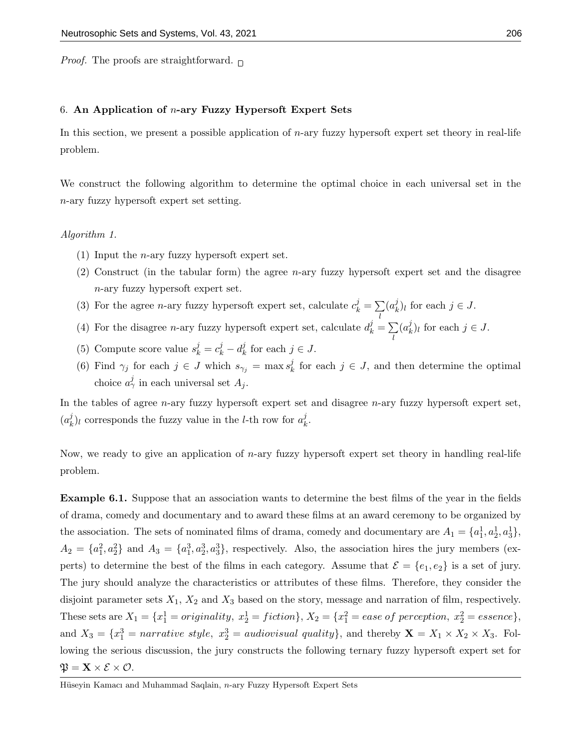*Proof.* The proofs are straightforward. □

## 6. An Application of $n$-ary Fuzzy Hypersoft Expert Sets

In this section, we present a possible application of $n$-ary fuzzy hypersoft expert set theory in real-life problem.

We construct the following algorithm to determine the optimal choice in each universal set in the $n$-ary fuzzy hypersoft expert set setting.

*Algorithm 1.*

1. Input the $n$-ary fuzzy hypersoft expert set.
2. Construct (in the tabular form) the agree $n$-ary fuzzy hypersoft expert set and the disagree $n$-ary fuzzy hypersoft expert set.
3. For the agree $n$-ary fuzzy hypersoft expert set, calculate $c_k^j = \sum_l (a_k^j)_l$ for each $j \in J$.
4. For the disagree $n$-ary fuzzy hypersoft expert set, calculate $d_k^j = \sum_l (a_k^j)_l$ for each $j \in J$.
5. Compute score value $s_k^j = c_k^j - d_k^j$ for each $j \in J$.
6. Find $\gamma_j$ for each $j \in J$ which $s_{\gamma_j} = \max s_k^j$ for each $j \in J$, and then determine the optimal choice $a_\gamma^j$ in each universal set $A_j$.

In the tables of agree $n$-ary fuzzy hypersoft expert set and disagree $n$-ary fuzzy hypersoft expert set, $(a_k^j)_l$ corresponds the fuzzy value in the $l$-th row for $a_k^j$.

Now, we ready to give an application of $n$-ary fuzzy hypersoft expert set theory in handling real-life problem.

**Example 6.1.** Suppose that an association wants to determine the best films of the year in the fields of drama, comedy and documentary and to award these films at an award ceremony to be organized by the association. The sets of nominated films of drama, comedy and documentary are $A_1 = \{a_1^1, a_2^1, a_3^1\}$, $A_2 = \{a_1^2, a_2^2\}$ and $A_3 = \{a_1^3, a_2^3, a_3^3\}$, respectively. Also, the association hires the jury members (experts) to determine the best of the films in each category. Assume that $\mathcal{E} = \{e_1, e_2\}$ is a set of jury. The jury should analyze the characteristics or attributes of these films. Therefore, they consider the disjoint parameter sets $X_1$, $X_2$ and $X_3$ based on the story, message and narration of film, respectively. These sets are $X_1 = \{x_1^1 = originality,\ x_2^1 = fiction\}$, $X_2 = \{x_1^2 = ease\ of\ perception,\ x_2^2 = essence\}$, and $X_3 = \{x_1^3 = narrative\ style,\ x_2^3 = audiovisual\ quality\}$, and thereby $\mathbf{X} = X_1 \times X_2 \times X_3$. Following the serious discussion, the jury constructs the following ternary fuzzy hypersoft expert set for $\mathfrak{P} = \mathbf{X} \times \mathcal{E} \times \mathcal{O}$.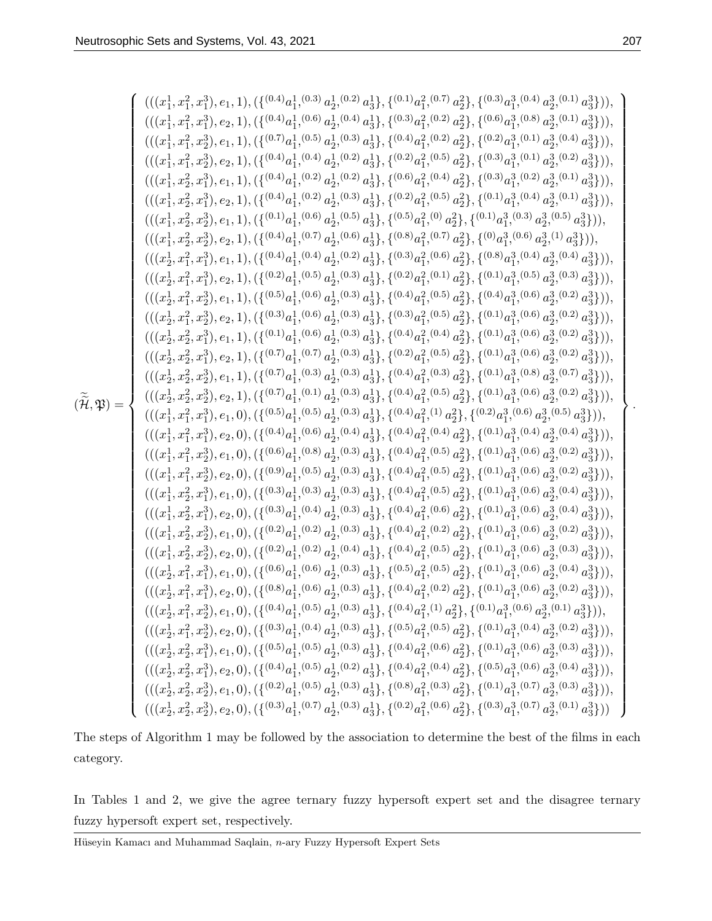$$
(\widetilde{\widetilde{\mathcal{H}}},\mathfrak{P})=\left\{\begin{array}{l}
(((x_1^1,x_1^2,x_1^3),e_1,1),(\{^{(0.4)}a_1^1,^{(0.3)}a_2^1,^{(0.2)}a_3^1\},\{^{(0.1)}a_1^2,^{(0.7)}a_2^2\},\{^{(0.3)}a_1^3,^{(0.4)}a_2^3,^{(0.1)}a_3^3\})),\\
(((x_1^1,x_1^2,x_1^3),e_2,1),(\{^{(0.4)}a_1^1,^{(0.6)}a_2^1,^{(0.4)}a_3^1\},\{^{(0.3)}a_1^2,^{(0.2)}a_2^2\},\{^{(0.6)}a_1^3,^{(0.8)}a_2^3,^{(0.1)}a_3^3\})),\\
(((x_1^1,x_1^2,x_2^3),e_1,1),(\{^{(0.7)}a_1^1,^{(0.5)}a_2^1,^{(0.3)}a_3^1\},\{^{(0.4)}a_1^2,^{(0.2)}a_2^2\},\{^{(0.2)}a_1^3,^{(0.1)}a_2^3,^{(0.4)}a_3^3\})),\\
(((x_1^1,x_1^2,x_2^3),e_2,1),(\{^{(0.4)}a_1^1,^{(0.4)}a_2^1,^{(0.2)}a_3^1\},\{^{(0.2)}a_1^2,^{(0.5)}a_2^2\},\{^{(0.3)}a_1^3,^{(0.1)}a_2^3,^{(0.2)}a_3^3\})),\\
(((x_1^1,x_2^2,x_1^3),e_1,1),(\{^{(0.4)}a_1^1,^{(0.2)}a_2^1,^{(0.2)}a_3^1\},\{^{(0.6)}a_1^2,^{(0.4)}a_2^2\},\{^{(0.3)}a_1^3,^{(0.2)}a_2^3,^{(0.1)}a_3^3\})),\\
(((x_1^1,x_2^2,x_1^3),e_2,1),(\{^{(0.4)}a_1^1,^{(0.2)}a_2^1,^{(0.3)}a_3^1\},\{^{(0.2)}a_1^2,^{(0.5)}a_2^2\},\{^{(0.1)}a_1^3,^{(0.4)}a_2^3,^{(0.1)}a_3^3\})),\\
(((x_1^1,x_2^2,x_2^3),e_1,1),(\{^{(0.1)}a_1^1,^{(0.6)}a_2^1,^{(0.5)}a_3^1\},\{^{(0.5)}a_1^2,^{(0)}a_2^2\},\{^{(0.1)}a_1^3,^{(0.3)}a_2^3,^{(0.5)}a_3^3\})),\\
(((x_1^1,x_2^2,x_2^3),e_2,1),(\{^{(0.4)}a_1^1,^{(0.7)}a_2^1,^{(0.6)}a_3^1\},\{^{(0.8)}a_1^2,^{(0.7)}a_2^2\},\{^{(0)}a_1^3,^{(0.6)}a_2^3,^{(1)}a_3^3\})),\\
(((x_2^1,x_1^2,x_1^3),e_1,1),(\{^{(0.4)}a_1^1,^{(0.4)}a_2^1,^{(0.2)}a_3^1\},\{^{(0.3)}a_1^2,^{(0.6)}a_2^2\},\{^{(0.8)}a_1^3,^{(0.4)}a_2^3,^{(0.4)}a_3^3\})),\\
(((x_2^1,x_1^2,x_1^3),e_2,1),(\{^{(0.2)}a_1^1,^{(0.5)}a_2^1,^{(0.3)}a_3^1\},\{^{(0.2)}a_1^2,^{(0.1)}a_2^2\},\{^{(0.1)}a_1^3,^{(0.5)}a_2^3,^{(0.3)}a_3^3\})),\\
(((x_2^1,x_1^2,x_2^3),e_1,1),(\{^{(0.5)}a_1^1,^{(0.6)}a_2^1,^{(0.3)}a_3^1\},\{^{(0.4)}a_1^2,^{(0.5)}a_2^2\},\{^{(0.4)}a_1^3,^{(0.6)}a_2^3,^{(0.2)}a_3^3\})),\\
(((x_2^1,x_1^2,x_2^3),e_2,1),(\{^{(0.3)}a_1^1,^{(0.6)}a_2^1,^{(0.3)}a_3^1\},\{^{(0.3)}a_1^2,^{(0.5)}a_2^2\},\{^{(0.1)}a_1^3,^{(0.6)}a_2^3,^{(0.2)}a_3^3\})),\\
(((x_2^1,x_2^2,x_1^3),e_1,1),(\{^{(0.1)}a_1^1,^{(0.6)}a_2^1,^{(0.3)}a_3^1\},\{^{(0.4)}a_1^2,^{(0.4)}a_2^2\},\{^{(0.1)}a_1^3,^{(0.6)}a_2^3,^{(0.2)}a_3^3\})),\\
(((x_2^1,x_2^2,x_1^3),e_2,1),(\{^{(0.7)}a_1^1,^{(0.7)}a_2^1,^{(0.3)}a_3^1\},\{^{(0.2)}a_1^2,^{(0.5)}a_2^2\},\{^{(0.1)}a_1^3,^{(0.6)}a_2^3,^{(0.2)}a_3^3\})),\\
(((x_2^1,x_2^2,x_2^3),e_1,1),(\{^{(0.7)}a_1^1,^{(0.3)}a_2^1,^{(0.3)}a_3^1\},\{^{(0.4)}a_1^2,^{(0.3)}a_2^2\},\{^{(0.1)}a_1^3,^{(0.8)}a_2^3,^{(0.7)}a_3^3\})),\\
(((x_2^1,x_2^2,x_2^3),e_2,1),(\{^{(0.7)}a_1^1,^{(0.1)}a_2^1,^{(0.3)}a_3^1\},\{^{(0.4)}a_1^2,^{(0.5)}a_2^2\},\{^{(0.1)}a_1^3,^{(0.6)}a_2^3,^{(0.2)}a_3^3\})),\\
(((x_1^1,x_1^2,x_1^3),e_1,0),(\{^{(0.5)}a_1^1,^{(0.5)}a_2^1,^{(0.3)}a_3^1\},\{^{(0.4)}a_1^2,^{(1)}a_2^2\},\{^{(0.2)}a_1^3,^{(0.6)}a_2^3,^{(0.5)}a_3^3\})),\\
(((x_1^1,x_1^2,x_1^3),e_2,0),(\{^{(0.4)}a_1^1,^{(0.6)}a_2^1,^{(0.4)}a_3^1\},\{^{(0.4)}a_1^2,^{(0.4)}a_2^2\},\{^{(0.1)}a_1^3,^{(0.4)}a_2^3,^{(0.4)}a_3^3\})),\\
(((x_1^1,x_1^2,x_2^3),e_1,0),(\{^{(0.6)}a_1^1,^{(0.8)}a_2^1,^{(0.3)}a_3^1\},\{^{(0.4)}a_1^2,^{(0.5)}a_2^2\},\{^{(0.1)}a_1^3,^{(0.6)}a_2^3,^{(0.2)}a_3^3\})),\\
(((x_1^1,x_1^2,x_2^3),e_2,0),(\{^{(0.9)}a_1^1,^{(0.5)}a_2^1,^{(0.3)}a_3^1\},\{^{(0.4)}a_1^2,^{(0.5)}a_2^2\},\{^{(0.1)}a_1^3,^{(0.6)}a_2^3,^{(0.2)}a_3^3\})),\\
(((x_1^1,x_2^2,x_1^3),e_1,0),(\{^{(0.3)}a_1^1,^{(0.3)}a_2^1,^{(0.3)}a_3^1\},\{^{(0.4)}a_1^2,^{(0.5)}a_2^2\},\{^{(0.1)}a_1^3,^{(0.6)}a_2^3,^{(0.4)}a_3^3\})),\\
(((x_1^1,x_2^2,x_1^3),e_2,0),(\{^{(0.3)}a_1^1,^{(0.4)}a_2^1,^{(0.3)}a_3^1\},\{^{(0.4)}a_1^2,^{(0.6)}a_2^2\},\{^{(0.1)}a_1^3,^{(0.6)}a_2^3,^{(0.4)}a_3^3\})),\\
(((x_1^1,x_2^2,x_2^3),e_1,0),(\{^{(0.2)}a_1^1,^{(0.2)}a_2^1,^{(0.3)}a_3^1\},\{^{(0.4)}a_1^2,^{(0.2)}a_2^2\},\{^{(0.1)}a_1^3,^{(0.6)}a_2^3,^{(0.2)}a_3^3\})),\\
(((x_1^1,x_2^2,x_2^3),e_2,0),(\{^{(0.2)}a_1^1,^{(0.2)}a_2^1,^{(0.4)}a_3^1\},\{^{(0.4)}a_1^2,^{(0.5)}a_2^2\},\{^{(0.1)}a_1^3,^{(0.6)}a_2^3,^{(0.3)}a_3^3\})),\\
(((x_2^1,x_1^2,x_1^3),e_1,0),(\{^{(0.6)}a_1^1,^{(0.6)}a_2^1,^{(0.3)}a_3^1\},\{^{(0.5)}a_1^2,^{(0.5)}a_2^2\},\{^{(0.1)}a_1^3,^{(0.6)}a_2^3,^{(0.4)}a_3^3\})),\\
(((x_2^1,x_1^2,x_1^3),e_2,0),(\{^{(0.8)}a_1^1,^{(0.6)}a_2^1,^{(0.3)}a_3^1\},\{^{(0.4)}a_1^2,^{(0.2)}a_2^2\},\{^{(0.1)}a_1^3,^{(0.6)}a_2^3,^{(0.2)}a_3^3\})),\\
(((x_2^1,x_1^2,x_2^3),e_1,0),(\{^{(0.4)}a_1^1,^{(0.5)}a_2^1,^{(0.3)}a_3^1\},\{^{(0.4)}a_1^2,^{(1)}a_2^2\},\{^{(0.1)}a_1^3,^{(0.6)}a_2^3,^{(0.1)}a_3^3\})),\\
(((x_2^1,x_1^2,x_2^3),e_2,0),(\{^{(0.3)}a_1^1,^{(0.4)}a_2^1,^{(0.3)}a_3^1\},\{^{(0.5)}a_1^2,^{(0.5)}a_2^2\},\{^{(0.1)}a_1^3,^{(0.4)}a_2^3,^{(0.2)}a_3^3\})),\\
(((x_2^1,x_2^2,x_1^3),e_1,0),(\{^{(0.5)}a_1^1,^{(0.5)}a_2^1,^{(0.3)}a_3^1\},\{^{(0.4)}a_1^2,^{(0.6)}a_2^2\},\{^{(0.1)}a_1^3,^{(0.6)}a_2^3,^{(0.3)}a_3^3\})),\\
(((x_2^1,x_2^2,x_1^3),e_2,0),(\{^{(0.4)}a_1^1,^{(0.5)}a_2^1,^{(0.2)}a_3^1\},\{^{(0.4)}a_1^2,^{(0.4)}a_2^2\},\{^{(0.5)}a_1^3,^{(0.6)}a_2^3,^{(0.4)}a_3^3\})),\\
(((x_2^1,x_2^2,x_2^3),e_1,0),(\{^{(0.2)}a_1^1,^{(0.5)}a_2^1,^{(0.3)}a_3^1\},\{^{(0.8)}a_1^2,^{(0.3)}a_2^2\},\{^{(0.1)}a_1^3,^{(0.7)}a_2^3,^{(0.3)}a_3^3\})),\\
(((x_2^1,x_2^2,x_2^3),e_2,0),(\{^{(0.3)}a_1^1,^{(0.7)}a_2^1,^{(0.3)}a_3^1\},\{^{(0.2)}a_1^2,^{(0.6)}a_2^2\},\{^{(0.3)}a_1^3,^{(0.7)}a_2^3,^{(0.1)}a_3^3\}))
\end{array}\right\}.
$$

The steps of Algorithm 1 may be followed by the association to determine the best of the films in each category.

In Tables 1 and 2, we give the agree ternary fuzzy hypersoft expert set and the disagree ternary fuzzy hypersoft expert set, respectively.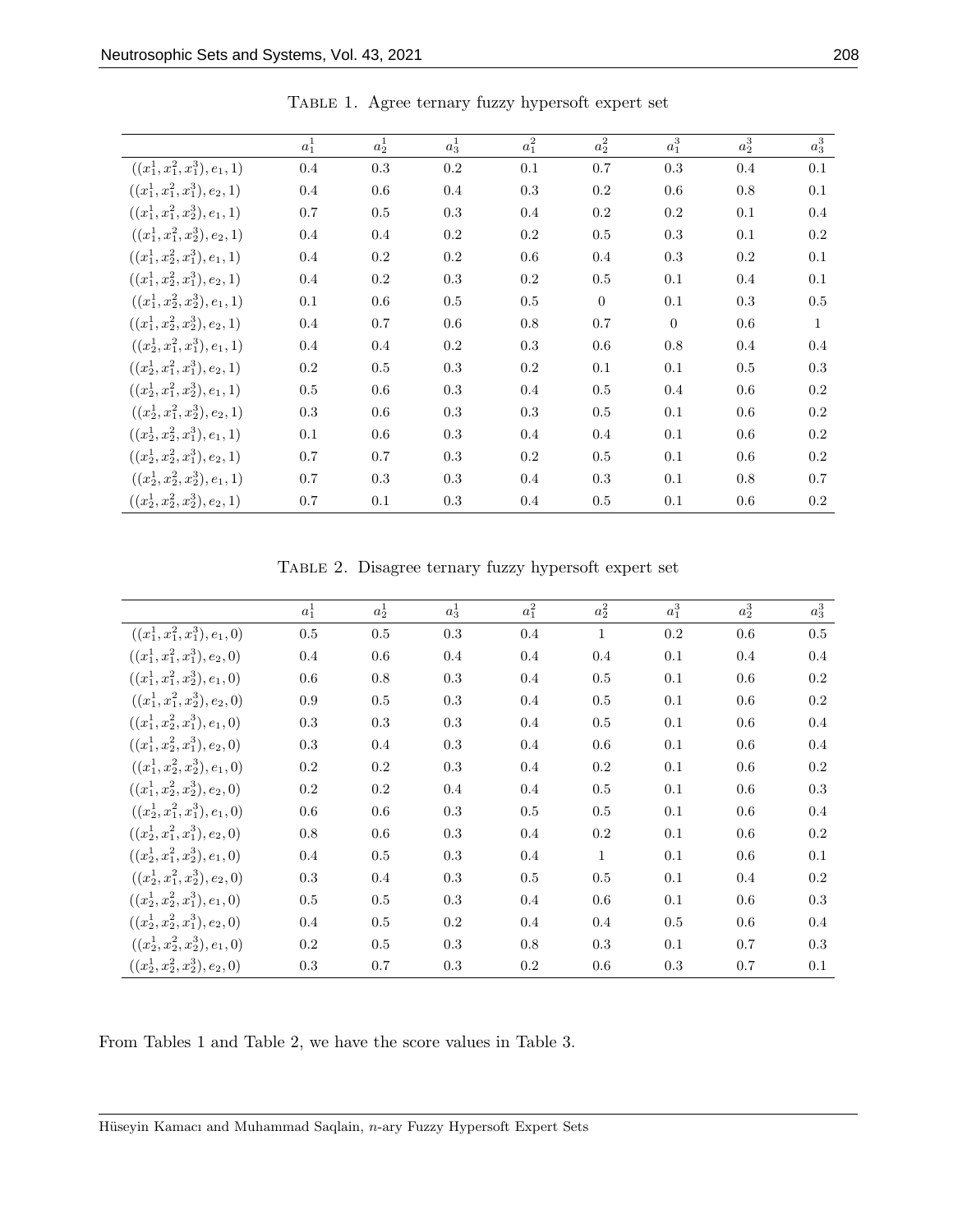TABLE 1. Agree ternary fuzzy hypersoft expert set

| | $a_1^1$ | $a_2^1$ | $a_3^1$ | $a_1^2$ | $a_2^2$ | $a_1^3$ | $a_2^3$ | $a_3^3$ |
|---|---|---|---|---|---|---|---|---|
| $((x_1^1, x_1^2, x_1^3), e_1, 1)$ | 0.4 | 0.3 | 0.2 | 0.1 | 0.7 | 0.3 | 0.4 | 0.1 |
| $((x_1^1, x_1^2, x_1^3), e_2, 1)$ | 0.4 | 0.6 | 0.4 | 0.3 | 0.2 | 0.6 | 0.8 | 0.1 |
| $((x_1^1, x_1^2, x_2^3), e_1, 1)$ | 0.7 | 0.5 | 0.3 | 0.4 | 0.2 | 0.2 | 0.1 | 0.4 |
| $((x_1^1, x_1^2, x_2^3), e_2, 1)$ | 0.4 | 0.4 | 0.2 | 0.2 | 0.5 | 0.3 | 0.1 | 0.2 |
| $((x_1^1, x_2^2, x_1^3), e_1, 1)$ | 0.4 | 0.2 | 0.2 | 0.6 | 0.4 | 0.3 | 0.2 | 0.1 |
| $((x_1^1, x_2^2, x_1^3), e_2, 1)$ | 0.4 | 0.2 | 0.3 | 0.2 | 0.5 | 0.1 | 0.4 | 0.1 |
| $((x_1^1, x_2^2, x_2^3), e_1, 1)$ | 0.1 | 0.6 | 0.5 | 0.5 | 0 | 0.1 | 0.3 | 0.5 |
| $((x_1^1, x_2^2, x_2^3), e_2, 1)$ | 0.4 | 0.7 | 0.6 | 0.8 | 0.7 | 0 | 0.6 | 1 |
| $((x_2^1, x_1^2, x_1^3), e_1, 1)$ | 0.4 | 0.4 | 0.2 | 0.3 | 0.6 | 0.8 | 0.4 | 0.4 |
| $((x_2^1, x_1^2, x_1^3), e_2, 1)$ | 0.2 | 0.5 | 0.3 | 0.2 | 0.1 | 0.1 | 0.5 | 0.3 |
| $((x_2^1, x_1^2, x_2^3), e_1, 1)$ | 0.5 | 0.6 | 0.3 | 0.4 | 0.5 | 0.4 | 0.6 | 0.2 |
| $((x_2^1, x_1^2, x_2^3), e_2, 1)$ | 0.3 | 0.6 | 0.3 | 0.3 | 0.5 | 0.1 | 0.6 | 0.2 |
| $((x_2^1, x_2^2, x_1^3), e_1, 1)$ | 0.1 | 0.6 | 0.3 | 0.4 | 0.4 | 0.1 | 0.6 | 0.2 |
| $((x_2^1, x_2^2, x_1^3), e_2, 1)$ | 0.7 | 0.7 | 0.3 | 0.2 | 0.5 | 0.1 | 0.6 | 0.2 |
| $((x_2^1, x_2^2, x_2^3), e_1, 1)$ | 0.7 | 0.3 | 0.3 | 0.4 | 0.3 | 0.1 | 0.8 | 0.7 |
| $((x_2^1, x_2^2, x_2^3), e_2, 1)$ | 0.7 | 0.1 | 0.3 | 0.4 | 0.5 | 0.1 | 0.6 | 0.2 |

TABLE 2. Disagree ternary fuzzy hypersoft expert set

| | $a_1^1$ | $a_2^1$ | $a_3^1$ | $a_1^2$ | $a_2^2$ | $a_1^3$ | $a_2^3$ | $a_3^3$ |
|---|---|---|---|---|---|---|---|---|
| $((x_1^1, x_1^2, x_1^3), e_1, 0)$ | 0.5 | 0.5 | 0.3 | 0.4 | 1 | 0.2 | 0.6 | 0.5 |
| $((x_1^1, x_1^2, x_1^3), e_2, 0)$ | 0.4 | 0.6 | 0.4 | 0.4 | 0.4 | 0.1 | 0.4 | 0.4 |
| $((x_1^1, x_1^2, x_2^3), e_1, 0)$ | 0.6 | 0.8 | 0.3 | 0.4 | 0.5 | 0.1 | 0.6 | 0.2 |
| $((x_1^1, x_1^2, x_2^3), e_2, 0)$ | 0.9 | 0.5 | 0.3 | 0.4 | 0.5 | 0.1 | 0.6 | 0.2 |
| $((x_1^1, x_2^2, x_1^3), e_1, 0)$ | 0.3 | 0.3 | 0.3 | 0.4 | 0.5 | 0.1 | 0.6 | 0.4 |
| $((x_1^1, x_2^2, x_1^3), e_2, 0)$ | 0.3 | 0.4 | 0.3 | 0.4 | 0.6 | 0.1 | 0.6 | 0.4 |
| $((x_1^1, x_2^2, x_2^3), e_1, 0)$ | 0.2 | 0.2 | 0.3 | 0.4 | 0.2 | 0.1 | 0.6 | 0.2 |
| $((x_1^1, x_2^2, x_2^3), e_2, 0)$ | 0.2 | 0.2 | 0.4 | 0.4 | 0.5 | 0.1 | 0.6 | 0.3 |
| $((x_2^1, x_1^2, x_1^3), e_1, 0)$ | 0.6 | 0.6 | 0.3 | 0.5 | 0.5 | 0.1 | 0.6 | 0.4 |
| $((x_2^1, x_1^2, x_1^3), e_2, 0)$ | 0.8 | 0.6 | 0.3 | 0.4 | 0.2 | 0.1 | 0.6 | 0.2 |
| $((x_2^1, x_1^2, x_2^3), e_1, 0)$ | 0.4 | 0.5 | 0.3 | 0.4 | 1 | 0.1 | 0.6 | 0.1 |
| $((x_2^1, x_1^2, x_2^3), e_2, 0)$ | 0.3 | 0.4 | 0.3 | 0.5 | 0.5 | 0.1 | 0.4 | 0.2 |
| $((x_2^1, x_2^2, x_1^3), e_1, 0)$ | 0.5 | 0.5 | 0.3 | 0.4 | 0.6 | 0.1 | 0.6 | 0.3 |
| $((x_2^1, x_2^2, x_1^3), e_2, 0)$ | 0.4 | 0.5 | 0.2 | 0.4 | 0.4 | 0.5 | 0.6 | 0.4 |
| $((x_2^1, x_2^2, x_2^3), e_1, 0)$ | 0.2 | 0.5 | 0.3 | 0.8 | 0.3 | 0.1 | 0.7 | 0.3 |
| $((x_2^1, x_2^2, x_2^3), e_2, 0)$ | 0.3 | 0.7 | 0.3 | 0.2 | 0.6 | 0.3 | 0.7 | 0.1 |

From Tables 1 and Table 2, we have the score values in Table 3.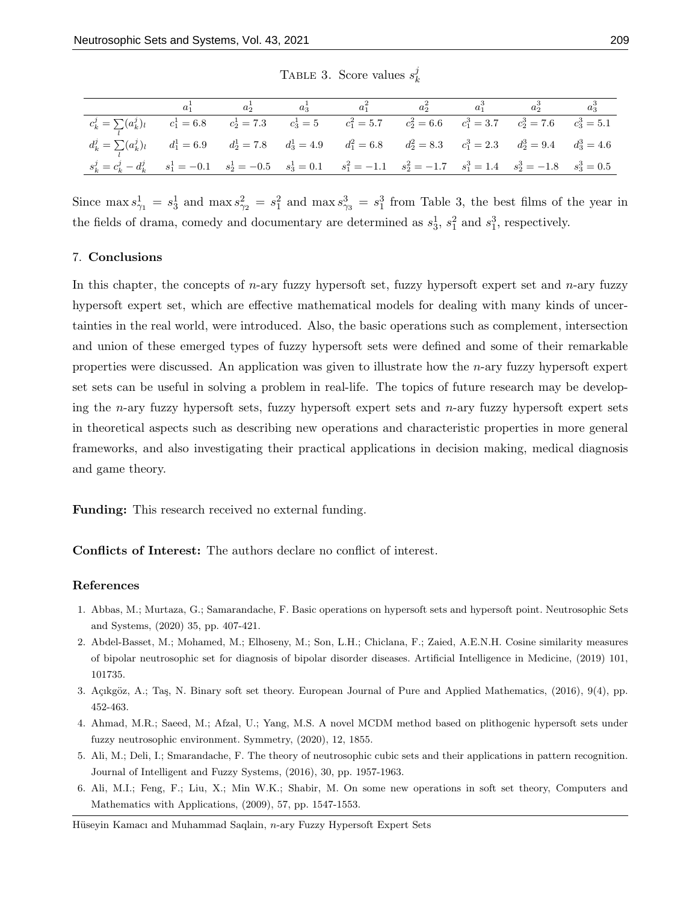TABLE 3. Score values $s_k^j$

| | $a_1^1$ | $a_2^1$ | $a_3^1$ | $a_1^2$ | $a_2^2$ | $a_1^3$ | $a_2^3$ | $a_3^3$ |
|---|---|---|---|---|---|---|---|---|
| $c_k^j = \sum_l (a_k^j)_l$ | $c_1^1 = 6.8$ | $c_2^1 = 7.3$ | $c_3^1 = 5$ | $c_1^2 = 5.7$ | $c_2^2 = 6.6$ | $c_1^3 = 3.7$ | $c_2^3 = 7.6$ | $c_3^3 = 5.1$ |
| $d_k^j = \sum_l (a_k^j)_l$ | $d_1^1 = 6.9$ | $d_2^1 = 7.8$ | $d_3^1 = 4.9$ | $d_1^2 = 6.8$ | $d_2^2 = 8.3$ | $c_1^3 = 2.3$ | $d_2^3 = 9.4$ | $d_3^3 = 4.6$ |
| $s_k^j = c_k^j - d_k^j$ | $s_1^1 = -0.1$ | $s_2^1 = -0.5$ | $s_3^1 = 0.1$ | $s_1^2 = -1.1$ | $s_2^2 = -1.7$ | $s_1^3 = 1.4$ | $s_2^3 = -1.8$ | $s_3^3 = 0.5$ |

Since $\max s_{\gamma_1}^1 = s_3^1$ and $\max s_{\gamma_2}^2 = s_1^2$ and $\max s_{\gamma_3}^3 = s_1^3$ from Table 3, the best films of the year in the fields of drama, comedy and documentary are determined as $s_3^1$, $s_1^2$ and $s_1^3$, respectively.

## 7. Conclusions

In this chapter, the concepts of $n$-ary fuzzy hypersoft set, fuzzy hypersoft expert set and $n$-ary fuzzy hypersoft expert set, which are effective mathematical models for dealing with many kinds of uncertainties in the real world, were introduced. Also, the basic operations such as complement, intersection and union of these emerged types of fuzzy hypersoft sets were defined and some of their remarkable properties were discussed. An application was given to illustrate how the $n$-ary fuzzy hypersoft expert set sets can be useful in solving a problem in real-life. The topics of future research may be developing the $n$-ary fuzzy hypersoft sets, fuzzy hypersoft expert sets and $n$-ary fuzzy hypersoft expert sets in theoretical aspects such as describing new operations and characteristic properties in more general frameworks, and also investigating their practical applications in decision making, medical diagnosis and game theory.

**Funding:** This research received no external funding.

**Conflicts of Interest:** The authors declare no conflict of interest.

## References

1. Abbas, M.; Murtaza, G.; Samarandache, F. Basic operations on hypersoft sets and hypersoft point. Neutrosophic Sets and Systems, (2020) 35, pp. 407-421.
2. Abdel-Basset, M.; Mohamed, M.; Elhoseny, M.; Son, L.H.; Chiclana, F.; Zaied, A.E.N.H. Cosine similarity measures of bipolar neutrosophic set for diagnosis of bipolar disorder diseases. Artificial Intelligence in Medicine, (2019) 101, 101735.
3. Açıkgöz, A.; Taş, N. Binary soft set theory. European Journal of Pure and Applied Mathematics, (2016), 9(4), pp. 452-463.
4. Ahmad, M.R.; Saeed, M.; Afzal, U.; Yang, M.S. A novel MCDM method based on plithogenic hypersoft sets under fuzzy neutrosophic environment. Symmetry, (2020), 12, 1855.
5. Ali, M.; Deli, I.; Smarandache, F. The theory of neutrosophic cubic sets and their applications in pattern recognition. Journal of Intelligent and Fuzzy Systems, (2016), 30, pp. 1957-1963.
6. Ali, M.I.; Feng, F.; Liu, X.; Min W.K.; Shabir, M. On some new operations in soft set theory, Computers and Mathematics with Applications, (2009), 57, pp. 1547-1553.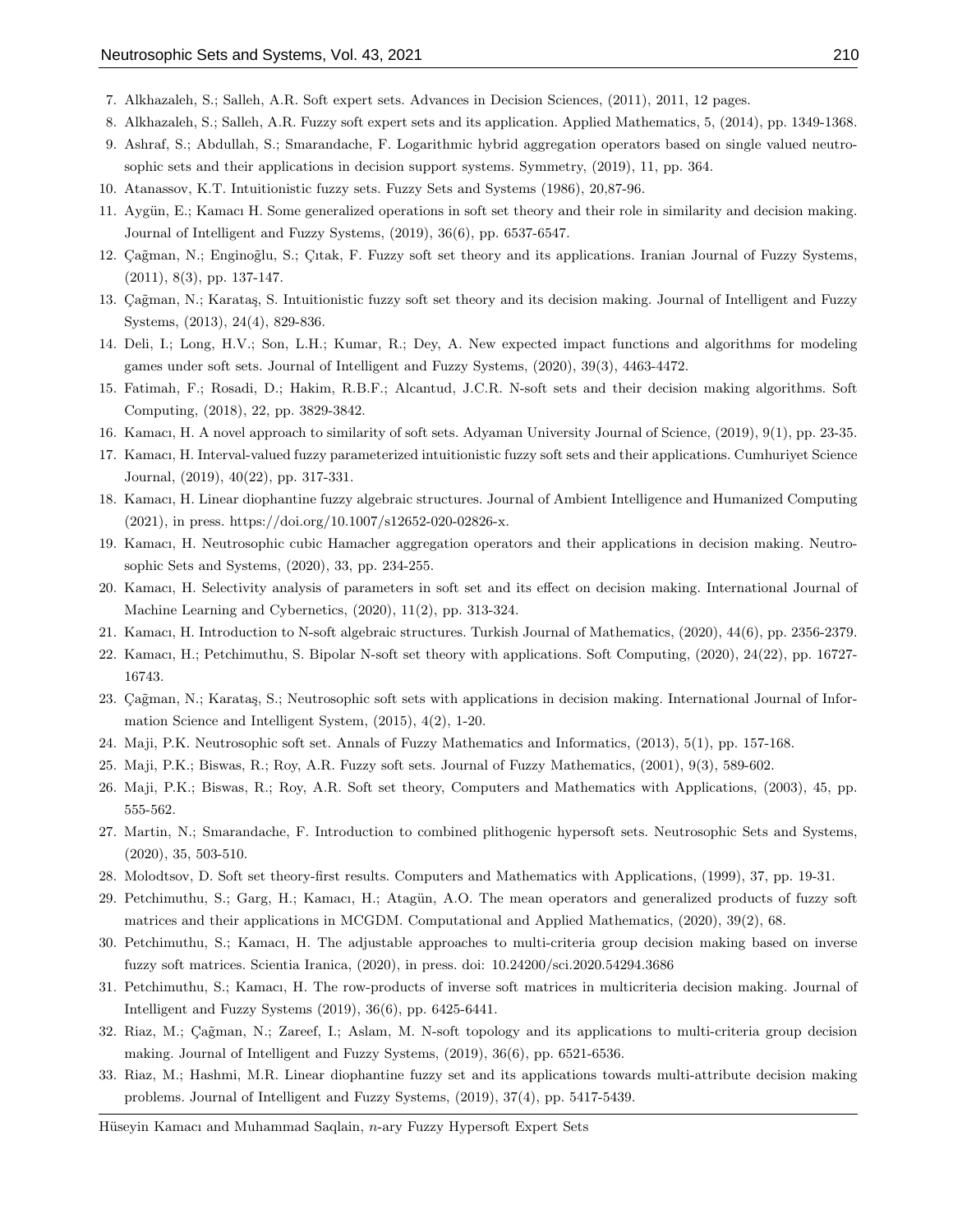7. Alkhazaleh, S.; Salleh, A.R. Soft expert sets. Advances in Decision Sciences, (2011), 2011, 12 pages.
8. Alkhazaleh, S.; Salleh, A.R. Fuzzy soft expert sets and its application. Applied Mathematics, 5, (2014), pp. 1349-1368.
9. Ashraf, S.; Abdullah, S.; Smarandache, F. Logarithmic hybrid aggregation operators based on single valued neutrosophic sets and their applications in decision support systems. Symmetry, (2019), 11, pp. 364.
10. Atanassov, K.T. Intuitionistic fuzzy sets. Fuzzy Sets and Systems (1986), 20,87-96.
11. Aygün, E.; Kamacı H. Some generalized operations in soft set theory and their role in similarity and decision making. Journal of Intelligent and Fuzzy Systems, (2019), 36(6), pp. 6537-6547.
12. Çağman, N.; Enginoğlu, S.; Çıtak, F. Fuzzy soft set theory and its applications. Iranian Journal of Fuzzy Systems, (2011), 8(3), pp. 137-147.
13. Çağman, N.; Karataş, S. Intuitionistic fuzzy soft set theory and its decision making. Journal of Intelligent and Fuzzy Systems, (2013), 24(4), 829-836.
14. Deli, I.; Long, H.V.; Son, L.H.; Kumar, R.; Dey, A. New expected impact functions and algorithms for modeling games under soft sets. Journal of Intelligent and Fuzzy Systems, (2020), 39(3), 4463-4472.
15. Fatimah, F.; Rosadi, D.; Hakim, R.B.F.; Alcantud, J.C.R. N-soft sets and their decision making algorithms. Soft Computing, (2018), 22, pp. 3829-3842.
16. Kamacı, H. A novel approach to similarity of soft sets. Adyaman University Journal of Science, (2019), 9(1), pp. 23-35.
17. Kamacı, H. Interval-valued fuzzy parameterized intuitionistic fuzzy soft sets and their applications. Cumhuriyet Science Journal, (2019), 40(22), pp. 317-331.
18. Kamacı, H. Linear diophantine fuzzy algebraic structures. Journal of Ambient Intelligence and Humanized Computing (2021), in press. https://doi.org/10.1007/s12652-020-02826-x.
19. Kamacı, H. Neutrosophic cubic Hamacher aggregation operators and their applications in decision making. Neutrosophic Sets and Systems, (2020), 33, pp. 234-255.
20. Kamacı, H. Selectivity analysis of parameters in soft set and its effect on decision making. International Journal of Machine Learning and Cybernetics, (2020), 11(2), pp. 313-324.
21. Kamacı, H. Introduction to N-soft algebraic structures. Turkish Journal of Mathematics, (2020), 44(6), pp. 2356-2379.
22. Kamacı, H.; Petchimuthu, S. Bipolar N-soft set theory with applications. Soft Computing, (2020), 24(22), pp. 16727-16743.
23. Çağman, N.; Karataş, S.; Neutrosophic soft sets with applications in decision making. International Journal of Information Science and Intelligent System, (2015), 4(2), 1-20.
24. Maji, P.K. Neutrosophic soft set. Annals of Fuzzy Mathematics and Informatics, (2013), 5(1), pp. 157-168.
25. Maji, P.K.; Biswas, R.; Roy, A.R. Fuzzy soft sets. Journal of Fuzzy Mathematics, (2001), 9(3), 589-602.
26. Maji, P.K.; Biswas, R.; Roy, A.R. Soft set theory, Computers and Mathematics with Applications, (2003), 45, pp. 555-562.
27. Martin, N.; Smarandache, F. Introduction to combined plithogenic hypersoft sets. Neutrosophic Sets and Systems, (2020), 35, 503-510.
28. Molodtsov, D. Soft set theory-first results. Computers and Mathematics with Applications, (1999), 37, pp. 19-31.
29. Petchimuthu, S.; Garg, H.; Kamacı, H.; Atagün, A.O. The mean operators and generalized products of fuzzy soft matrices and their applications in MCGDM. Computational and Applied Mathematics, (2020), 39(2), 68.
30. Petchimuthu, S.; Kamacı, H. The adjustable approaches to multi-criteria group decision making based on inverse fuzzy soft matrices. Scientia Iranica, (2020), in press. doi: 10.24200/sci.2020.54294.3686
31. Petchimuthu, S.; Kamacı, H. The row-products of inverse soft matrices in multicriteria decision making. Journal of Intelligent and Fuzzy Systems (2019), 36(6), pp. 6425-6441.
32. Riaz, M.; Çağman, N.; Zareef, I.; Aslam, M. N-soft topology and its applications to multi-criteria group decision making. Journal of Intelligent and Fuzzy Systems, (2019), 36(6), pp. 6521-6536.
33. Riaz, M.; Hashmi, M.R. Linear diophantine fuzzy set and its applications towards multi-attribute decision making problems. Journal of Intelligent and Fuzzy Systems, (2019), 37(4), pp. 5417-5439.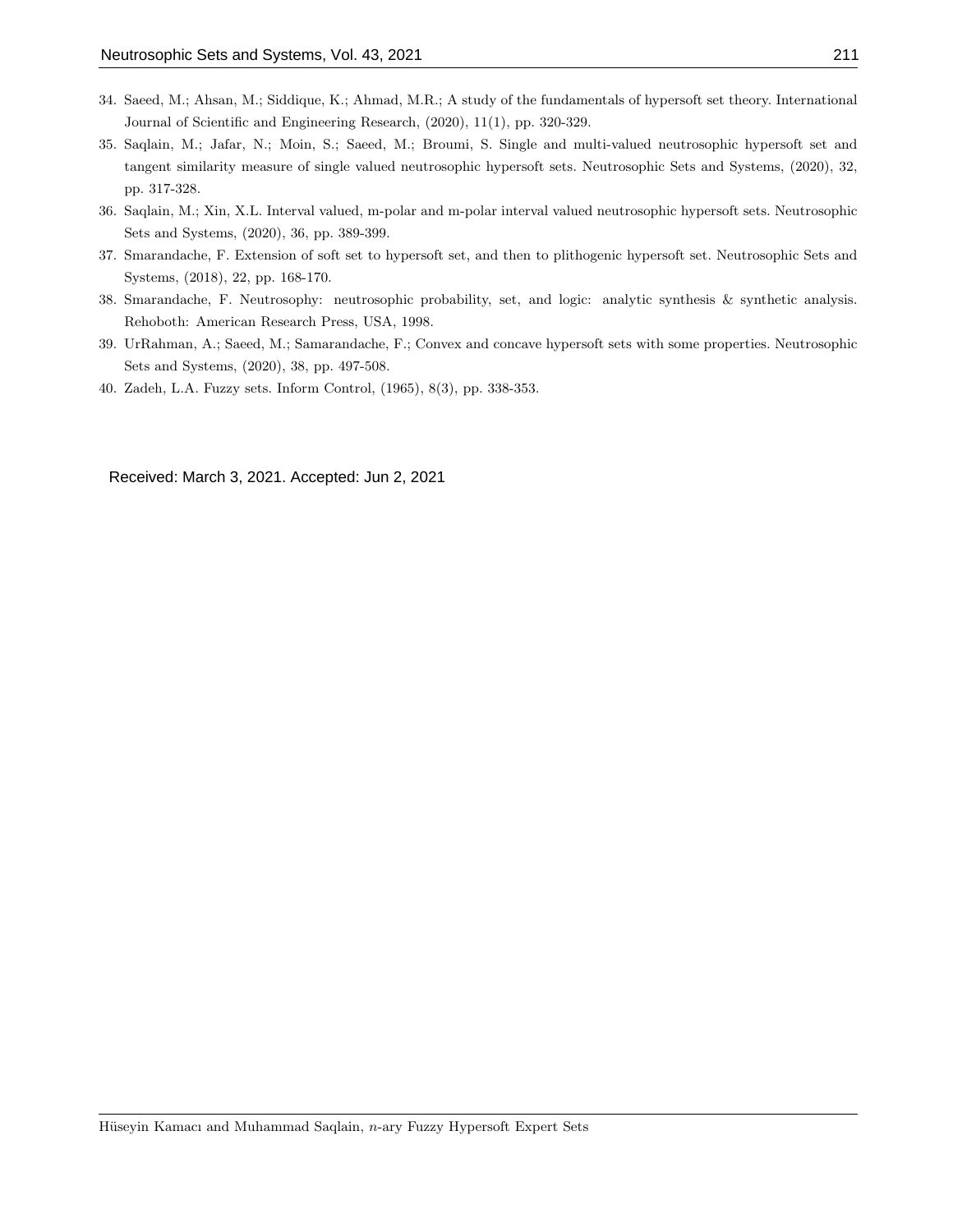34. Saeed, M.; Ahsan, M.; Siddique, K.; Ahmad, M.R.; A study of the fundamentals of hypersoft set theory. International Journal of Scientific and Engineering Research, (2020), 11(1), pp. 320-329.
35. Saqlain, M.; Jafar, N.; Moin, S.; Saeed, M.; Broumi, S. Single and multi-valued neutrosophic hypersoft set and tangent similarity measure of single valued neutrosophic hypersoft sets. Neutrosophic Sets and Systems, (2020), 32, pp. 317-328.
36. Saqlain, M.; Xin, X.L. Interval valued, m-polar and m-polar interval valued neutrosophic hypersoft sets. Neutrosophic Sets and Systems, (2020), 36, pp. 389-399.
37. Smarandache, F. Extension of soft set to hypersoft set, and then to plithogenic hypersoft set. Neutrosophic Sets and Systems, (2018), 22, pp. 168-170.
38. Smarandache, F. Neutrosophy: neutrosophic probability, set, and logic: analytic synthesis & synthetic analysis. Rehoboth: American Research Press, USA, 1998.
39. UrRahman, A.; Saeed, M.; Samarandache, F.; Convex and concave hypersoft sets with some properties. Neutrosophic Sets and Systems, (2020), 38, pp. 497-508.
40. Zadeh, L.A. Fuzzy sets. Inform Control, (1965), 8(3), pp. 338-353.

Received: March 3, 2021. Accepted: Jun 2, 2021